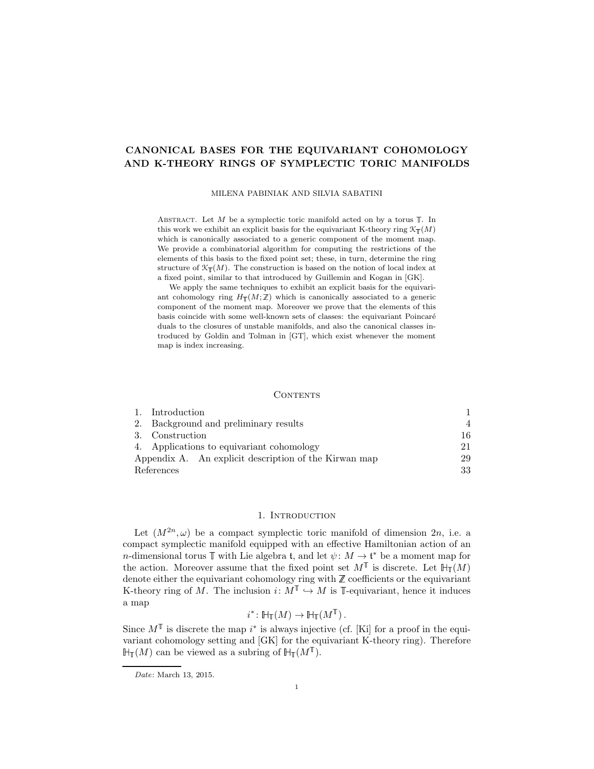# CANONICAL BASES FOR THE EQUIVARIANT COHOMOLOGY AND K-THEORY RINGS OF SYMPLECTIC TORIC MANIFOLDS

MILENA PABINIAK AND SILVIA SABATINI

Abstract. Let $M$ be a symplectic toric manifold acted on by a torus $\mathbb{T}$. In this work we exhibit an explicit basis for the equivariant K-theory ring $\mathcal{K}_{\mathbb{T}}(M)$ which is canonically associated to a generic component of the moment map. We provide a combinatorial algorithm for computing the restrictions of the elements of this basis to the fixed point set; these, in turn, determine the ring structure of $\mathcal{K}_{\mathbb{T}}(M)$. The construction is based on the notion of local index at a fixed point, similar to that introduced by Guillemin and Kogan in [GK].

We apply the same techniques to exhibit an explicit basis for the equivariant cohomology ring $H_{\mathbb{T}}(M;\mathbb{Z})$ which is canonically associated to a generic component of the moment map. Moreover we prove that the elements of this basis coincide with some well-known sets of classes: the equivariant Poincaré duals to the closures of unstable manifolds, and also the canonical classes introduced by Goldin and Tolman in [GT], which exist whenever the moment map is index increasing.

## Contents

| | |
|---|---|
| 1. Introduction | 1 |
| 2. Background and preliminary results | 4 |
| 3. Construction | 16 |
| 4. Applications to equivariant cohomology | 21 |
| Appendix A. An explicit description of the Kirwan map | 29 |
| References | 33 |

## 1. Introduction

Let $(M^{2n},\omega)$ be a compact symplectic toric manifold of dimension $2n$, i.e. a compact symplectic manifold equipped with an effective Hamiltonian action of an $n$-dimensional torus $\mathbb{T}$ with Lie algebra $\mathfrak{t}$, and let $\psi\colon M\to\mathfrak{t}^*$ be a moment map for the action. Moreover assume that the fixed point set $M^{\mathbb{T}}$ is discrete. Let $\mathbb{H}_{\mathbb{T}}(M)$ denote either the equivariant cohomology ring with $\mathbb{Z}$ coefficients or the equivariant K-theory ring of $M$. The inclusion $i\colon M^{\mathbb{T}}\hookrightarrow M$ is $\mathbb{T}$-equivariant, hence it induces a map

$$i^*\colon \mathbb{H}_{\mathbb{T}}(M)\to \mathbb{H}_{\mathbb{T}}(M^{\mathbb{T}})\,.$$

Since $M^{\mathbb{T}}$ is discrete the map $i^*$ is always injective (cf. [Ki] for a proof in the equivariant cohomology setting and [GK] for the equivariant K-theory ring). Therefore $\mathbb{H}_{\mathbb{T}}(M)$ can be viewed as a subring of $\mathbb{H}_{\mathbb{T}}(M^{\mathbb{T}})$.

---

*Date*: March 13, 2015.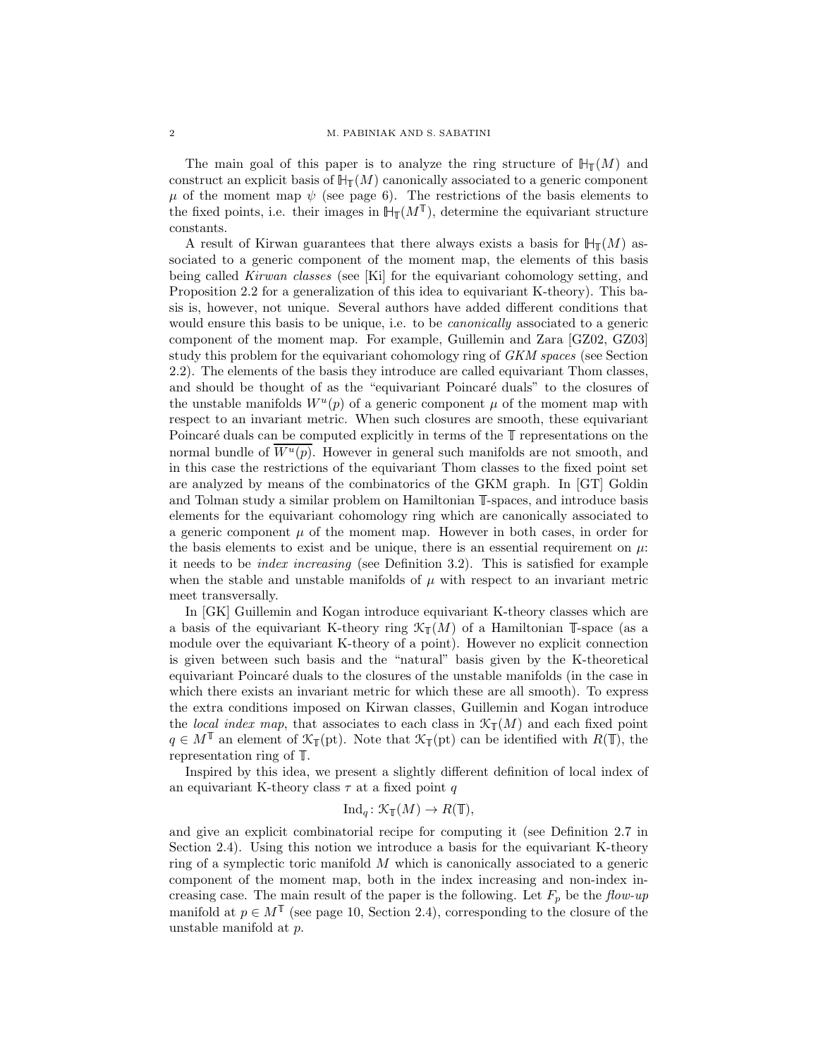The main goal of this paper is to analyze the ring structure of $\mathbb{H}_{\mathbb{T}}(M)$ and construct an explicit basis of $\mathbb{H}_{\mathbb{T}}(M)$ canonically associated to a generic component $\mu$ of the moment map $\psi$ (see page 6). The restrictions of the basis elements to the fixed points, i.e. their images in $\mathbb{H}_{\mathbb{T}}(M^{\mathbb{T}})$, determine the equivariant structure constants.

A result of Kirwan guarantees that there always exists a basis for $\mathbb{H}_{\mathbb{T}}(M)$ associated to a generic component of the moment map, the elements of this basis being called *Kirwan classes* (see [Ki] for the equivariant cohomology setting, and Proposition 2.2 for a generalization of this idea to equivariant K-theory). This basis is, however, not unique. Several authors have added different conditions that would ensure this basis to be unique, i.e. to be *canonically* associated to a generic component of the moment map. For example, Guillemin and Zara [GZ02, GZ03] study this problem for the equivariant cohomology ring of *GKM spaces* (see Section 2.2). The elements of the basis they introduce are called equivariant Thom classes, and should be thought of as the "equivariant Poincaré duals" to the closures of the unstable manifolds $W^u(p)$ of a generic component $\mu$ of the moment map with respect to an invariant metric. When such closures are smooth, these equivariant Poincaré duals can be computed explicitly in terms of the $\mathbb{T}$ representations on the normal bundle of $\overline{W^u(p)}$. However in general such manifolds are not smooth, and in this case the restrictions of the equivariant Thom classes to the fixed point set are analyzed by means of the combinatorics of the GKM graph. In [GT] Goldin and Tolman study a similar problem on Hamiltonian $\mathbb{T}$-spaces, and introduce basis elements for the equivariant cohomology ring which are canonically associated to a generic component $\mu$ of the moment map. However in both cases, in order for the basis elements to exist and be unique, there is an essential requirement on $\mu$: it needs to be *index increasing* (see Definition 3.2). This is satisfied for example when the stable and unstable manifolds of $\mu$ with respect to an invariant metric meet transversally.

In [GK] Guillemin and Kogan introduce equivariant K-theory classes which are a basis of the equivariant K-theory ring $\mathcal{K}_{\mathbb{T}}(M)$ of a Hamiltonian $\mathbb{T}$-space (as a module over the equivariant K-theory of a point). However no explicit connection is given between such basis and the "natural" basis given by the K-theoretical equivariant Poincaré duals to the closures of the unstable manifolds (in the case in which there exists an invariant metric for which these are all smooth). To express the extra conditions imposed on Kirwan classes, Guillemin and Kogan introduce the *local index map*, that associates to each class in $\mathcal{K}_{\mathbb{T}}(M)$ and each fixed point $q \in M^{\mathbb{T}}$ an element of $\mathcal{K}_{\mathbb{T}}(\text{pt})$. Note that $\mathcal{K}_{\mathbb{T}}(\text{pt})$ can be identified with $R(\mathbb{T})$, the representation ring of $\mathbb{T}$.

Inspired by this idea, we present a slightly different definition of local index of an equivariant K-theory class $\tau$ at a fixed point $q$

$$\text{Ind}_q \colon \mathcal{K}_{\mathbb{T}}(M) \to R(\mathbb{T}),$$

and give an explicit combinatorial recipe for computing it (see Definition 2.7 in Section 2.4). Using this notion we introduce a basis for the equivariant K-theory ring of a symplectic toric manifold $M$ which is canonically associated to a generic component of the moment map, both in the index increasing and non-index increasing case. The main result of the paper is the following. Let $F_p$ be the *flow-up* manifold at $p \in M^{\mathbb{T}}$ (see page 10, Section 2.4), corresponding to the closure of the unstable manifold at $p$.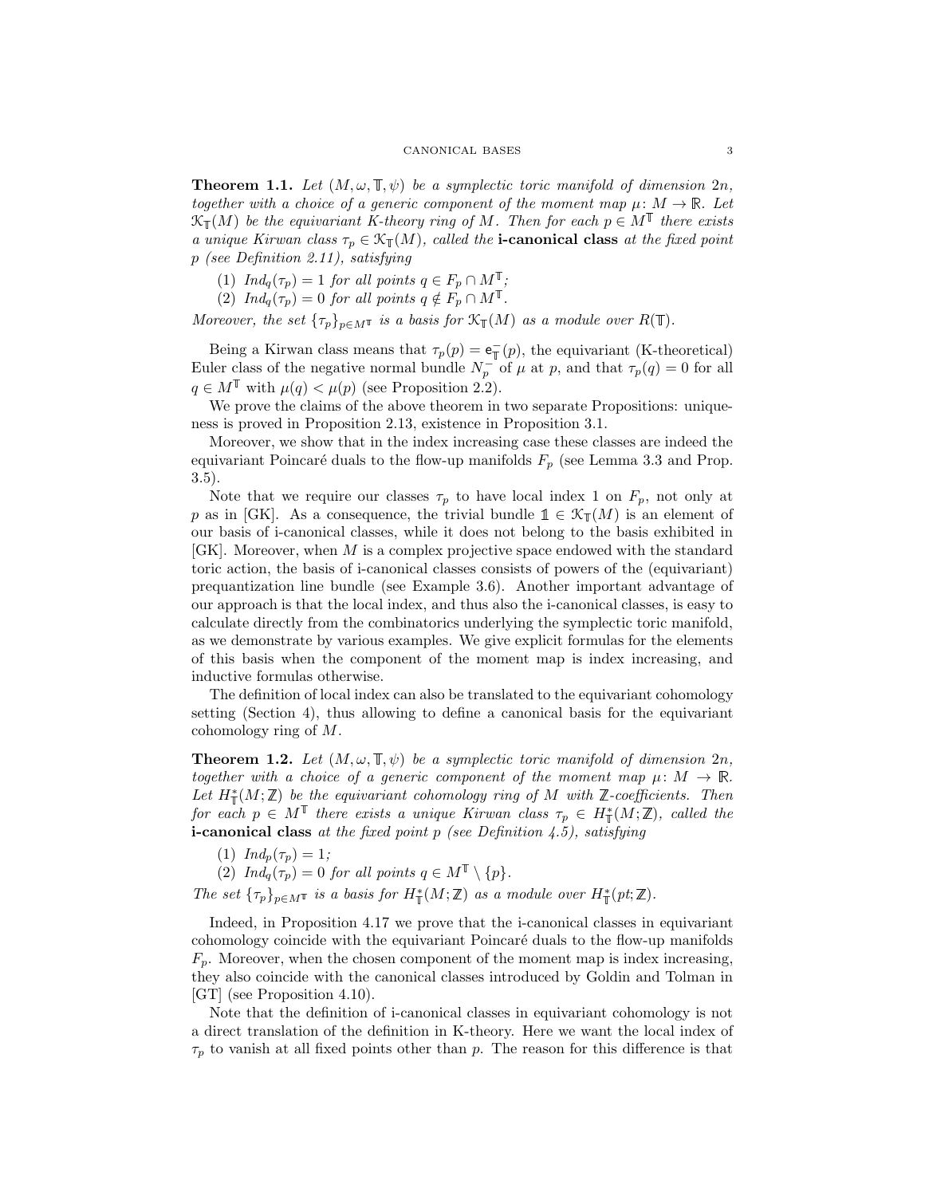**Theorem 1.1.** *Let $(M,\omega,\mathbb{T},\psi)$ be a symplectic toric manifold of dimension $2n$, together with a choice of a generic component of the moment map $\mu\colon M\to\mathbb{R}$. Let $\mathcal{K}_{\mathbb{T}}(M)$ be the equivariant K-theory ring of $M$. Then for each $p\in M^{\mathbb{T}}$ there exists a unique Kirwan class $\tau_p\in\mathcal{K}_{\mathbb{T}}(M)$, called the* **i-canonical class** *at the fixed point $p$ (see Definition 2.11), satisfying*

1. *$Ind_q(\tau_p)=1$ for all points $q\in F_p\cap M^{\mathbb{T}}$;*
2. *$Ind_q(\tau_p)=0$ for all points $q\notin F_p\cap M^{\mathbb{T}}$.*

*Moreover, the set $\{\tau_p\}_{p\in M^{\mathbb{T}}}$ is a basis for $\mathcal{K}_{\mathbb{T}}(M)$ as a module over $R(\mathbb{T})$.*

Being a Kirwan class means that $\tau_p(p)=\mathsf{e}^-_{\mathbb{T}}(p)$, the equivariant (K-theoretical) Euler class of the negative normal bundle $N_p^-$ of $\mu$ at $p$, and that $\tau_p(q)=0$ for all $q\in M^{\mathbb{T}}$ with $\mu(q)<\mu(p)$ (see Proposition 2.2).

We prove the claims of the above theorem in two separate Propositions: uniqueness is proved in Proposition 2.13, existence in Proposition 3.1.

Moreover, we show that in the index increasing case these classes are indeed the equivariant Poincaré duals to the flow-up manifolds $F_p$ (see Lemma 3.3 and Prop. 3.5).

Note that we require our classes $\tau_p$ to have local index 1 on $F_p$, not only at $p$ as in [GK]. As a consequence, the trivial bundle $\mathbb{1}\in\mathcal{K}_{\mathbb{T}}(M)$ is an element of our basis of i-canonical classes, while it does not belong to the basis exhibited in [GK]. Moreover, when $M$ is a complex projective space endowed with the standard toric action, the basis of i-canonical classes consists of powers of the (equivariant) prequantization line bundle (see Example 3.6). Another important advantage of our approach is that the local index, and thus also the i-canonical classes, is easy to calculate directly from the combinatorics underlying the symplectic toric manifold, as we demonstrate by various examples. We give explicit formulas for the elements of this basis when the component of the moment map is index increasing, and inductive formulas otherwise.

The definition of local index can also be translated to the equivariant cohomology setting (Section 4), thus allowing to define a canonical basis for the equivariant cohomology ring of $M$.

**Theorem 1.2.** *Let $(M,\omega,\mathbb{T},\psi)$ be a symplectic toric manifold of dimension $2n$, together with a choice of a generic component of the moment map $\mu\colon M\to\mathbb{R}$. Let $H^*_{\mathbb{T}}(M;\mathbb{Z})$ be the equivariant cohomology ring of $M$ with $\mathbb{Z}$-coefficients. Then for each $p\in M^{\mathbb{T}}$ there exists a unique Kirwan class $\tau_p\in H^*_{\mathbb{T}}(M;\mathbb{Z})$, called the* **i-canonical class** *at the fixed point $p$ (see Definition 4.5), satisfying*

1. *$Ind_p(\tau_p)=1$;*
2. *$Ind_q(\tau_p)=0$ for all points $q\in M^{\mathbb{T}}\setminus\{p\}$.*

*The set $\{\tau_p\}_{p\in M^{\mathbb{T}}}$ is a basis for $H^*_{\mathbb{T}}(M;\mathbb{Z})$ as a module over $H^*_{\mathbb{T}}(pt;\mathbb{Z})$.*

Indeed, in Proposition 4.17 we prove that the i-canonical classes in equivariant cohomology coincide with the equivariant Poincaré duals to the flow-up manifolds $F_p$. Moreover, when the chosen component of the moment map is index increasing, they also coincide with the canonical classes introduced by Goldin and Tolman in [GT] (see Proposition 4.10).

Note that the definition of i-canonical classes in equivariant cohomology is not a direct translation of the definition in K-theory. Here we want the local index of $\tau_p$ to vanish at all fixed points other than $p$. The reason for this difference is that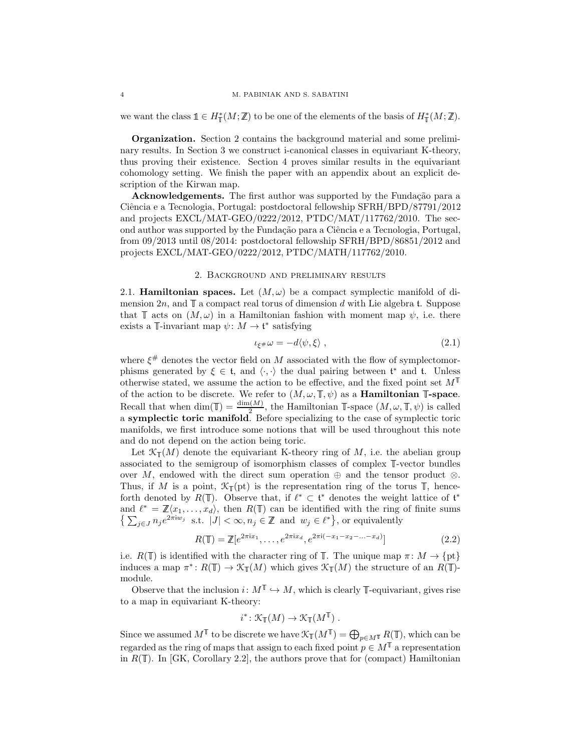we want the class $\mathbb{1} \in H^*_{\mathbb{T}}(M;\mathbb{Z})$ to be one of the elements of the basis of $H^*_{\mathbb{T}}(M;\mathbb{Z})$.

**Organization.** Section 2 contains the background material and some preliminary results. In Section 3 we construct i-canonical classes in equivariant K-theory, thus proving their existence. Section 4 proves similar results in the equivariant cohomology setting. We finish the paper with an appendix about an explicit description of the Kirwan map.

**Acknowledgements.** The first author was supported by the Fundação para a Ciência e a Tecnologia, Portugal: postdoctoral fellowship SFRH/BPD/87791/2012 and projects EXCL/MAT-GEO/0222/2012, PTDC/MAT/117762/2010. The second author was supported by the Fundação para a Ciência e a Tecnologia, Portugal, from 09/2013 until 08/2014: postdoctoral fellowship SFRH/BPD/86851/2012 and projects EXCL/MAT-GEO/0222/2012, PTDC/MATH/117762/2010.

## 2. Background and preliminary results

2.1. **Hamiltonian spaces.** Let $(M,\omega)$ be a compact symplectic manifold of dimension $2n$, and $\mathbb{T}$ a compact real torus of dimension $d$ with Lie algebra $\mathfrak{t}$. Suppose that $\mathbb{T}$ acts on $(M,\omega)$ in a Hamiltonian fashion with moment map $\psi$, i.e. there exists a $\mathbb{T}$-invariant map $\psi\colon M \to \mathfrak{t}^*$ satisfying

$$\iota_{\xi^\#}\omega = -d\langle \psi, \xi\rangle \ , \tag{2.1}$$

where $\xi^\#$ denotes the vector field on $M$ associated with the flow of symplectomorphisms generated by $\xi \in \mathfrak{t}$, and $\langle\cdot,\cdot\rangle$ the dual pairing between $\mathfrak{t}^*$ and $\mathfrak{t}$. Unless otherwise stated, we assume the action to be effective, and the fixed point set $M^{\mathbb{T}}$ of the action to be discrete. We refer to $(M,\omega,\mathbb{T},\psi)$ as a **Hamiltonian $\mathbb{T}$-space**. Recall that when $\dim(\mathbb{T}) = \frac{\dim(M)}{2}$, the Hamiltonian $\mathbb{T}$-space $(M,\omega,\mathbb{T},\psi)$ is called a **symplectic toric manifold**. Before specializing to the case of symplectic toric manifolds, we first introduce some notions that will be used throughout this note and do not depend on the action being toric.

Let $\mathcal{K}_{\mathbb{T}}(M)$ denote the equivariant K-theory ring of $M$, i.e. the abelian group associated to the semigroup of isomorphism classes of complex $\mathbb{T}$-vector bundles over $M$, endowed with the direct sum operation $\oplus$ and the tensor product $\otimes$. Thus, if $M$ is a point, $\mathcal{K}_{\mathbb{T}}(\text{pt})$ is the representation ring of the torus $\mathbb{T}$, henceforth denoted by $R(\mathbb{T})$. Observe that, if $\ell^* \subset \mathfrak{t}^*$ denotes the weight lattice of $\mathfrak{t}^*$ and $\ell^* = \mathbb{Z}\langle x_1,\ldots,x_d\rangle$, then $R(\mathbb{T})$ can be identified with the ring of finite sums $\left\{ \sum_{j\in J} n_j e^{2\pi \mathrm{i} w_j} \text{ s.t. } |J| < \infty, n_j \in \mathbb{Z} \text{ and } w_j \in \ell^* \right\}$, or equivalently

$$R(\mathbb{T}) = \mathbb{Z}[e^{2\pi \mathrm{i} x_1},\ldots,e^{2\pi \mathrm{i} x_d}, e^{2\pi \mathrm{i}(-x_1-x_2-\ldots-x_d)}] \tag{2.2}$$

i.e. $R(\mathbb{T})$ is identified with the character ring of $\mathbb{T}$. The unique map $\pi\colon M \to \{\text{pt}\}$ induces a map $\pi^*\colon R(\mathbb{T}) \to \mathcal{K}_{\mathbb{T}}(M)$ which gives $\mathcal{K}_{\mathbb{T}}(M)$ the structure of an $R(\mathbb{T})$-module.

Observe that the inclusion $i\colon M^{\mathbb{T}} \hookrightarrow M$, which is clearly $\mathbb{T}$-equivariant, gives rise to a map in equivariant K-theory:

$$i^*\colon \mathcal{K}_{\mathbb{T}}(M) \to \mathcal{K}_{\mathbb{T}}(M^{\mathbb{T}}) \ .$$

Since we assumed $M^{\mathbb{T}}$ to be discrete we have $\mathcal{K}_{\mathbb{T}}(M^{\mathbb{T}}) = \bigoplus_{p\in M^{\mathbb{T}}} R(\mathbb{T})$, which can be regarded as the ring of maps that assign to each fixed point $p \in M^{\mathbb{T}}$ a representation in $R(\mathbb{T})$. In [GK, Corollary 2.2], the authors prove that for (compact) Hamiltonian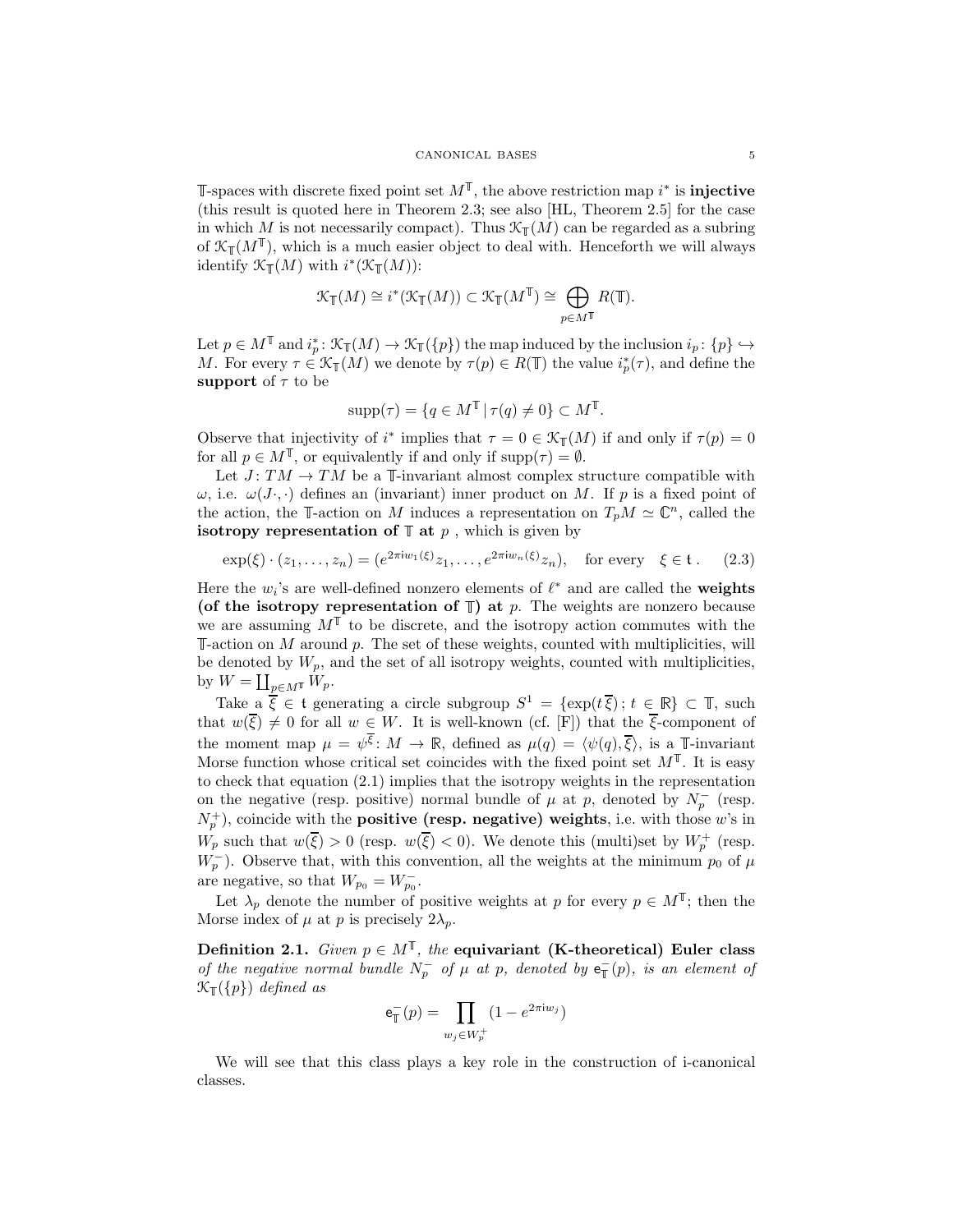$\mathbb{T}$-spaces with discrete fixed point set $M^{\mathbb{T}}$, the above restriction map $i^*$ is **injective** (this result is quoted here in Theorem 2.3; see also [HL, Theorem 2.5] for the case in which $M$ is not necessarily compact). Thus $\mathcal{K}_{\mathbb{T}}(M)$ can be regarded as a subring of $\mathcal{K}_{\mathbb{T}}(M^{\mathbb{T}})$, which is a much easier object to deal with. Henceforth we will always identify $\mathcal{K}_{\mathbb{T}}(M)$ with $i^*(\mathcal{K}_{\mathbb{T}}(M))$:

$$\mathcal{K}_{\mathbb{T}}(M) \cong i^*(\mathcal{K}_{\mathbb{T}}(M)) \subset \mathcal{K}_{\mathbb{T}}(M^{\mathbb{T}}) \cong \bigoplus_{p\in M^{\mathbb{T}}} R(\mathbb{T}).$$

Let $p \in M^{\mathbb{T}}$ and $i_p^*\colon \mathcal{K}_{\mathbb{T}}(M) \to \mathcal{K}_{\mathbb{T}}(\{p\})$ the map induced by the inclusion $i_p\colon \{p\} \hookrightarrow M$. For every $\tau \in \mathcal{K}_{\mathbb{T}}(M)$ we denote by $\tau(p) \in R(\mathbb{T})$ the value $i_p^*(\tau)$, and define the **support** of $\tau$ to be

$$\operatorname{supp}(\tau) = \{q \in M^{\mathbb{T}} \mid \tau(q) \neq 0\} \subset M^{\mathbb{T}}.$$

Observe that injectivity of $i^*$ implies that $\tau = 0 \in \mathcal{K}_{\mathbb{T}}(M)$ if and only if $\tau(p) = 0$ for all $p \in M^{\mathbb{T}}$, or equivalently if and only if $\operatorname{supp}(\tau) = \emptyset$.

Let $J\colon TM \to TM$ be a $\mathbb{T}$-invariant almost complex structure compatible with $\omega$, i.e. $\omega(J\cdot,\cdot)$ defines an (invariant) inner product on $M$. If $p$ is a fixed point of the action, the $\mathbb{T}$-action on $M$ induces a representation on $T_pM \simeq \mathbb{C}^n$, called the **isotropy representation of $\mathbb{T}$ at** $p$ , which is given by

$$\exp(\xi)\cdot(z_1,\ldots,z_n) = (e^{2\pi \mathrm{i} w_1(\xi)}z_1,\ldots,e^{2\pi \mathrm{i} w_n(\xi)}z_n), \quad \text{for every} \quad \xi \in \mathfrak{t}\,. \tag{2.3}$$

Here the $w_i$'s are well-defined nonzero elements of $\ell^*$ and are called the **weights (of the isotropy representation of $\mathbb{T}$) at** $p$. The weights are nonzero because we are assuming $M^{\mathbb{T}}$ to be discrete, and the isotropy action commutes with the $\mathbb{T}$-action on $M$ around $p$. The set of these weights, counted with multiplicities, will be denoted by $W_p$, and the set of all isotropy weights, counted with multiplicities, by $W = \coprod_{p\in M^{\mathbb{T}}} W_p$.

Take a $\overline{\xi} \in \mathfrak{t}$ generating a circle subgroup $S^1 = \{\exp(t\,\overline{\xi})\,;\, t \in \mathbb{R}\} \subset \mathbb{T}$, such that $w(\overline{\xi}) \neq 0$ for all $w \in W$. It is well-known (cf. [F]) that the $\overline{\xi}$-component of the moment map $\mu = \psi^{\overline{\xi}}\colon M \to \mathbb{R}$, defined as $\mu(q) = \langle \psi(q), \overline{\xi}\rangle$, is a $\mathbb{T}$-invariant Morse function whose critical set coincides with the fixed point set $M^{\mathbb{T}}$. It is easy to check that equation (2.1) implies that the isotropy weights in the representation on the negative (resp. positive) normal bundle of $\mu$ at $p$, denoted by $N_p^-$ (resp. $N_p^+$), coincide with the **positive (resp. negative) weights**, i.e. with those $w$'s in $W_p$ such that $w(\overline{\xi}) > 0$ (resp. $w(\overline{\xi}) < 0$). We denote this (multi)set by $W_p^+$ (resp. $W_p^-$). Observe that, with this convention, all the weights at the minimum $p_0$ of $\mu$ are negative, so that $W_{p_0} = W_{p_0}^-$.

Let $\lambda_p$ denote the number of positive weights at $p$ for every $p \in M^{\mathbb{T}}$; then the Morse index of $\mu$ at $p$ is precisely $2\lambda_p$.

**Definition 2.1.** *Given $p \in M^{\mathbb{T}}$, the* **equivariant (K-theoretical) Euler class** *of the negative normal bundle $N_p^-$ of $\mu$ at $p$, denoted by $\mathsf{e}_{\mathbb{T}}^-(p)$, is an element of $\mathcal{K}_{\mathbb{T}}(\{p\})$ defined as*

$$\mathsf{e}_{\mathbb{T}}^-(p) = \prod_{w_j \in W_p^+} (1 - e^{2\pi \mathrm{i} w_j})$$

We will see that this class plays a key role in the construction of i-canonical classes.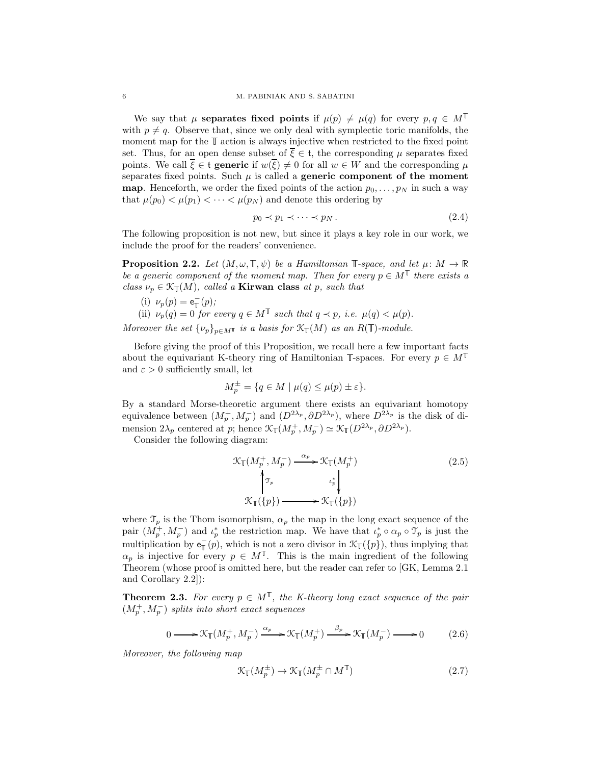We say that $\mu$ **separates fixed points** if $\mu(p) \neq \mu(q)$ for every $p, q \in M^{\mathbb{T}}$ with $p \neq q$. Observe that, since we only deal with symplectic toric manifolds, the moment map for the $\mathbb{T}$ action is always injective when restricted to the fixed point set. Thus, for an open dense subset of $\overline{\xi} \in \mathfrak{t}$, the corresponding $\mu$ separates fixed points. We call $\overline{\xi} \in \mathfrak{t}$ **generic** if $w(\overline{\xi}) \neq 0$ for all $w \in W$ and the corresponding $\mu$ separates fixed points. Such $\mu$ is called a **generic component of the moment map**. Henceforth, we order the fixed points of the action $p_0, \ldots, p_N$ in such a way that $\mu(p_0) < \mu(p_1) < \cdots < \mu(p_N)$ and denote this ordering by

$$p_0 \prec p_1 \prec \cdots \prec p_N \,. \tag{2.4}$$

The following proposition is not new, but since it plays a key role in our work, we include the proof for the readers' convenience.

**Proposition 2.2.** *Let $(M, \omega, \mathbb{T}, \psi)$ be a Hamiltonian $\mathbb{T}$-space, and let $\mu \colon M \to \mathbb{R}$ be a generic component of the moment map. Then for every $p \in M^{\mathbb{T}}$ there exists a class $\nu_p \in \mathcal{K}_{\mathbb{T}}(M)$, called a* **Kirwan class** *at $p$, such that*

*(i) $\nu_p(p) = \mathsf{e}^-_{\mathbb{T}}(p)$;*

*(ii) $\nu_p(q) = 0$ for every $q \in M^{\mathbb{T}}$ such that $q \prec p$, i.e. $\mu(q) < \mu(p)$.*

*Moreover the set $\{\nu_p\}_{p \in M^{\mathbb{T}}}$ is a basis for $\mathcal{K}_{\mathbb{T}}(M)$ as an $R(\mathbb{T})$-module.*

Before giving the proof of this Proposition, we recall here a few important facts about the equivariant K-theory ring of Hamiltonian $\mathbb{T}$-spaces. For every $p \in M^{\mathbb{T}}$ and $\varepsilon > 0$ sufficiently small, let

$$M_p^{\pm} = \{q \in M \mid \mu(q) \leq \mu(p) \pm \varepsilon\}.$$

By a standard Morse-theoretic argument there exists an equivariant homotopy equivalence between $(M_p^+, M_p^-)$ and $(D^{2\lambda_p}, \partial D^{2\lambda_p})$, where $D^{2\lambda_p}$ is the disk of dimension $2\lambda_p$ centered at $p$; hence $\mathcal{K}_{\mathbb{T}}(M_p^+, M_p^-) \simeq \mathcal{K}_{\mathbb{T}}(D^{2\lambda_p}, \partial D^{2\lambda_p})$.

Consider the following diagram:

$$\begin{array}{ccc} \mathcal{K}_{\mathbb{T}}(M_p^+, M_p^-) & \xrightarrow{\alpha_p} & \mathcal{K}_{\mathbb{T}}(M_p^+) \\ \uparrow {\scriptstyle \mathcal{T}_p} & & \downarrow {\scriptstyle \iota_p^*} \\ \mathcal{K}_{\mathbb{T}}(\{p\}) & \longrightarrow & \mathcal{K}_{\mathbb{T}}(\{p\}) \end{array} \tag{2.5}$$

where $\mathcal{T}_p$ is the Thom isomorphism, $\alpha_p$ the map in the long exact sequence of the pair $(M_p^+, M_p^-)$ and $\iota_p^*$ the restriction map. We have that $\iota_p^* \circ \alpha_p \circ \mathcal{T}_p$ is just the multiplication by $\mathsf{e}^-_{\mathbb{T}}(p)$, which is not a zero divisor in $\mathcal{K}_{\mathbb{T}}(\{p\})$, thus implying that $\alpha_p$ is injective for every $p \in M^{\mathbb{T}}$. This is the main ingredient of the following Theorem (whose proof is omitted here, but the reader can refer to [GK, Lemma 2.1 and Corollary 2.2]):

**Theorem 2.3.** *For every $p \in M^{\mathbb{T}}$, the K-theory long exact sequence of the pair $(M_p^+, M_p^-)$ splits into short exact sequences*

$$0 \longrightarrow \mathcal{K}_{\mathbb{T}}(M_p^+, M_p^-) \xrightarrow{\alpha_p} \mathcal{K}_{\mathbb{T}}(M_p^+) \xrightarrow{\beta_p} \mathcal{K}_{\mathbb{T}}(M_p^-) \longrightarrow 0 \tag{2.6}$$

*Moreover, the following map*

$$\mathcal{K}_{\mathbb{T}}(M_p^{\pm}) \to \mathcal{K}_{\mathbb{T}}(M_p^{\pm} \cap M^{\mathbb{T}}) \tag{2.7}$$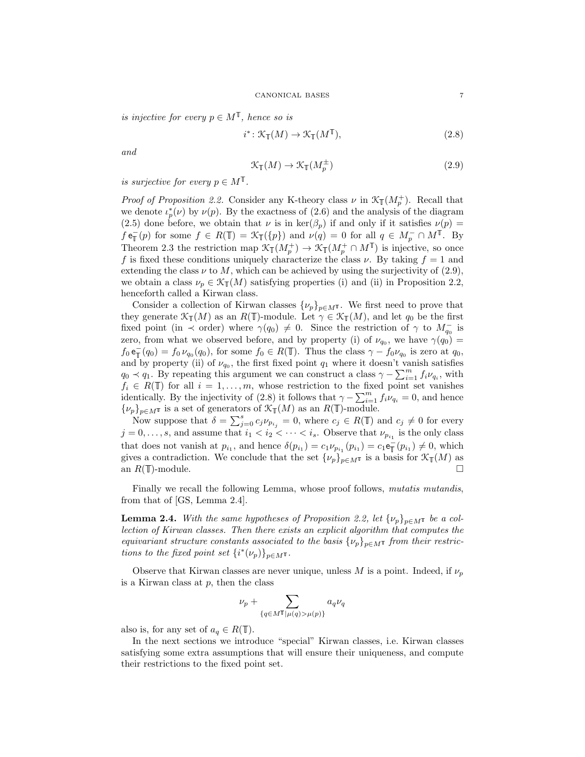*is injective for every $p \in M^{\mathbb{T}}$, hence so is*

$$i^* \colon \mathcal{K}_{\mathbb{T}}(M) \to \mathcal{K}_{\mathbb{T}}(M^{\mathbb{T}}), \tag{2.8}$$

*and*

$$\mathcal{K}_{\mathbb{T}}(M) \to \mathcal{K}_{\mathbb{T}}(M_p^{\pm}) \tag{2.9}$$

*is surjective for every $p \in M^{\mathbb{T}}$.*

*Proof of Proposition 2.2.* Consider any K-theory class $\nu$ in $\mathcal{K}_{\mathbb{T}}(M_p^+)$. Recall that we denote $\iota_p^*(\nu)$ by $\nu(p)$. By the exactness of (2.6) and the analysis of the diagram (2.5) done before, we obtain that $\nu$ is in $\ker(\beta_p)$ if and only if it satisfies $\nu(p) = f\,\mathsf{e}_{\mathbb{T}}^-(p)$ for some $f \in R(\mathbb{T}) = \mathcal{K}_{\mathbb{T}}(\{p\})$ and $\nu(q) = 0$ for all $q \in M_p^- \cap M^{\mathbb{T}}$. By Theorem 2.3 the restriction map $\mathcal{K}_{\mathbb{T}}(M_p^+) \to \mathcal{K}_{\mathbb{T}}(M_p^+ \cap M^{\mathbb{T}})$ is injective, so once $f$ is fixed these conditions uniquely characterize the class $\nu$. By taking $f = 1$ and extending the class $\nu$ to $M$, which can be achieved by using the surjectivity of (2.9), we obtain a class $\nu_p \in \mathcal{K}_{\mathbb{T}}(M)$ satisfying properties (i) and (ii) in Proposition 2.2, henceforth called a Kirwan class.

Consider a collection of Kirwan classes $\{\nu_p\}_{p \in M^{\mathbb{T}}}$. We first need to prove that they generate $\mathcal{K}_{\mathbb{T}}(M)$ as an $R(\mathbb{T})$-module. Let $\gamma \in \mathcal{K}_{\mathbb{T}}(M)$, and let $q_0$ be the first fixed point (in $\prec$ order) where $\gamma(q_0) \neq 0$. Since the restriction of $\gamma$ to $M_{q_0}^-$ is zero, from what we observed before, and by property (i) of $\nu_{q_0}$, we have $\gamma(q_0) = f_0\,\mathsf{e}_{\mathbb{T}}^-(q_0) = f_0\,\nu_{q_0}(q_0)$, for some $f_0 \in R(\mathbb{T})$. Thus the class $\gamma - f_0\nu_{q_0}$ is zero at $q_0$, and by property (ii) of $\nu_{q_0}$, the first fixed point $q_1$ where it doesn't vanish satisfies $q_0 \prec q_1$. By repeating this argument we can construct a class $\gamma - \sum_{i=1}^m f_i \nu_{q_i}$, with $f_i \in R(\mathbb{T})$ for all $i = 1, \ldots, m$, whose restriction to the fixed point set vanishes identically. By the injectivity of (2.8) it follows that $\gamma - \sum_{i=1}^m f_i \nu_{q_i} = 0$, and hence $\{\nu_p\}_{p \in M^{\mathbb{T}}}$ is a set of generators of $\mathcal{K}_{\mathbb{T}}(M)$ as an $R(\mathbb{T})$-module.

Now suppose that $\delta = \sum_{j=0}^s c_j \nu_{p_{i_j}} = 0$, where $c_j \in R(\mathbb{T})$ and $c_j \neq 0$ for every $j = 0, \ldots, s$, and assume that $i_1 < i_2 < \cdots < i_s$. Observe that $\nu_{p_{i_1}}$ is the only class that does not vanish at $p_{i_1}$, and hence $\delta(p_{i_1}) = c_1 \nu_{p_{i_1}}(p_{i_1}) = c_1 \mathsf{e}_{\mathbb{T}}^-(p_{i_1}) \neq 0$, which gives a contradiction. We conclude that the set $\{\nu_p\}_{p \in M^{\mathbb{T}}}$ is a basis for $\mathcal{K}_{\mathbb{T}}(M)$ as an $R(\mathbb{T})$-module. $\square$

Finally we recall the following Lemma, whose proof follows, *mutatis mutandis*, from that of [GS, Lemma 2.4].

**Lemma 2.4.** *With the same hypotheses of Proposition 2.2, let $\{\nu_p\}_{p \in M^{\mathbb{T}}}$ be a collection of Kirwan classes. Then there exists an explicit algorithm that computes the equivariant structure constants associated to the basis $\{\nu_p\}_{p \in M^{\mathbb{T}}}$ from their restrictions to the fixed point set $\{i^*(\nu_p)\}_{p \in M^{\mathbb{T}}}$.*

Observe that Kirwan classes are never unique, unless $M$ is a point. Indeed, if $\nu_p$ is a Kirwan class at $p$, then the class

$$\nu_p + \sum_{\{q \in M^{\mathbb{T}} \mid \mu(q) > \mu(p)\}} a_q \nu_q$$

also is, for any set of $a_q \in R(\mathbb{T})$.

In the next sections we introduce "special" Kirwan classes, i.e. Kirwan classes satisfying some extra assumptions that will ensure their uniqueness, and compute their restrictions to the fixed point set.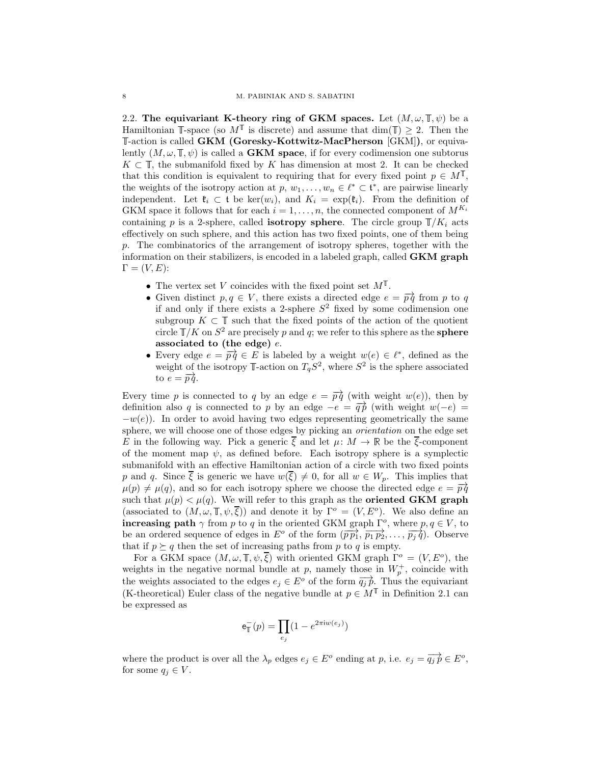2.2. **The equivariant K-theory ring of GKM spaces.** Let $(M, \omega, \mathbb{T}, \psi)$ be a Hamiltonian $\mathbb{T}$-space (so $M^{\mathbb{T}}$ is discrete) and assume that $\dim(\mathbb{T}) \geq 2$. Then the $\mathbb{T}$-action is called **GKM (Goresky-Kottwitz-MacPherson** [GKM]**)**, or equivalently $(M, \omega, \mathbb{T}, \psi)$ is called a **GKM space**, if for every codimension one subtorus $K \subset \mathbb{T}$, the submanifold fixed by $K$ has dimension at most 2. It can be checked that this condition is equivalent to requiring that for every fixed point $p \in M^{\mathbb{T}}$, the weights of the isotropy action at $p$, $w_1, \ldots, w_n \in \ell^* \subset \mathfrak{t}^*$, are pairwise linearly independent. Let $\mathfrak{k}_i \subset \mathfrak{t}$ be $\ker(w_i)$, and $K_i = \exp(\mathfrak{k}_i)$. From the definition of GKM space it follows that for each $i = 1, \ldots, n$, the connected component of $M^{K_i}$ containing $p$ is a 2-sphere, called **isotropy sphere**. The circle group $\mathbb{T}/K_i$ acts effectively on such sphere, and this action has two fixed points, one of them being $p$. The combinatorics of the arrangement of isotropy spheres, together with the information on their stabilizers, is encoded in a labeled graph, called **GKM graph** $\Gamma = (V, E)$:

- The vertex set $V$ coincides with the fixed point set $M^{\mathbb{T}}$.
- Given distinct $p, q \in V$, there exists a directed edge $e = \overrightarrow{p\,q}$ from $p$ to $q$ if and only if there exists a 2-sphere $S^2$ fixed by some codimension one subgroup $K \subset \mathbb{T}$ such that the fixed points of the action of the quotient circle $\mathbb{T}/K$ on $S^2$ are precisely $p$ and $q$; we refer to this sphere as the **sphere associated to (the edge)** $e$.
- Every edge $e = \overrightarrow{p\,q} \in E$ is labeled by a weight $w(e) \in \ell^*$, defined as the weight of the isotropy $\mathbb{T}$-action on $T_q S^2$, where $S^2$ is the sphere associated to $e = \overrightarrow{p\,q}$.

Every time $p$ is connected to $q$ by an edge $e = \overrightarrow{p\,q}$ (with weight $w(e)$), then by definition also $q$ is connected to $p$ by an edge $-e = \overrightarrow{q\,p}$ (with weight $w(-e) = -w(e)$). In order to avoid having two edges representing geometrically the same sphere, we will choose one of those edges by picking an *orientation* on the edge set $E$ in the following way. Pick a generic $\overline{\xi}$ and let $\mu\colon M \to \mathbb{R}$ be the $\overline{\xi}$-component of the moment map $\psi$, as defined before. Each isotropy sphere is a symplectic submanifold with an effective Hamiltonian action of a circle with two fixed points $p$ and $q$. Since $\overline{\xi}$ is generic we have $w(\overline{\xi}) \neq 0$, for all $w \in W_p$. This implies that $\mu(p) \neq \mu(q)$, and so for each isotropy sphere we choose the directed edge $e = \overrightarrow{p\,q}$ such that $\mu(p) < \mu(q)$. We will refer to this graph as the **oriented GKM graph** (associated to $(M, \omega, \mathbb{T}, \psi, \overline{\xi})$) and denote it by $\Gamma^o = (V, E^o)$. We also define an **increasing path** $\gamma$ from $p$ to $q$ in the oriented GKM graph $\Gamma^o$, where $p, q \in V$, to be an ordered sequence of edges in $E^o$ of the form $(\overrightarrow{p\,p_1}, \overrightarrow{p_1\,p_2}, \ldots, \overrightarrow{p_j\,q})$. Observe that if $p \succeq q$ then the set of increasing paths from $p$ to $q$ is empty.

For a GKM space $(M, \omega, \mathbb{T}, \psi, \overline{\xi})$ with oriented GKM graph $\Gamma^o = (V, E^o)$, the weights in the negative normal bundle at $p$, namely those in $W_p^+$, coincide with the weights associated to the edges $e_j \in E^o$ of the form $\overrightarrow{q_j\,p}$. Thus the equivariant (K-theoretical) Euler class of the negative bundle at $p \in M^{\mathbb{T}}$ in Definition 2.1 can be expressed as

$$\mathsf{e}_{\mathbb{T}}^{-}(p) = \prod_{e_j} (1 - e^{2\pi \mathrm{i} w(e_j)})$$

where the product is over all the $\lambda_p$ edges $e_j \in E^o$ ending at $p$, i.e. $e_j = \overrightarrow{q_j\,p} \in E^o$, for some $q_j \in V$.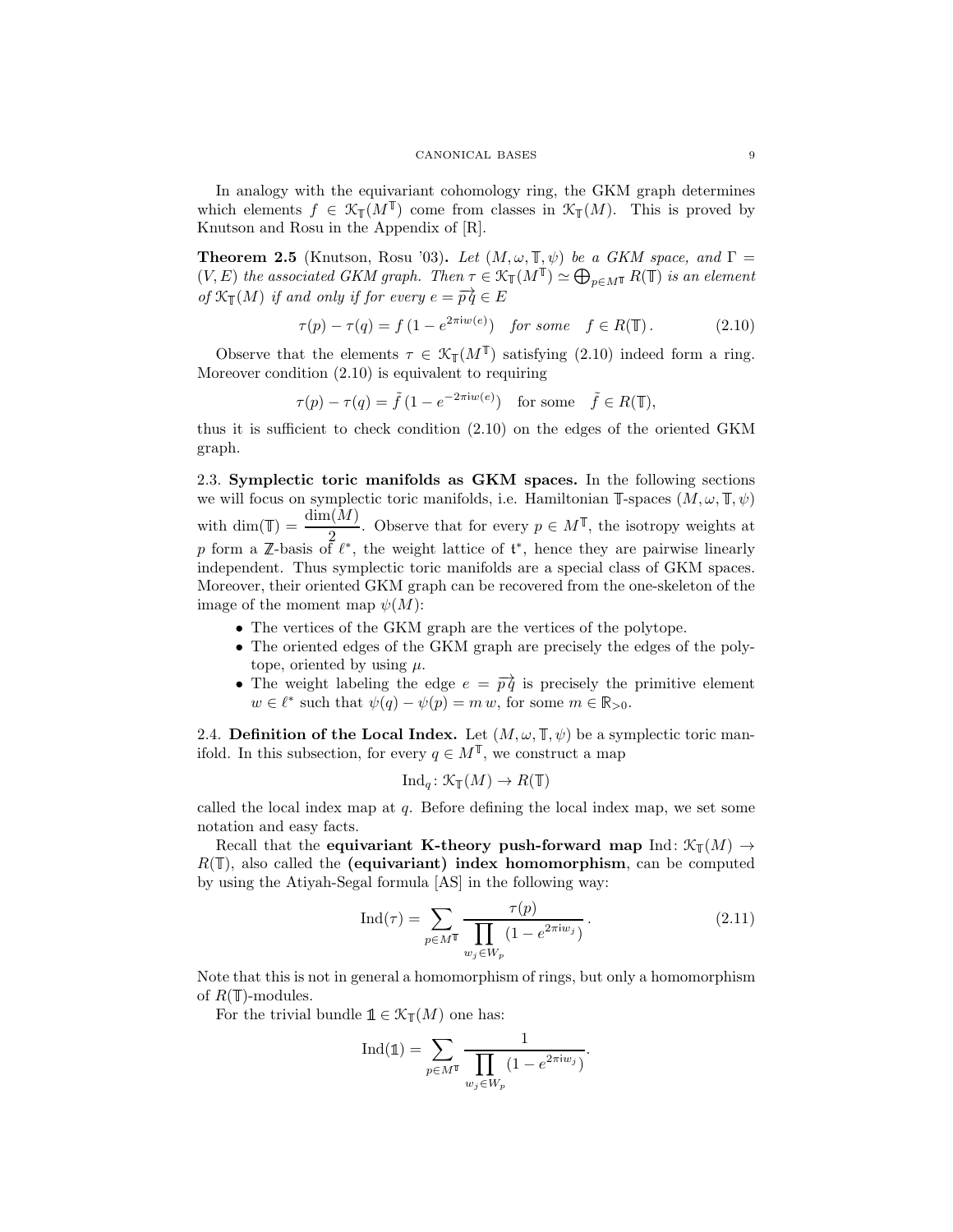In analogy with the equivariant cohomology ring, the GKM graph determines which elements $f \in \mathcal{K}_{\mathbb{T}}(M^{\mathbb{T}})$ come from classes in $\mathcal{K}_{\mathbb{T}}(M)$. This is proved by Knutson and Rosu in the Appendix of [R].

**Theorem 2.5** (Knutson, Rosu '03)**.** *Let $(M, \omega, \mathbb{T}, \psi)$ be a GKM space, and $\Gamma = (V, E)$ the associated GKM graph. Then $\tau \in \mathcal{K}_{\mathbb{T}}(M^{\mathbb{T}}) \simeq \bigoplus_{p \in M^{\mathbb{T}}} R(\mathbb{T})$ is an element of $\mathcal{K}_{\mathbb{T}}(M)$ if and only if for every $e = \overrightarrow{p\,q} \in E$*

$$\tau(p) - \tau(q) = f\,(1 - e^{2\pi \mathrm{i} w(e)}) \quad \text{for some} \quad f \in R(\mathbb{T})\,. \tag{2.10}$$

Observe that the elements $\tau \in \mathcal{K}_{\mathbb{T}}(M^{\mathbb{T}})$ satisfying (2.10) indeed form a ring. Moreover condition (2.10) is equivalent to requiring

$$\tau(p) - \tau(q) = \tilde{f}\,(1 - e^{-2\pi \mathrm{i} w(e)}) \quad \text{for some} \quad \tilde{f} \in R(\mathbb{T}),$$

thus it is sufficient to check condition (2.10) on the edges of the oriented GKM graph.

## 2.3. Symplectic toric manifolds as GKM spaces.

In the following sections we will focus on symplectic toric manifolds, i.e. Hamiltonian $\mathbb{T}$-spaces $(M, \omega, \mathbb{T}, \psi)$ with $\dim(\mathbb{T}) = \dfrac{\dim(M)}{2}$. Observe that for every $p \in M^{\mathbb{T}}$, the isotropy weights at $p$ form a $\mathbb{Z}$-basis of $\ell^*$, the weight lattice of $\mathfrak{t}^*$, hence they are pairwise linearly independent. Thus symplectic toric manifolds are a special class of GKM spaces. Moreover, their oriented GKM graph can be recovered from the one-skeleton of the image of the moment map $\psi(M)$:

- The vertices of the GKM graph are the vertices of the polytope.
- The oriented edges of the GKM graph are precisely the edges of the polytope, oriented by using $\mu$.
- The weight labeling the edge $e = \overrightarrow{p\,q}$ is precisely the primitive element $w \in \ell^*$ such that $\psi(q) - \psi(p) = m\,w$, for some $m \in \mathbb{R}_{>0}$.

## 2.4. Definition of the Local Index.

Let $(M, \omega, \mathbb{T}, \psi)$ be a symplectic toric manifold. In this subsection, for every $q \in M^{\mathbb{T}}$, we construct a map

$$\mathrm{Ind}_q \colon \mathcal{K}_{\mathbb{T}}(M) \to R(\mathbb{T})$$

called the local index map at $q$. Before defining the local index map, we set some notation and easy facts.

Recall that the **equivariant K-theory push-forward map** $\mathrm{Ind}\colon \mathcal{K}_{\mathbb{T}}(M) \to R(\mathbb{T})$, also called the **(equivariant) index homomorphism**, can be computed by using the Atiyah-Segal formula [AS] in the following way:

$$\mathrm{Ind}(\tau) = \sum_{p \in M^{\mathbb{T}}} \frac{\tau(p)}{\displaystyle\prod_{w_j \in W_p} (1 - e^{2\pi \mathrm{i} w_j})}\,. \tag{2.11}$$

Note that this is not in general a homomorphism of rings, but only a homomorphism of $R(\mathbb{T})$-modules.

For the trivial bundle $\mathbb{1} \in \mathcal{K}_{\mathbb{T}}(M)$ one has:

$$\mathrm{Ind}(\mathbb{1}) = \sum_{p \in M^{\mathbb{T}}} \frac{1}{\displaystyle\prod_{w_j \in W_p} (1 - e^{2\pi \mathrm{i} w_j})}.$$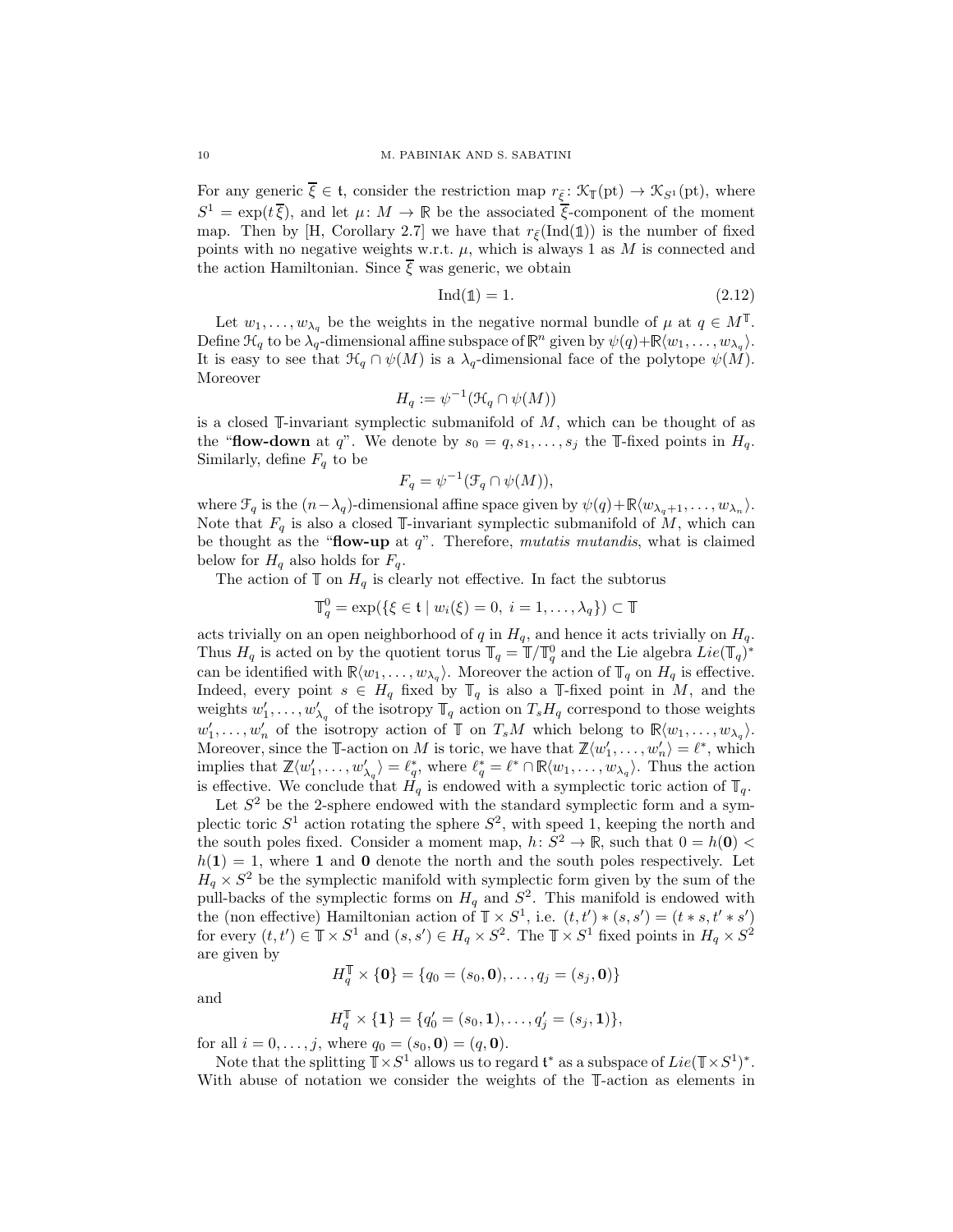For any generic $\overline{\xi} \in \mathfrak{t}$, consider the restriction map $r_{\overline{\xi}} \colon \mathcal{K}_{\mathbb{T}}(\text{pt}) \to \mathcal{K}_{S^1}(\text{pt})$, where $S^1 = \exp(t\,\overline{\xi})$, and let $\mu \colon M \to \mathbb{R}$ be the associated $\overline{\xi}$-component of the moment map. Then by [H, Corollary 2.7] we have that $r_{\overline{\xi}}(\text{Ind}(\mathbb{1}))$ is the number of fixed points with no negative weights w.r.t. $\mu$, which is always 1 as $M$ is connected and the action Hamiltonian. Since $\overline{\xi}$ was generic, we obtain

$$\text{Ind}(\mathbb{1}) = 1. \tag{2.12}$$

Let $w_1, \ldots, w_{\lambda_q}$ be the weights in the negative normal bundle of $\mu$ at $q \in M^{\mathbb{T}}$. Define $\mathcal{H}_q$ to be $\lambda_q$-dimensional affine subspace of $\mathbb{R}^n$ given by $\psi(q) + \mathbb{R}\langle w_1, \ldots, w_{\lambda_q}\rangle$. It is easy to see that $\mathcal{H}_q \cap \psi(M)$ is a $\lambda_q$-dimensional face of the polytope $\psi(M)$. Moreover

$$H_q := \psi^{-1}(\mathcal{H}_q \cap \psi(M))$$

is a closed $\mathbb{T}$-invariant symplectic submanifold of $M$, which can be thought of as the "**flow-down** at $q$". We denote by $s_0 = q, s_1, \ldots, s_j$ the $\mathbb{T}$-fixed points in $H_q$. Similarly, define $F_q$ to be

$$F_q = \psi^{-1}(\mathcal{F}_q \cap \psi(M)),$$

where $\mathcal{F}_q$ is the $(n - \lambda_q)$-dimensional affine space given by $\psi(q) + \mathbb{R}\langle w_{\lambda_q+1}, \ldots, w_{\lambda_n}\rangle$. Note that $F_q$ is also a closed $\mathbb{T}$-invariant symplectic submanifold of $M$, which can be thought as the "**flow-up** at $q$". Therefore, *mutatis mutandis*, what is claimed below for $H_q$ also holds for $F_q$.

The action of $\mathbb{T}$ on $H_q$ is clearly not effective. In fact the subtorus

$$\mathbb{T}^0_q = \exp(\{\xi \in \mathfrak{t} \mid w_i(\xi) = 0,\ i = 1, \ldots, \lambda_q\}) \subset \mathbb{T}$$

acts trivially on an open neighborhood of $q$ in $H_q$, and hence it acts trivially on $H_q$. Thus $H_q$ is acted on by the quotient torus $\mathbb{T}_q = \mathbb{T}/\mathbb{T}^0_q$ and the Lie algebra $Lie(\mathbb{T}_q)^*$ can be identified with $\mathbb{R}\langle w_1, \ldots, w_{\lambda_q}\rangle$. Moreover the action of $\mathbb{T}_q$ on $H_q$ is effective. Indeed, every point $s \in H_q$ fixed by $\mathbb{T}_q$ is also a $\mathbb{T}$-fixed point in $M$, and the weights $w'_1, \ldots, w'_{\lambda_q}$ of the isotropy $\mathbb{T}_q$ action on $T_sH_q$ correspond to those weights $w'_1, \ldots, w'_n$ of the isotropy action of $\mathbb{T}$ on $T_sM$ which belong to $\mathbb{R}\langle w_1, \ldots, w_{\lambda_q}\rangle$. Moreover, since the $\mathbb{T}$-action on $M$ is toric, we have that $\mathbb{Z}\langle w'_1, \ldots, w'_n\rangle = \ell^*$, which implies that $\mathbb{Z}\langle w'_1, \ldots, w'_{\lambda_q}\rangle = \ell^*_q$, where $\ell^*_q = \ell^* \cap \mathbb{R}\langle w_1, \ldots, w_{\lambda_q}\rangle$. Thus the action is effective. We conclude that $H_q$ is endowed with a symplectic toric action of $\mathbb{T}_q$.

Let $S^2$ be the 2-sphere endowed with the standard symplectic form and a symplectic toric $S^1$ action rotating the sphere $S^2$, with speed 1, keeping the north and the south poles fixed. Consider a moment map, $h \colon S^2 \to \mathbb{R}$, such that $0 = h(\mathbf{0}) < h(\mathbf{1}) = 1$, where $\mathbf{1}$ and $\mathbf{0}$ denote the north and the south poles respectively. Let $H_q \times S^2$ be the symplectic manifold with symplectic form given by the sum of the pull-backs of the symplectic forms on $H_q$ and $S^2$. This manifold is endowed with the (non effective) Hamiltonian action of $\mathbb{T} \times S^1$, i.e. $(t, t') * (s, s') = (t * s, t' * s')$ for every $(t, t') \in \mathbb{T} \times S^1$ and $(s, s') \in H_q \times S^2$. The $\mathbb{T} \times S^1$ fixed points in $H_q \times S^2$ are given by

$$H_q^{\mathbb{T}} \times \{\mathbf{0}\} = \{q_0 = (s_0, \mathbf{0}), \ldots, q_j = (s_j, \mathbf{0})\}$$

and

$$H_q^{\mathbb{T}} \times \{\mathbf{1}\} = \{q'_0 = (s_0, \mathbf{1}), \ldots, q'_j = (s_j, \mathbf{1})\},$$

for all $i = 0, \ldots, j$, where $q_0 = (s_0, \mathbf{0}) = (q, \mathbf{0})$.

Note that the splitting $\mathbb{T} \times S^1$ allows us to regard $\mathfrak{t}^*$ as a subspace of $Lie(\mathbb{T} \times S^1)^*$. With abuse of notation we consider the weights of the $\mathbb{T}$-action as elements in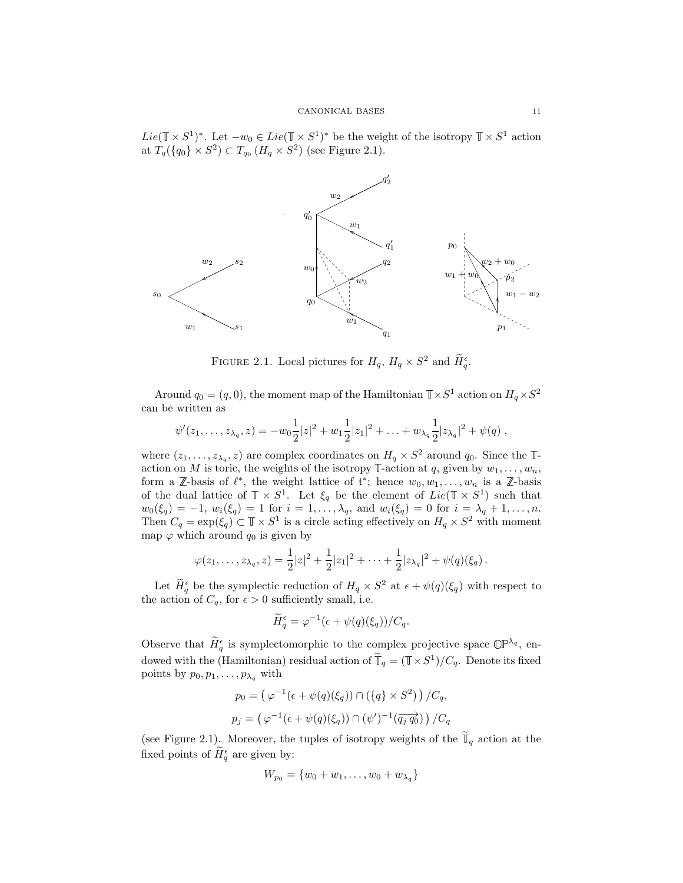$Lie(\mathbb{T} \times S^1)^*$. Let $-w_0 \in Lie(\mathbb{T} \times S^1)^*$ be the weight of the isotropy $\mathbb{T} \times S^1$ action at $T_q(\{q_0\} \times S^2) \subset T_{q_0}(H_q \times S^2)$ (see Figure 2.1).

FIGURE 2.1. Local pictures for $H_q$, $H_q \times S^2$ and $\widetilde{H}_q^\epsilon$.

Around $q_0 = (q, 0)$, the moment map of the Hamiltonian $\mathbb{T} \times S^1$ action on $H_q \times S^2$ can be written as

$$\psi'(z_1, \ldots, z_{\lambda_q}, z) = -w_0 \frac{1}{2}|z|^2 + w_1 \frac{1}{2}|z_1|^2 + \ldots + w_{\lambda_q} \frac{1}{2}|z_{\lambda_q}|^2 + \psi(q) \; ,$$

where $(z_1, \ldots, z_{\lambda_q}, z)$ are complex coordinates on $H_q \times S^2$ around $q_0$. Since the $\mathbb{T}$-action on $M$ is toric, the weights of the isotropy $\mathbb{T}$-action at $q$, given by $w_1, \ldots, w_n$, form a $\mathbb{Z}$-basis of $\ell^*$, the weight lattice of $\mathfrak{t}^*$; hence $w_0, w_1, \ldots, w_n$ is a $\mathbb{Z}$-basis of the dual lattice of $\mathbb{T} \times S^1$. Let $\xi_q$ be the element of $Lie(\mathbb{T} \times S^1)$ such that $w_0(\xi_q) = -1$, $w_i(\xi_q) = 1$ for $i = 1, \ldots, \lambda_q$, and $w_i(\xi_q) = 0$ for $i = \lambda_q + 1, \ldots, n$. Then $C_q = \exp(\xi_q) \subset \mathbb{T} \times S^1$ is a circle acting effectively on $H_q \times S^2$ with moment map $\varphi$ which around $q_0$ is given by

$$\varphi(z_1, \ldots, z_{\lambda_q}, z) = \frac{1}{2}|z|^2 + \frac{1}{2}|z_1|^2 + \cdots + \frac{1}{2}|z_{\lambda_q}|^2 + \psi(q)(\xi_q) \, .$$

Let $\widetilde{H}_q^\epsilon$ be the symplectic reduction of $H_q \times S^2$ at $\epsilon + \psi(q)(\xi_q)$ with respect to the action of $C_q$, for $\epsilon > 0$ sufficiently small, i.e.

$$\widetilde{H}_q^\epsilon = \varphi^{-1}(\epsilon + \psi(q)(\xi_q))/C_q.$$

Observe that $\widetilde{H}_q^\epsilon$ is symplectomorphic to the complex projective space $\mathbb{CP}^{\lambda_q}$, endowed with the (Hamiltonian) residual action of $\widetilde{\mathbb{T}}_q = (\mathbb{T} \times S^1)/C_q$. Denote its fixed points by $p_0, p_1, \ldots, p_{\lambda_q}$ with

$$p_0 = \left( \varphi^{-1}(\epsilon + \psi(q)(\xi_q)) \cap (\{q\} \times S^2) \right)/C_q,$$

$$p_j = \left( \varphi^{-1}(\epsilon + \psi(q)(\xi_q)) \cap (\psi')^{-1}(\overrightarrow{q_j\, q_0}) \right)/C_q$$

(see Figure 2.1). Moreover, the tuples of isotropy weights of the $\widetilde{\mathbb{T}}_q$ action at the fixed points of $\widetilde{H}_q^\epsilon$ are given by:

$$W_{p_0} = \{w_0 + w_1, \ldots, w_0 + w_{\lambda_q}\}$$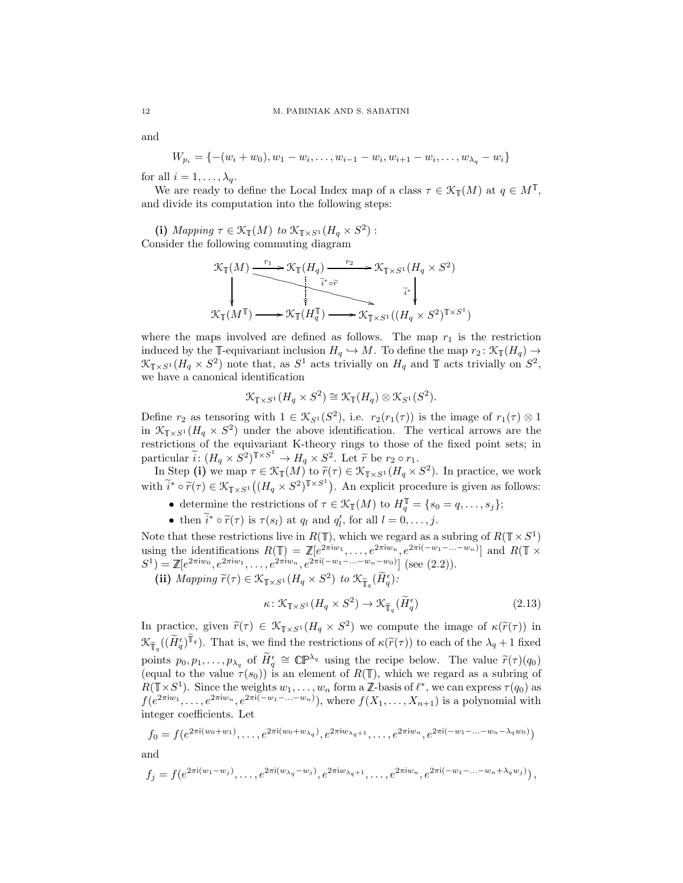and

$$W_{p_i} = \{-(w_i + w_0), w_1 - w_i, \ldots, w_{i-1} - w_i, w_{i+1} - w_i, \ldots, w_{\lambda_q} - w_i\}$$

for all $i = 1, \ldots, \lambda_q$.

We are ready to define the Local Index map of a class $\tau \in \mathcal{K}_{\mathbb{T}}(M)$ at $q \in M^{\mathbb{T}}$, and divide its computation into the following steps:

**(i)** *Mapping $\tau \in \mathcal{K}_{\mathbb{T}}(M)$ to $\mathcal{K}_{\mathbb{T}\times S^1}(H_q \times S^2)$ :*
Consider the following commuting diagram

$$\begin{array}{ccccc}
\mathcal{K}_{\mathbb{T}}(M) & \xrightarrow{r_1} & \mathcal{K}_{\mathbb{T}}(H_q) & \xrightarrow{r_2} & \mathcal{K}_{\mathbb{T}\times S^1}(H_q \times S^2) \\
\downarrow & \searrow^{\widetilde{i}^* \circ \widetilde{r}} & \vdots & & \downarrow \widetilde{i}^* \\
\mathcal{K}_{\mathbb{T}}(M^{\mathbb{T}}) & \longrightarrow & \mathcal{K}_{\mathbb{T}}(H_q^{\mathbb{T}}) & \longrightarrow & \mathcal{K}_{\mathbb{T}\times S^1}((H_q \times S^2)^{\mathbb{T}\times S^1})
\end{array}$$

where the maps involved are defined as follows. The map $r_1$ is the restriction induced by the $\mathbb{T}$-equivariant inclusion $H_q \hookrightarrow M$. To define the map $r_2 \colon \mathcal{K}_{\mathbb{T}}(H_q) \to \mathcal{K}_{\mathbb{T}\times S^1}(H_q \times S^2)$ note that, as $S^1$ acts trivially on $H_q$ and $\mathbb{T}$ acts trivially on $S^2$, we have a canonical identification

$$\mathcal{K}_{\mathbb{T}\times S^1}(H_q \times S^2) \cong \mathcal{K}_{\mathbb{T}}(H_q) \otimes \mathcal{K}_{S^1}(S^2).$$

Define $r_2$ as tensoring with $1 \in \mathcal{K}_{S^1}(S^2)$, i.e. $r_2(r_1(\tau))$ is the image of $r_1(\tau) \otimes 1$ in $\mathcal{K}_{\mathbb{T}\times S^1}(H_q \times S^2)$ under the above identification. The vertical arrows are the restrictions of the equivariant K-theory rings to those of the fixed point sets; in particular $\widetilde{i} \colon (H_q \times S^2)^{\mathbb{T}\times S^1} \to H_q \times S^2$. Let $\widetilde{r}$ be $r_2 \circ r_1$.

In Step **(i)** we map $\tau \in \mathcal{K}_{\mathbb{T}}(M)$ to $\widetilde{r}(\tau) \in \mathcal{K}_{\mathbb{T}\times S^1}(H_q \times S^2)$. In practice, we work with $\widetilde{i}^* \circ \widetilde{r}(\tau) \in \mathcal{K}_{\mathbb{T}\times S^1}\big((H_q \times S^2)^{\mathbb{T}\times S^1}\big)$. An explicit procedure is given as follows:

- determine the restrictions of $\tau \in \mathcal{K}_{\mathbb{T}}(M)$ to $H_q^{\mathbb{T}} = \{s_0 = q, \ldots, s_j\}$;
- then $\widetilde{i}^* \circ \widetilde{r}(\tau)$ is $\tau(s_l)$ at $q_l$ and $q_l'$, for all $l = 0, \ldots, j$.

Note that these restrictions live in $R(\mathbb{T})$, which we regard as a subring of $R(\mathbb{T}\times S^1)$ using the identifications $R(\mathbb{T}) = \mathbb{Z}[e^{2\pi i w_1}, \ldots, e^{2\pi i w_n}, e^{2\pi i(-w_1-\ldots-w_n)}]$ and $R(\mathbb{T}\times S^1) = \mathbb{Z}[e^{2\pi i w_0}, e^{2\pi i w_1}, \ldots, e^{2\pi i w_n}, e^{2\pi i(-w_1-\ldots-w_n-w_0)}]$ (see (2.2)).

**(ii)** *Mapping $\widetilde{r}(\tau) \in \mathcal{K}_{\mathbb{T}\times S^1}(H_q \times S^2)$ to $\mathcal{K}_{\widetilde{\mathbb{T}}_q}(\widetilde{H}_q^\epsilon)$:*

$$\kappa \colon \mathcal{K}_{\mathbb{T}\times S^1}(H_q \times S^2) \to \mathcal{K}_{\widetilde{\mathbb{T}}_q}(\widetilde{H}_q^\epsilon) \tag{2.13}$$

In practice, given $\widetilde{r}(\tau) \in \mathcal{K}_{\mathbb{T}\times S^1}(H_q \times S^2)$ we compute the image of $\kappa(\widetilde{r}(\tau))$ in $\mathcal{K}_{\widetilde{\mathbb{T}}_q}((\widetilde{H}_q^\epsilon)^{\widetilde{\mathbb{T}}_q})$. That is, we find the restrictions of $\kappa(\widetilde{r}(\tau))$ to each of the $\lambda_q + 1$ fixed points $p_0, p_1, \ldots, p_{\lambda_q}$ of $\widetilde{H}_q^\epsilon \cong \mathbb{CP}^{\lambda_q}$ using the recipe below. The value $\widetilde{r}(\tau)(q_0)$ (equal to the value $\tau(s_0)$) is an element of $R(\mathbb{T})$, which we regard as a subring of $R(\mathbb{T}\times S^1)$. Since the weights $w_1, \ldots, w_n$ form a $\mathbb{Z}$-basis of $\ell^*$, we can express $\tau(q_0)$ as $f(e^{2\pi i w_1}, \ldots, e^{2\pi i w_n}, e^{2\pi i(-w_1-\ldots-w_n)})$, where $f(X_1, \ldots, X_{n+1})$ is a polynomial with integer coefficients. Let

$$f_0 = f(e^{2\pi i(w_0+w_1)}, \ldots, e^{2\pi i(w_0+w_{\lambda_q})}, e^{2\pi i w_{\lambda_q+1}}, \ldots, e^{2\pi i w_n}, e^{2\pi i(-w_1-\ldots-w_n-\lambda_q w_0)})$$

and

$$f_j = f(e^{2\pi i(w_1-w_j)}, \ldots, e^{2\pi i(w_{\lambda_q}-w_j)}, e^{2\pi i w_{\lambda_q+1}}, \ldots, e^{2\pi i w_n}, e^{2\pi i(-w_1-\ldots-w_n+\lambda_q w_j)}),$$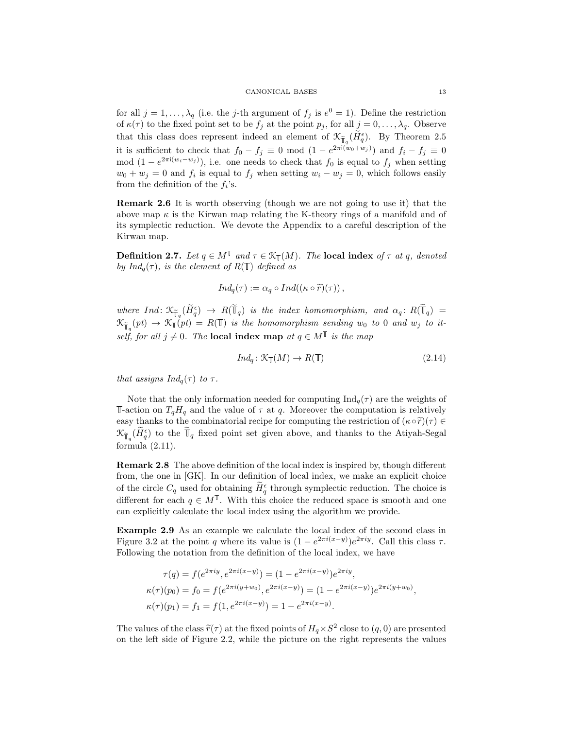for all $j = 1, \ldots, \lambda_q$ (i.e. the $j$-th argument of $f_j$ is $e^0 = 1$). Define the restriction of $\kappa(\tau)$ to the fixed point set to be $f_j$ at the point $p_j$, for all $j = 0, \ldots, \lambda_q$. Observe that this class does represent indeed an element of $\mathcal{K}_{\widetilde{\mathbb{T}}_q}(\widetilde{H}_q^\epsilon)$. By Theorem 2.5 it is sufficient to check that $f_0 - f_j \equiv 0 \mod (1 - e^{2\pi \mathrm{i}(w_0 + w_j)})$ and $f_i - f_j \equiv 0 \mod (1 - e^{2\pi \mathrm{i}(w_i - w_j)})$, i.e. one needs to check that $f_0$ is equal to $f_j$ when setting $w_0 + w_j = 0$ and $f_i$ is equal to $f_j$ when setting $w_i - w_j = 0$, which follows easily from the definition of the $f_i$'s.

**Remark 2.6** It is worth observing (though we are not going to use it) that the above map $\kappa$ is the Kirwan map relating the K-theory rings of a manifold and of its symplectic reduction. We devote the Appendix to a careful description of the Kirwan map.

**Definition 2.7.** *Let $q \in M^{\mathbb{T}}$ and $\tau \in \mathcal{K}_{\mathbb{T}}(M)$. The* **local index** *of $\tau$ at $q$, denoted by $Ind_q(\tau)$, is the element of $R(\mathbb{T})$ defined as*

$$Ind_q(\tau) := \alpha_q \circ Ind((\kappa \circ \widetilde{r})(\tau)),$$

*where $Ind\colon \mathcal{K}_{\widetilde{\mathbb{T}}_q}(\widetilde{H}_q^\epsilon) \to R(\widetilde{\mathbb{T}}_q)$ is the index homomorphism, and $\alpha_q\colon R(\widetilde{\mathbb{T}}_q) = \mathcal{K}_{\widetilde{\mathbb{T}}_q}(pt) \to \mathcal{K}_{\mathbb{T}}(pt) = R(\mathbb{T})$ is the homomorphism sending $w_0$ to $0$ and $w_j$ to itself, for all $j \neq 0$. The* **local index map** *at $q \in M^{\mathbb{T}}$ is the map*

$$Ind_q\colon \mathcal{K}_{\mathbb{T}}(M) \to R(\mathbb{T}) \tag{2.14}$$

*that assigns $Ind_q(\tau)$ to $\tau$.*

Note that the only information needed for computing $\mathrm{Ind}_q(\tau)$ are the weights of $\mathbb{T}$-action on $T_qH_q$ and the value of $\tau$ at $q$. Moreover the computation is relatively easy thanks to the combinatorial recipe for computing the restriction of $(\kappa \circ \widetilde{r})(\tau) \in \mathcal{K}_{\widetilde{\mathbb{T}}_q}(\widetilde{H}_q^\epsilon)$ to the $\widetilde{\mathbb{T}}_q$ fixed point set given above, and thanks to the Atiyah-Segal formula (2.11).

**Remark 2.8** The above definition of the local index is inspired by, though different from, the one in [GK]. In our definition of local index, we make an explicit choice of the circle $C_q$ used for obtaining $\widetilde{H}_q^\epsilon$ through symplectic reduction. The choice is different for each $q \in M^{\mathbb{T}}$. With this choice the reduced space is smooth and one can explicitly calculate the local index using the algorithm we provide.

**Example 2.9** As an example we calculate the local index of the second class in Figure 3.2 at the point $q$ where its value is $(1 - e^{2\pi i(x-y)})e^{2\pi i y}$. Call this class $\tau$. Following the notation from the definition of the local index, we have

$$\begin{aligned}
\tau(q) &= f(e^{2\pi i y}, e^{2\pi i(x-y)}) = (1 - e^{2\pi i(x-y)})e^{2\pi i y}, \\
\kappa(\tau)(p_0) &= f_0 = f(e^{2\pi i(y+w_0)}, e^{2\pi i(x-y)}) = (1 - e^{2\pi i(x-y)})e^{2\pi i(y+w_0)}, \\
\kappa(\tau)(p_1) &= f_1 = f(1, e^{2\pi i(x-y)}) = 1 - e^{2\pi i(x-y)}.
\end{aligned}$$

The values of the class $\widetilde{r}(\tau)$ at the fixed points of $H_q \times S^2$ close to $(q, 0)$ are presented on the left side of Figure 2.2, while the picture on the right represents the values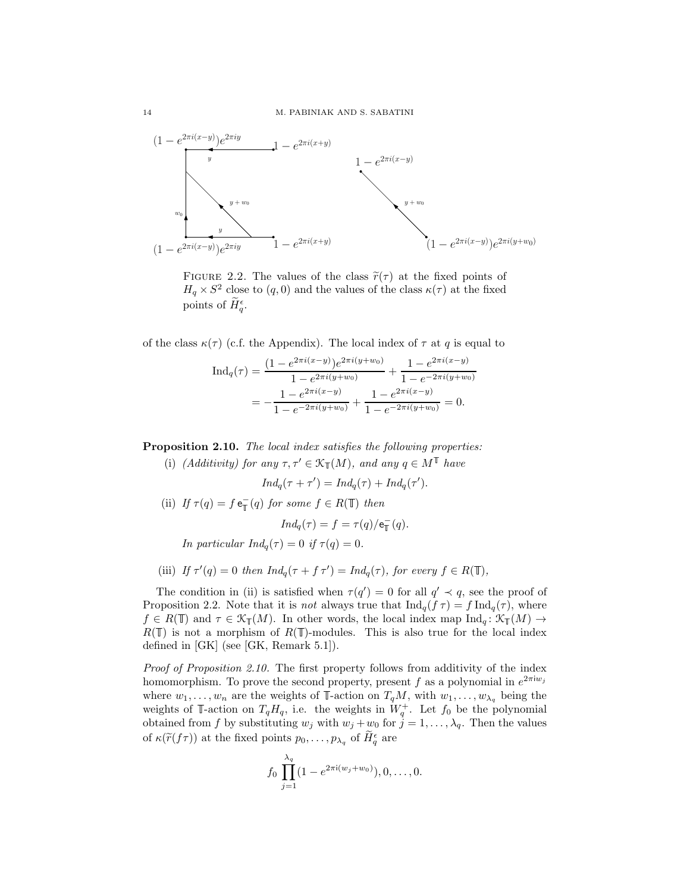FIGURE 2.2. The values of the class $\widetilde{r}(\tau)$ at the fixed points of $H_q \times S^2$ close to $(q, 0)$ and the values of the class $\kappa(\tau)$ at the fixed points of $\widetilde{H}^\epsilon_q$.

of the class $\kappa(\tau)$ (c.f. the Appendix). The local index of $\tau$ at $q$ is equal to

$$
\begin{aligned}
\mathrm{Ind}_q(\tau) &= \frac{(1-e^{2\pi i(x-y)})e^{2\pi i(y+w_0)}}{1-e^{2\pi i(y+w_0)}} + \frac{1-e^{2\pi i(x-y)}}{1-e^{-2\pi i(y+w_0)}} \\
&= -\frac{1-e^{2\pi i(x-y)}}{1-e^{-2\pi i(y+w_0)}} + \frac{1-e^{2\pi i(x-y)}}{1-e^{-2\pi i(y+w_0)}} = 0.
\end{aligned}
$$

**Proposition 2.10.** *The local index satisfies the following properties:*

(i) *(Additivity) for any $\tau, \tau' \in \mathcal{K}_{\mathbb{T}}(M)$, and any $q \in M^{\mathbb{T}}$ have*
$$Ind_q(\tau + \tau') = Ind_q(\tau) + Ind_q(\tau').$$

(ii) *If $\tau(q) = f\, \mathsf{e}^-_{\mathbb{T}}(q)$ for some $f \in R(\mathbb{T})$ then*
$$Ind_q(\tau) = f = \tau(q)/\mathsf{e}^-_{\mathbb{T}}(q).$$
*In particular $Ind_q(\tau) = 0$ if $\tau(q) = 0$.*

(iii) *If $\tau'(q) = 0$ then $Ind_q(\tau + f\,\tau') = Ind_q(\tau)$, for every $f \in R(\mathbb{T})$,*

The condition in (ii) is satisfied when $\tau(q') = 0$ for all $q' \prec q$, see the proof of Proposition 2.2. Note that it is *not* always true that $\mathrm{Ind}_q(f\,\tau) = f\,\mathrm{Ind}_q(\tau)$, where $f \in R(\mathbb{T})$ and $\tau \in \mathcal{K}_{\mathbb{T}}(M)$. In other words, the local index map $\mathrm{Ind}_q \colon \mathcal{K}_{\mathbb{T}}(M) \to R(\mathbb{T})$ is not a morphism of $R(\mathbb{T})$-modules. This is also true for the local index defined in [GK] (see [GK, Remark 5.1]).

*Proof of Proposition 2.10.* The first property follows from additivity of the index homomorphism. To prove the second property, present $f$ as a polynomial in $e^{2\pi \mathrm{i} w_j}$ where $w_1, \ldots, w_n$ are the weights of $\mathbb{T}$-action on $T_qM$, with $w_1, \ldots, w_{\lambda_q}$ being the weights of $\mathbb{T}$-action on $T_qH_q$, i.e. the weights in $W^+_q$. Let $f_0$ be the polynomial obtained from $f$ by substituting $w_j$ with $w_j + w_0$ for $j = 1, \ldots, \lambda_q$. Then the values of $\kappa(\widetilde{r}(f\tau))$ at the fixed points $p_0, \ldots, p_{\lambda_q}$ of $\widetilde{H}^\epsilon_q$ are

$$f_0 \prod_{j=1}^{\lambda_q} (1 - e^{2\pi \mathrm{i}(w_j + w_0)}), 0, \ldots, 0.$$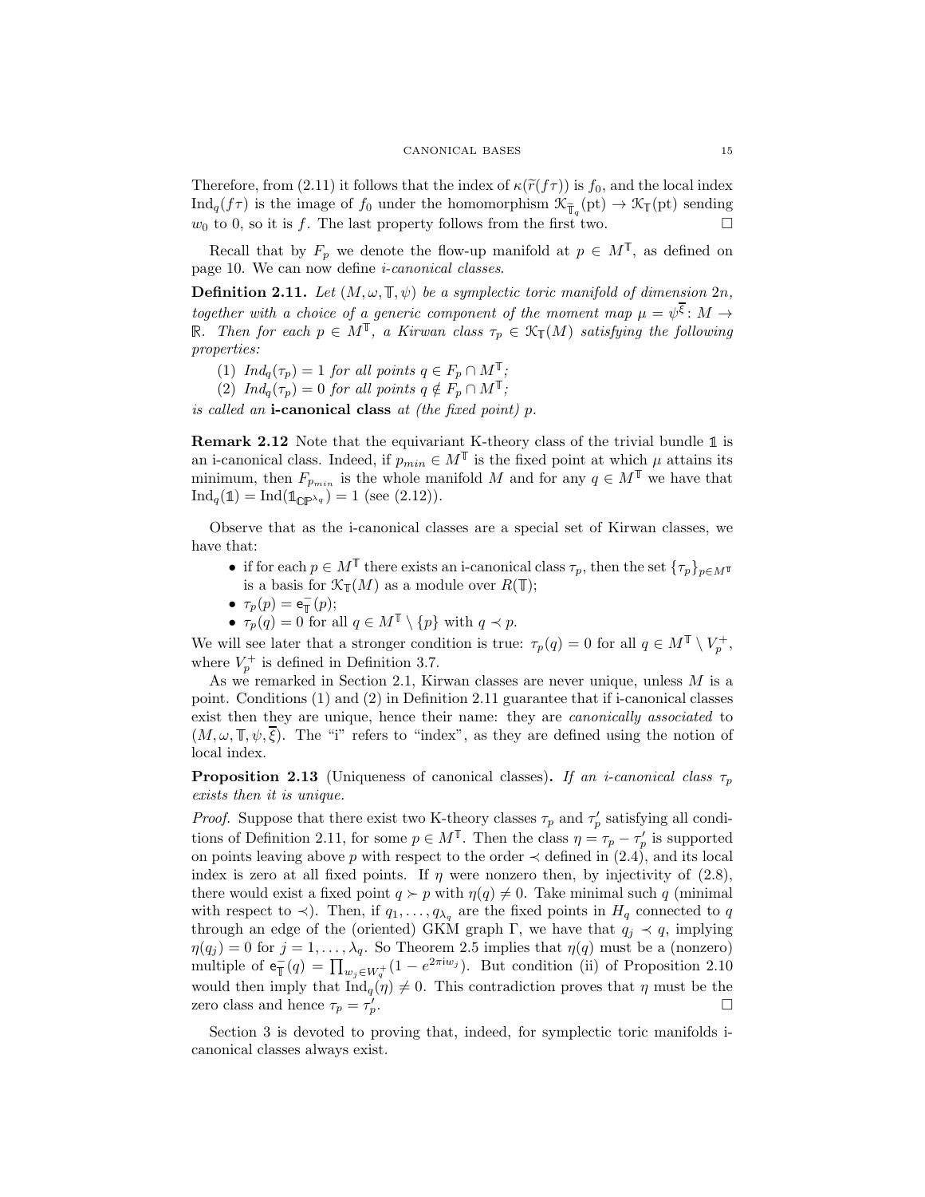Therefore, from (2.11) it follows that the index of $\kappa(\widetilde{r}(f\tau))$ is $f_0$, and the local index $\mathrm{Ind}_q(f\tau)$ is the image of $f_0$ under the homomorphism $\mathcal{K}_{\widetilde{\mathbb{T}}_q}(\mathrm{pt}) \to \mathcal{K}_{\mathbb{T}}(\mathrm{pt})$ sending $w_0$ to 0, so it is $f$. The last property follows from the first two. □

Recall that by $F_p$ we denote the flow-up manifold at $p \in M^{\mathbb{T}}$, as defined on page 10. We can now define *i-canonical classes*.

**Definition 2.11.** *Let $(M, \omega, \mathbb{T}, \psi)$ be a symplectic toric manifold of dimension $2n$, together with a choice of a generic component of the moment map $\mu = \psi^{\overline{\xi}} \colon M \to \mathbb{R}$. Then for each $p \in M^{\mathbb{T}}$, a Kirwan class $\tau_p \in \mathcal{K}_{\mathbb{T}}(M)$ satisfying the following properties:*

1. *$Ind_q(\tau_p) = 1$ for all points $q \in F_p \cap M^{\mathbb{T}}$;*
2. *$Ind_q(\tau_p) = 0$ for all points $q \notin F_p \cap M^{\mathbb{T}}$;*

*is called an* **i-canonical class** *at (the fixed point) $p$.*

**Remark 2.12** Note that the equivariant K-theory class of the trivial bundle $\mathbb{1}$ is an i-canonical class. Indeed, if $p_{min} \in M^{\mathbb{T}}$ is the fixed point at which $\mu$ attains its minimum, then $F_{p_{min}}$ is the whole manifold $M$ and for any $q \in M^{\mathbb{T}}$ we have that $\mathrm{Ind}_q(\mathbb{1}) = \mathrm{Ind}(\mathbb{1}_{\mathbb{CP}^{\lambda_q}}) = 1$ (see (2.12)).

Observe that as the i-canonical classes are a special set of Kirwan classes, we have that:

- if for each $p \in M^{\mathbb{T}}$ there exists an i-canonical class $\tau_p$, then the set $\{\tau_p\}_{p\in M^{\mathbb{T}}}$ is a basis for $\mathcal{K}_{\mathbb{T}}(M)$ as a module over $R(\mathbb{T})$;
- $\tau_p(p) = \mathsf{e}^{-}_{\mathbb{T}}(p)$;
- $\tau_p(q) = 0$ for all $q \in M^{\mathbb{T}} \setminus \{p\}$ with $q \prec p$.

We will see later that a stronger condition is true: $\tau_p(q) = 0$ for all $q \in M^{\mathbb{T}} \setminus V_p^+$, where $V_p^+$ is defined in Definition 3.7.

As we remarked in Section 2.1, Kirwan classes are never unique, unless $M$ is a point. Conditions (1) and (2) in Definition 2.11 guarantee that if i-canonical classes exist then they are unique, hence their name: they are *canonically associated* to $(M, \omega, \mathbb{T}, \psi, \overline{\xi})$. The "i" refers to "index", as they are defined using the notion of local index.

**Proposition 2.13** (Uniqueness of canonical classes)**.** *If an i-canonical class $\tau_p$ exists then it is unique.*

*Proof.* Suppose that there exist two K-theory classes $\tau_p$ and $\tau_p'$ satisfying all conditions of Definition 2.11, for some $p \in M^{\mathbb{T}}$. Then the class $\eta = \tau_p - \tau_p'$ is supported on points leaving above $p$ with respect to the order $\prec$ defined in (2.4), and its local index is zero at all fixed points. If $\eta$ were nonzero then, by injectivity of (2.8), there would exist a fixed point $q \succ p$ with $\eta(q) \neq 0$. Take minimal such $q$ (minimal with respect to $\prec$). Then, if $q_1, \ldots, q_{\lambda_q}$ are the fixed points in $H_q$ connected to $q$ through an edge of the (oriented) GKM graph $\Gamma$, we have that $q_j \prec q$, implying $\eta(q_j) = 0$ for $j = 1, \ldots, \lambda_q$. So Theorem 2.5 implies that $\eta(q)$ must be a (nonzero) multiple of $\mathsf{e}^{-}_{\mathbb{T}}(q) = \prod_{w_j \in W_q^+}(1 - e^{2\pi \mathrm{i} w_j})$. But condition (ii) of Proposition 2.10 would then imply that $\mathrm{Ind}_q(\eta) \neq 0$. This contradiction proves that $\eta$ must be the zero class and hence $\tau_p = \tau_p'$. □

Section 3 is devoted to proving that, indeed, for symplectic toric manifolds i-canonical classes always exist.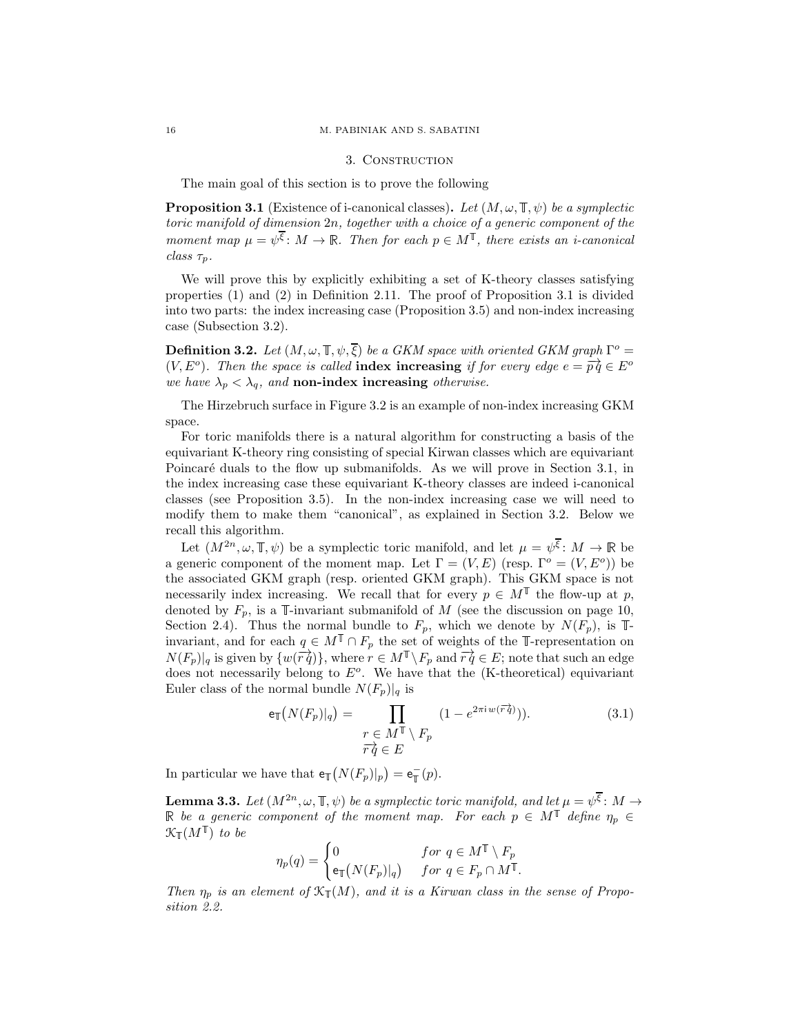## 3. Construction

The main goal of this section is to prove the following

**Proposition 3.1** (Existence of i-canonical classes)**.** *Let $(M, \omega, \mathbb{T}, \psi)$ be a symplectic toric manifold of dimension $2n$, together with a choice of a generic component of the moment map $\mu = \psi^{\overline{\xi}} \colon M \to \mathbb{R}$. Then for each $p \in M^{\mathbb{T}}$, there exists an i-canonical class $\tau_p$.*

We will prove this by explicitly exhibiting a set of K-theory classes satisfying properties (1) and (2) in Definition 2.11. The proof of Proposition 3.1 is divided into two parts: the index increasing case (Proposition 3.5) and non-index increasing case (Subsection 3.2).

**Definition 3.2.** *Let $(M, \omega, \mathbb{T}, \psi, \overline{\xi})$ be a GKM space with oriented GKM graph $\Gamma^o = (V, E^o)$. Then the space is called* **index increasing** *if for every edge $e = \overrightarrow{pq} \in E^o$ we have $\lambda_p < \lambda_q$, and* **non-index increasing** *otherwise.*

The Hirzebruch surface in Figure 3.2 is an example of non-index increasing GKM space.

For toric manifolds there is a natural algorithm for constructing a basis of the equivariant K-theory ring consisting of special Kirwan classes which are equivariant Poincaré duals to the flow up submanifolds. As we will prove in Section 3.1, in the index increasing case these equivariant K-theory classes are indeed i-canonical classes (see Proposition 3.5). In the non-index increasing case we will need to modify them to make them "canonical", as explained in Section 3.2. Below we recall this algorithm.

Let $(M^{2n}, \omega, \mathbb{T}, \psi)$ be a symplectic toric manifold, and let $\mu = \psi^{\overline{\xi}} \colon M \to \mathbb{R}$ be a generic component of the moment map. Let $\Gamma = (V, E)$ (resp. $\Gamma^o = (V, E^o)$) be the associated GKM graph (resp. oriented GKM graph). This GKM space is not necessarily index increasing. We recall that for every $p \in M^{\mathbb{T}}$ the flow-up at $p$, denoted by $F_p$, is a $\mathbb{T}$-invariant submanifold of $M$ (see the discussion on page 10, Section 2.4). Thus the normal bundle to $F_p$, which we denote by $N(F_p)$, is $\mathbb{T}$-invariant, and for each $q \in M^{\mathbb{T}} \cap F_p$ the set of weights of the $\mathbb{T}$-representation on $N(F_p)|_q$ is given by $\{w(\overrightarrow{rq})\}$, where $r \in M^{\mathbb{T}} \setminus F_p$ and $\overrightarrow{rq} \in E$; note that such an edge does not necessarily belong to $E^o$. We have that the (K-theoretical) equivariant Euler class of the normal bundle $N(F_p)|_q$ is

$$\mathsf{e}_{\mathbb{T}}\big(N(F_p)|_q\big) = \prod_{\substack{r \in M^{\mathbb{T}} \setminus F_p \\ \overrightarrow{rq} \in E}} (1 - e^{2\pi \mathrm{i}\, w(\overrightarrow{rq})})). \tag{3.1}$$

In particular we have that $\mathsf{e}_{\mathbb{T}}\big(N(F_p)|_p\big) = \mathsf{e}_{\mathbb{T}}^{-}(p)$.

**Lemma 3.3.** *Let $(M^{2n}, \omega, \mathbb{T}, \psi)$ be a symplectic toric manifold, and let $\mu = \psi^{\overline{\xi}} \colon M \to \mathbb{R}$ be a generic component of the moment map. For each $p \in M^{\mathbb{T}}$ define $\eta_p \in \mathcal{K}_{\mathbb{T}}(M^{\mathbb{T}})$ to be*

$$\eta_p(q) = \begin{cases} 0 & \text{for } q \in M^{\mathbb{T}} \setminus F_p \\ \mathsf{e}_{\mathbb{T}}\big(N(F_p)|_q\big) & \text{for } q \in F_p \cap M^{\mathbb{T}}. \end{cases}$$

*Then $\eta_p$ is an element of $\mathcal{K}_{\mathbb{T}}(M)$, and it is a Kirwan class in the sense of Proposition 2.2.*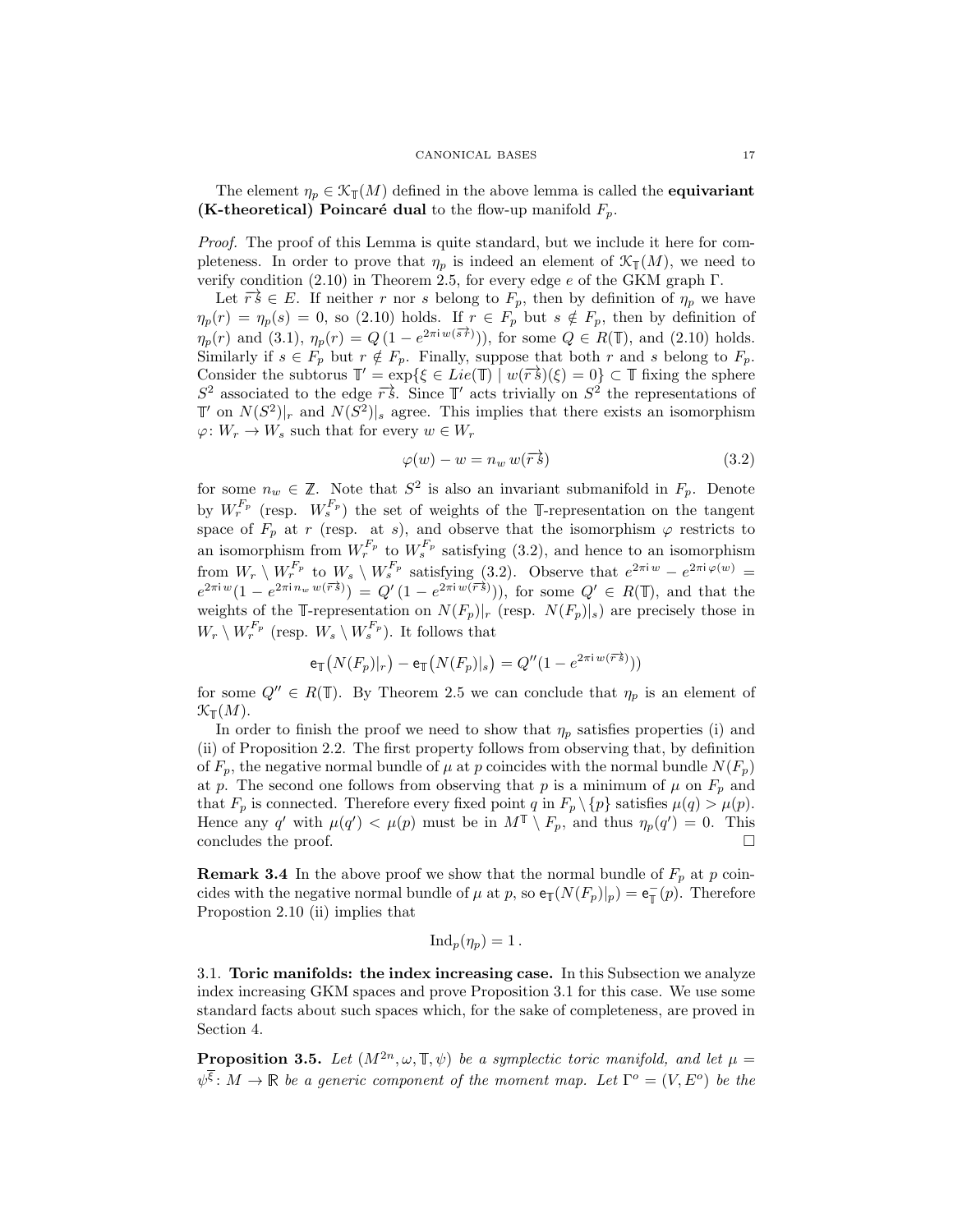The element $\eta_p \in \mathcal{K}_{\mathbb{T}}(M)$ defined in the above lemma is called the **equivariant (K-theoretical) Poincaré dual** to the flow-up manifold $F_p$.

*Proof.* The proof of this Lemma is quite standard, but we include it here for completeness. In order to prove that $\eta_p$ is indeed an element of $\mathcal{K}_{\mathbb{T}}(M)$, we need to verify condition (2.10) in Theorem 2.5, for every edge $e$ of the GKM graph $\Gamma$.

Let $\overrightarrow{r\,s} \in E$. If neither $r$ nor $s$ belong to $F_p$, then by definition of $\eta_p$ we have $\eta_p(r) = \eta_p(s) = 0$, so (2.10) holds. If $r \in F_p$ but $s \notin F_p$, then by definition of $\eta_p(r)$ and (3.1), $\eta_p(r) = Q\,(1 - e^{2\pi \mathrm{i}\, w(\overrightarrow{s\,r})})$, for some $Q \in R(\mathbb{T})$, and (2.10) holds. Similarly if $s \in F_p$ but $r \notin F_p$. Finally, suppose that both $r$ and $s$ belong to $F_p$. Consider the subtorus $\mathbb{T}' = \exp\{\xi \in Lie(\mathbb{T}) \mid w(\overrightarrow{r\,s})(\xi) = 0\} \subset \mathbb{T}$ fixing the sphere $S^2$ associated to the edge $\overrightarrow{r\,s}$. Since $\mathbb{T}'$ acts trivially on $S^2$ the representations of $\mathbb{T}'$ on $N(S^2)|_r$ and $N(S^2)|_s$ agree. This implies that there exists an isomorphism $\varphi\colon W_r \to W_s$ such that for every $w \in W_r$

$$\varphi(w) - w = n_w\, w(\overrightarrow{r\,s}) \tag{3.2}$$

for some $n_w \in \mathbb{Z}$. Note that $S^2$ is also an invariant submanifold in $F_p$. Denote by $W_r^{F_p}$ (resp. $W_s^{F_p}$) the set of weights of the $\mathbb{T}$-representation on the tangent space of $F_p$ at $r$ (resp. at $s$), and observe that the isomorphism $\varphi$ restricts to an isomorphism from $W_r^{F_p}$ to $W_s^{F_p}$ satisfying (3.2), and hence to an isomorphism from $W_r \setminus W_r^{F_p}$ to $W_s \setminus W_s^{F_p}$ satisfying (3.2). Observe that $e^{2\pi \mathrm{i}\, w} - e^{2\pi \mathrm{i}\, \varphi(w)} = e^{2\pi \mathrm{i}\, w}(1 - e^{2\pi \mathrm{i}\, n_w\, w(\overrightarrow{r\,s})}) = Q'\,(1 - e^{2\pi \mathrm{i}\, w(\overrightarrow{r\,s})}))$, for some $Q' \in R(\mathbb{T})$, and that the weights of the $\mathbb{T}$-representation on $N(F_p)|_r$ (resp. $N(F_p)|_s$) are precisely those in $W_r \setminus W_r^{F_p}$ (resp. $W_s \setminus W_s^{F_p}$). It follows that

$$\mathsf{e}_{\mathbb{T}}\big(N(F_p)|_r\big) - \mathsf{e}_{\mathbb{T}}\big(N(F_p)|_s\big) = Q''(1 - e^{2\pi \mathrm{i}\, w(\overrightarrow{r\,s})}))$$

for some $Q'' \in R(\mathbb{T})$. By Theorem 2.5 we can conclude that $\eta_p$ is an element of $\mathcal{K}_{\mathbb{T}}(M)$.

In order to finish the proof we need to show that $\eta_p$ satisfies properties (i) and (ii) of Proposition 2.2. The first property follows from observing that, by definition of $F_p$, the negative normal bundle of $\mu$ at $p$ coincides with the normal bundle $N(F_p)$ at $p$. The second one follows from observing that $p$ is a minimum of $\mu$ on $F_p$ and that $F_p$ is connected. Therefore every fixed point $q$ in $F_p \setminus \{p\}$ satisfies $\mu(q) > \mu(p)$. Hence any $q'$ with $\mu(q') < \mu(p)$ must be in $M^{\mathbb{T}} \setminus F_p$, and thus $\eta_p(q') = 0$. This concludes the proof. $\square$

**Remark 3.4** In the above proof we show that the normal bundle of $F_p$ at $p$ coincides with the negative normal bundle of $\mu$ at $p$, so $\mathsf{e}_{\mathbb{T}}(N(F_p)|_p) = \mathsf{e}_{\mathbb{T}}^-(p)$. Therefore Propostion 2.10 (ii) implies that

$$\mathrm{Ind}_p(\eta_p) = 1\,.$$

3.1. **Toric manifolds: the index increasing case.** In this Subsection we analyze index increasing GKM spaces and prove Proposition 3.1 for this case. We use some standard facts about such spaces which, for the sake of completeness, are proved in Section 4.

**Proposition 3.5.** *Let $(M^{2n}, \omega, \mathbb{T}, \psi)$ be a symplectic toric manifold, and let $\mu = \psi^{\xi}\colon M \to \mathbb{R}$ be a generic component of the moment map. Let $\Gamma^o = (V, E^o)$ be the*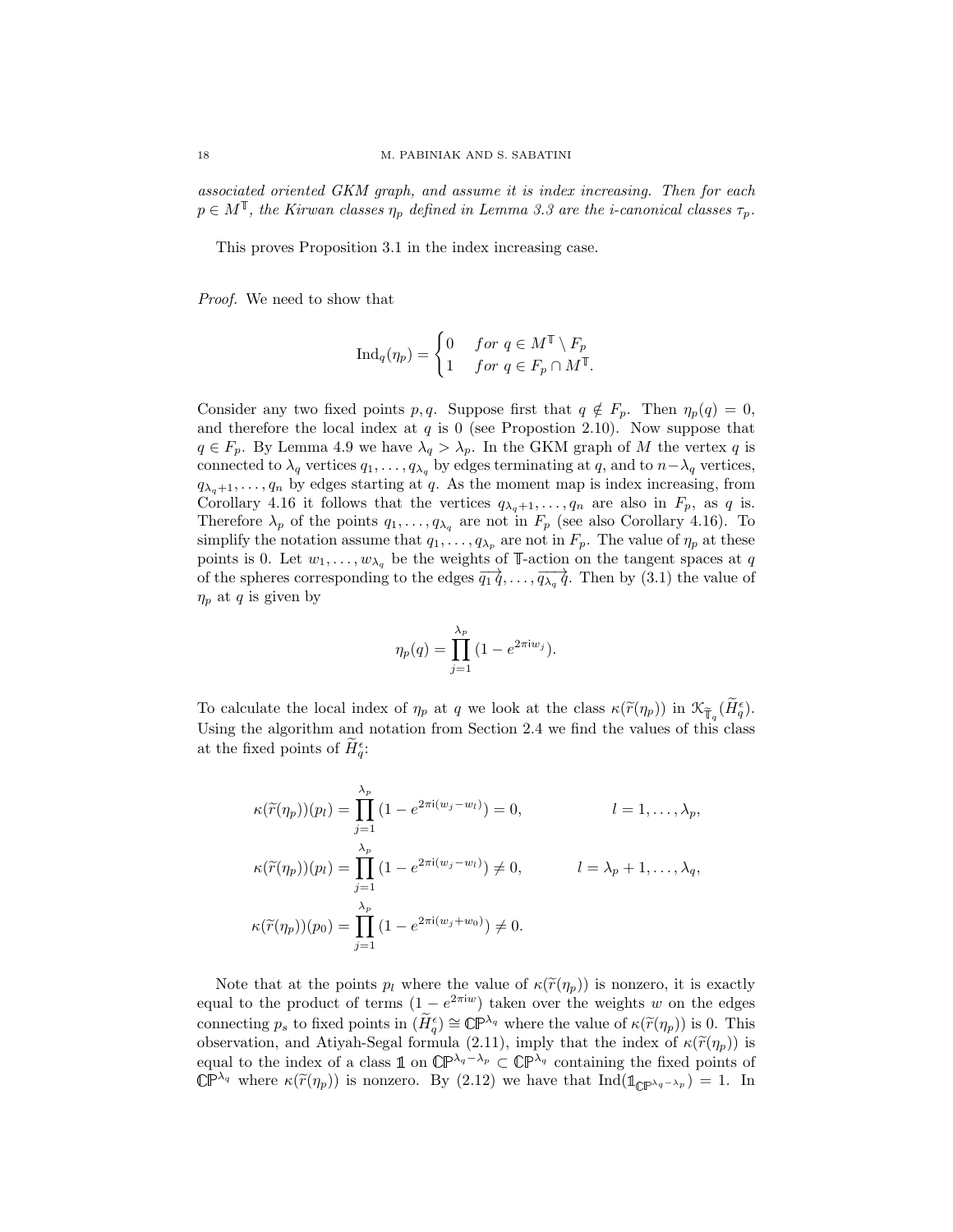*associated oriented GKM graph, and assume it is index increasing. Then for each $p \in M^{\mathbb{T}}$, the Kirwan classes $\eta_p$ defined in Lemma 3.3 are the i-canonical classes $\tau_p$.*

This proves Proposition 3.1 in the index increasing case.

*Proof.* We need to show that

$$\operatorname{Ind}_q(\eta_p) = \begin{cases} 0 & \text{for } q \in M^{\mathbb{T}} \setminus F_p \\ 1 & \text{for } q \in F_p \cap M^{\mathbb{T}}. \end{cases}$$

Consider any two fixed points $p, q$. Suppose first that $q \notin F_p$. Then $\eta_p(q) = 0$, and therefore the local index at $q$ is 0 (see Propostion 2.10). Now suppose that $q \in F_p$. By Lemma 4.9 we have $\lambda_q > \lambda_p$. In the GKM graph of $M$ the vertex $q$ is connected to $\lambda_q$ vertices $q_1, \ldots, q_{\lambda_q}$ by edges terminating at $q$, and to $n - \lambda_q$ vertices, $q_{\lambda_q+1}, \ldots, q_n$ by edges starting at $q$. As the moment map is index increasing, from Corollary 4.16 it follows that the vertices $q_{\lambda_q+1}, \ldots, q_n$ are also in $F_p$, as $q$ is. Therefore $\lambda_p$ of the points $q_1, \ldots, q_{\lambda_q}$ are not in $F_p$ (see also Corollary 4.16). To simplify the notation assume that $q_1, \ldots, q_{\lambda_p}$ are not in $F_p$. The value of $\eta_p$ at these points is 0. Let $w_1, \ldots, w_{\lambda_q}$ be the weights of $\mathbb{T}$-action on the tangent spaces at $q$ of the spheres corresponding to the edges $\overrightarrow{q_1\, q}, \ldots, \overrightarrow{q_{\lambda_q}\, q}$. Then by (3.1) the value of $\eta_p$ at $q$ is given by

$$\eta_p(q) = \prod_{j=1}^{\lambda_p} (1 - e^{2\pi \mathrm{i} w_j}).$$

To calculate the local index of $\eta_p$ at $q$ we look at the class $\kappa(\widetilde{r}(\eta_p))$ in $\mathcal{K}_{\widetilde{\mathbb{T}}_q}(\widetilde{H}_q^{\epsilon})$. Using the algorithm and notation from Section 2.4 we find the values of this class at the fixed points of $\widetilde{H}_q^{\epsilon}$:

$$\kappa(\widetilde{r}(\eta_p))(p_l) = \prod_{j=1}^{\lambda_p} (1 - e^{2\pi \mathrm{i}(w_j - w_l)}) = 0, \qquad\qquad l = 1, \ldots, \lambda_p,$$

$$\kappa(\widetilde{r}(\eta_p))(p_l) = \prod_{j=1}^{\lambda_p} (1 - e^{2\pi \mathrm{i}(w_j - w_l)}) \neq 0, \qquad\qquad l = \lambda_p + 1, \ldots, \lambda_q,$$

$$\kappa(\widetilde{r}(\eta_p))(p_0) = \prod_{j=1}^{\lambda_p} (1 - e^{2\pi \mathrm{i}(w_j + w_0)}) \neq 0.$$

Note that at the points $p_l$ where the value of $\kappa(\widetilde{r}(\eta_p))$ is nonzero, it is exactly equal to the product of terms $(1 - e^{2\pi \mathrm{i} w})$ taken over the weights $w$ on the edges connecting $p_s$ to fixed points in $(\widetilde{H}_q^{\epsilon}) \cong \mathbb{CP}^{\lambda_q}$ where the value of $\kappa(\widetilde{r}(\eta_p))$ is 0. This observation, and Atiyah-Segal formula (2.11), imply that the index of $\kappa(\widetilde{r}(\eta_p))$ is equal to the index of a class $\mathbb{1}$ on $\mathbb{CP}^{\lambda_q - \lambda_p} \subset \mathbb{CP}^{\lambda_q}$ containing the fixed points of $\mathbb{CP}^{\lambda_q}$ where $\kappa(\widetilde{r}(\eta_p))$ is nonzero. By (2.12) we have that $\operatorname{Ind}(\mathbb{1}_{\mathbb{CP}^{\lambda_q - \lambda_p}}) = 1$. In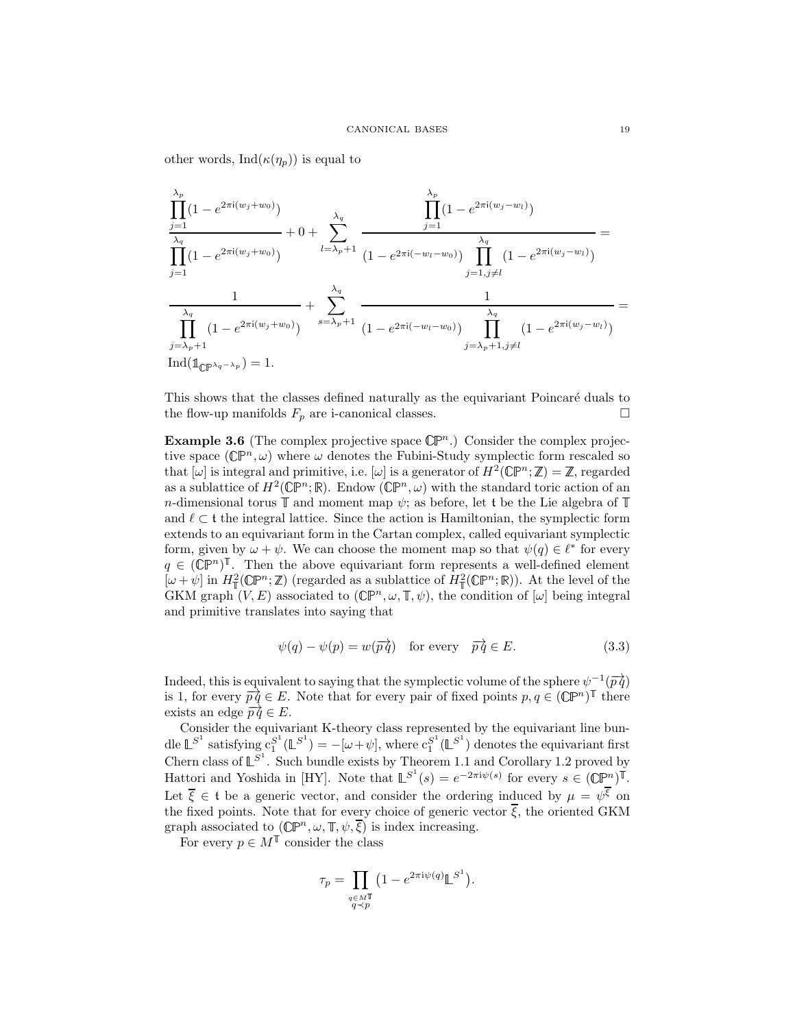other words, $\mathrm{Ind}(\kappa(\eta_p))$ is equal to

$$
\frac{\prod_{j=1}^{\lambda_p}(1-e^{2\pi \mathrm{i}(w_j+w_0)})}{\prod_{j=1}^{\lambda_q}(1-e^{2\pi \mathrm{i}(w_j+w_0)})} + 0 + \sum_{l=\lambda_p+1}^{\lambda_q} \frac{\prod_{j=1}^{\lambda_p}(1-e^{2\pi \mathrm{i}(w_j-w_l)})}{(1-e^{2\pi \mathrm{i}(-w_l-w_0)})\prod_{j=1, j\neq l}^{\lambda_q}(1-e^{2\pi \mathrm{i}(w_j-w_l)})} =
$$

$$
\frac{1}{\prod_{j=\lambda_p+1}^{\lambda_q}(1-e^{2\pi \mathrm{i}(w_j+w_0)})} + \sum_{s=\lambda_p+1}^{\lambda_q} \frac{1}{(1-e^{2\pi \mathrm{i}(-w_l-w_0)})\prod_{j=\lambda_p+1, j\neq l}^{\lambda_q}(1-e^{2\pi \mathrm{i}(w_j-w_l)})} =
$$

$\mathrm{Ind}(\mathbb{1}_{\mathbb{CP}^{\lambda_q-\lambda_p}})=1.$

This shows that the classes defined naturally as the equivariant Poincaré duals to the flow-up manifolds $F_p$ are i-canonical classes. $\square$

**Example 3.6** (The complex projective space $\mathbb{CP}^n$.) Consider the complex projective space $(\mathbb{CP}^n,\omega)$ where $\omega$ denotes the Fubini-Study symplectic form rescaled so that $[\omega]$ is integral and primitive, i.e. $[\omega]$ is a generator of $H^2(\mathbb{CP}^n;\mathbb{Z})=\mathbb{Z}$, regarded as a sublattice of $H^2(\mathbb{CP}^n;\mathbb{R})$. Endow $(\mathbb{CP}^n,\omega)$ with the standard toric action of an $n$-dimensional torus $\mathbb{T}$ and moment map $\psi$; as before, let $\mathfrak{t}$ be the Lie algebra of $\mathbb{T}$ and $\ell\subset\mathfrak{t}$ the integral lattice. Since the action is Hamiltonian, the symplectic form extends to an equivariant form in the Cartan complex, called equivariant symplectic form, given by $\omega+\psi$. We can choose the moment map so that $\psi(q)\in\ell^*$ for every $q\in(\mathbb{CP}^n)^{\mathbb{T}}$. Then the above equivariant form represents a well-defined element $[\omega+\psi]$ in $H^2_{\mathbb{T}}(\mathbb{CP}^n;\mathbb{Z})$ (regarded as a sublattice of $H^2_{\mathbb{T}}(\mathbb{CP}^n;\mathbb{R})$). At the level of the GKM graph $(V,E)$ associated to $(\mathbb{CP}^n,\omega,\mathbb{T},\psi)$, the condition of $[\omega]$ being integral and primitive translates into saying that

$$
\psi(q)-\psi(p)=w(\overrightarrow{p\,q}) \quad \text{for every} \quad \overrightarrow{p\,q}\in E. \tag{3.3}
$$

Indeed, this is equivalent to saying that the symplectic volume of the sphere $\psi^{-1}(\overrightarrow{p\,q})$ is 1, for every $\overrightarrow{p\,q}\in E$. Note that for every pair of fixed points $p,q\in(\mathbb{CP}^n)^{\mathbb{T}}$ there exists an edge $\overrightarrow{p\,q}\in E$.

Consider the equivariant K-theory class represented by the equivariant line bundle $\mathbb{L}^{S^1}$ satisfying $c_1^{S^1}(\mathbb{L}^{S^1})=-[\omega+\psi]$, where $c_1^{S^1}(\mathbb{L}^{S^1})$ denotes the equivariant first Chern class of $\mathbb{L}^{S^1}$. Such bundle exists by Theorem 1.1 and Corollary 1.2 proved by Hattori and Yoshida in [HY]. Note that $\mathbb{L}^{S^1}(s)=e^{-2\pi \mathrm{i}\psi(s)}$ for every $s\in(\mathbb{CP}^n)^{\mathbb{T}}$. Let $\overline{\xi}\in\mathfrak{t}$ be a generic vector, and consider the ordering induced by $\mu=\psi^{\overline{\xi}}$ on the fixed points. Note that for every choice of generic vector $\overline{\xi}$, the oriented GKM graph associated to $(\mathbb{CP}^n,\omega,\mathbb{T},\psi,\overline{\xi})$ is index increasing.

For every $p\in M^{\mathbb{T}}$ consider the class

$$
\tau_p=\prod_{\substack{q\in M^{\mathbb{T}}\\ q\prec p}}\left(1-e^{2\pi \mathrm{i}\psi(q)}\mathbb{L}^{S^1}\right).
$$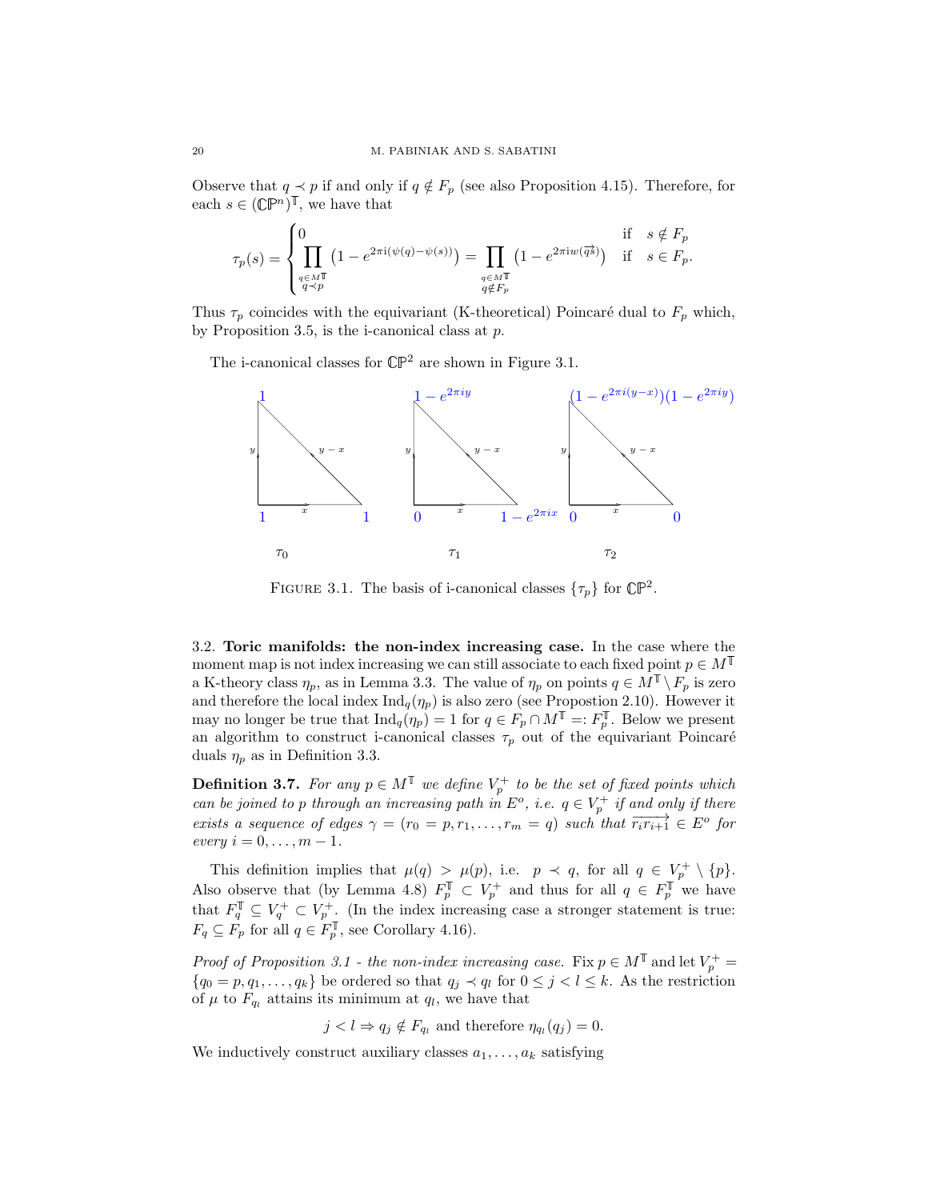Observe that $q \prec p$ if and only if $q \notin F_p$ (see also Proposition 4.15). Therefore, for each $s \in (\mathbb{CP}^n)^{\mathbb{T}}$, we have that

$$
\tau_p(s) = \begin{cases} 0 & \text{if} \quad s \notin F_p \\ \displaystyle\prod_{\substack{q \in M^{\mathbb{T}} \\ q \prec p}} \left(1 - e^{2\pi \mathrm{i}(\psi(q) - \psi(s))}\right) = \prod_{\substack{q \in M^{\mathbb{T}} \\ q \notin F_p}} \left(1 - e^{2\pi \mathrm{i} w(\overrightarrow{qs})}\right) & \text{if} \quad s \in F_p. \end{cases}
$$

Thus $\tau_p$ coincides with the equivariant (K-theoretical) Poincaré dual to $F_p$ which, by Proposition 3.5, is the i-canonical class at $p$.

The i-canonical classes for $\mathbb{CP}^2$ are shown in Figure 3.1.

FIGURE 3.1. The basis of i-canonical classes $\{\tau_p\}$ for $\mathbb{CP}^2$.

### 3.2. Toric manifolds: the non-index increasing case.

In the case where the moment map is not index increasing we can still associate to each fixed point $p \in M^{\mathbb{T}}$ a K-theory class $\eta_p$, as in Lemma 3.3. The value of $\eta_p$ on points $q \in M^{\mathbb{T}} \setminus F_p$ is zero and therefore the local index $\mathrm{Ind}_q(\eta_p)$ is also zero (see Propostion 2.10). However it may no longer be true that $\mathrm{Ind}_q(\eta_p) = 1$ for $q \in F_p \cap M^{\mathbb{T}} =: F_p^{\mathbb{T}}$. Below we present an algorithm to construct i-canonical classes $\tau_p$ out of the equivariant Poincaré duals $\eta_p$ as in Definition 3.3.

**Definition 3.7.** *For any $p \in M^{\mathbb{T}}$ we define $V_p^+$ to be the set of fixed points which can be joined to $p$ through an increasing path in $E^o$, i.e. $q \in V_p^+$ if and only if there exists a sequence of edges $\gamma = (r_0 = p, r_1, \ldots, r_m = q)$ such that $\overrightarrow{r_i r_{i+1}} \in E^o$ for every $i = 0, \ldots, m-1$.*

This definition implies that $\mu(q) > \mu(p)$, i.e. $p \prec q$, for all $q \in V_p^+ \setminus \{p\}$. Also observe that (by Lemma 4.8) $F_p^{\mathbb{T}} \subset V_p^+$ and thus for all $q \in F_p^{\mathbb{T}}$ we have that $F_q^{\mathbb{T}} \subseteq V_q^+ \subset V_p^+$. (In the index increasing case a stronger statement is true: $F_q \subseteq F_p$ for all $q \in F_p^{\mathbb{T}}$, see Corollary 4.16).

*Proof of Proposition 3.1 - the non-index increasing case.* Fix $p \in M^{\mathbb{T}}$ and let $V_p^+ = \{q_0 = p, q_1, \ldots, q_k\}$ be ordered so that $q_j \prec q_l$ for $0 \leq j < l \leq k$. As the restriction of $\mu$ to $F_{q_l}$ attains its minimum at $q_l$, we have that

$$
j < l \Rightarrow q_j \notin F_{q_l} \text{ and therefore } \eta_{q_l}(q_j) = 0.
$$

We inductively construct auxiliary classes $a_1, \ldots, a_k$ satisfying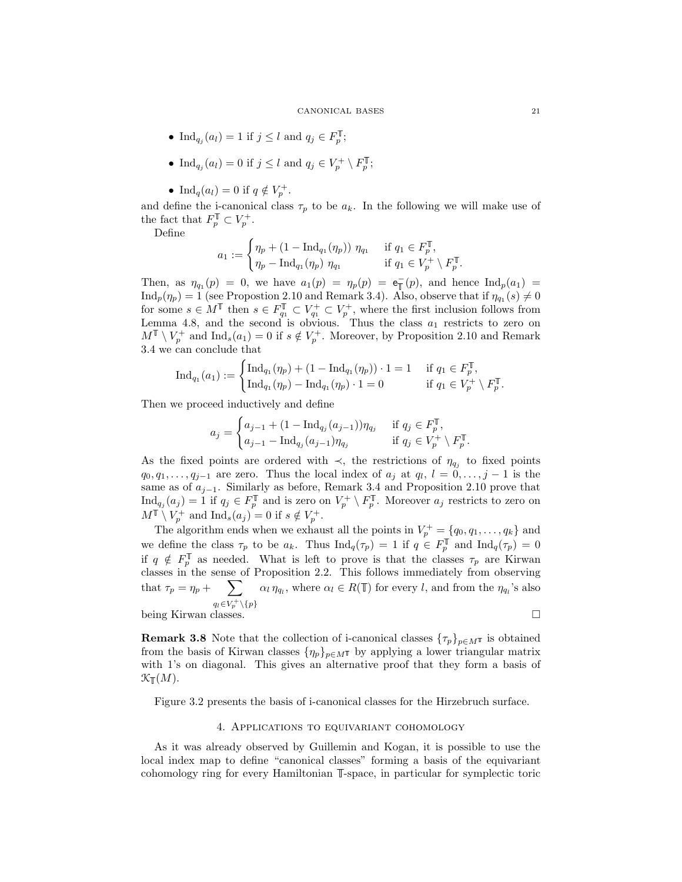- $\mathrm{Ind}_{q_j}(a_l) = 1$ if $j \leq l$ and $q_j \in F_p^{\mathbb{T}}$;
- $\mathrm{Ind}_{q_j}(a_l) = 0$ if $j \leq l$ and $q_j \in V_p^+ \setminus F_p^{\mathbb{T}}$;
- $\mathrm{Ind}_q(a_l) = 0$ if $q \notin V_p^+$.

and define the i-canonical class $\tau_p$ to be $a_k$. In the following we will make use of the fact that $F_p^{\mathbb{T}} \subset V_p^+$.

Define

$$a_1 := \begin{cases} \eta_p + (1 - \mathrm{Ind}_{q_1}(\eta_p))\ \eta_{q_1} & \text{if } q_1 \in F_p^{\mathbb{T}}, \\ \eta_p - \mathrm{Ind}_{q_1}(\eta_p)\ \eta_{q_1} & \text{if } q_1 \in V_p^+ \setminus F_p^{\mathbb{T}}. \end{cases}$$

Then, as $\eta_{q_1}(p) = 0$, we have $a_1(p) = \eta_p(p) = \mathsf{e}_{\mathbb{T}}^-(p)$, and hence $\mathrm{Ind}_p(a_1) = \mathrm{Ind}_p(\eta_p) = 1$ (see Propostion 2.10 and Remark 3.4). Also, observe that if $\eta_{q_1}(s) \neq 0$ for some $s \in M^{\mathbb{T}}$ then $s \in F_{q_1}^{\mathbb{T}} \subset V_{q_1}^+ \subset V_p^+$, where the first inclusion follows from Lemma 4.8, and the second is obvious. Thus the class $a_1$ restricts to zero on $M^{\mathbb{T}} \setminus V_p^+$ and $\mathrm{Ind}_s(a_1) = 0$ if $s \notin V_p^+$. Moreover, by Proposition 2.10 and Remark 3.4 we can conclude that

$$\mathrm{Ind}_{q_1}(a_1) := \begin{cases} \mathrm{Ind}_{q_1}(\eta_p) + (1 - \mathrm{Ind}_{q_1}(\eta_p)) \cdot 1 = 1 & \text{if } q_1 \in F_p^{\mathbb{T}}, \\ \mathrm{Ind}_{q_1}(\eta_p) - \mathrm{Ind}_{q_1}(\eta_p) \cdot 1 = 0 & \text{if } q_1 \in V_p^+ \setminus F_p^{\mathbb{T}}. \end{cases}$$

Then we proceed inductively and define

$$a_j = \begin{cases} a_{j-1} + (1 - \mathrm{Ind}_{q_j}(a_{j-1}))\eta_{q_j} & \text{if } q_j \in F_p^{\mathbb{T}}, \\ a_{j-1} - \mathrm{Ind}_{q_j}(a_{j-1})\eta_{q_j} & \text{if } q_j \in V_p^+ \setminus F_p^{\mathbb{T}}. \end{cases}$$

As the fixed points are ordered with $\prec$, the restrictions of $\eta_{q_j}$ to fixed points $q_0, q_1, \ldots, q_{j-1}$ are zero. Thus the local index of $a_j$ at $q_l$, $l = 0, \ldots, j-1$ is the same as of $a_{j-1}$. Similarly as before, Remark 3.4 and Proposition 2.10 prove that $\mathrm{Ind}_{q_j}(a_j) = 1$ if $q_j \in F_p^{\mathbb{T}}$ and is zero on $V_p^+ \setminus F_p^{\mathbb{T}}$. Moreover $a_j$ restricts to zero on $M^{\mathbb{T}} \setminus V_p^+$ and $\mathrm{Ind}_s(a_j) = 0$ if $s \notin V_p^+$.

The algorithm ends when we exhaust all the points in $V_p^+ = \{q_0, q_1, \ldots, q_k\}$ and we define the class $\tau_p$ to be $a_k$. Thus $\mathrm{Ind}_q(\tau_p) = 1$ if $q \in F_p^{\mathbb{T}}$ and $\mathrm{Ind}_q(\tau_p) = 0$ if $q \notin F_p^{\mathbb{T}}$ as needed. What is left to prove is that the classes $\tau_p$ are Kirwan classes in the sense of Proposition 2.2. This follows immediately from observing that $\tau_p = \eta_p + \sum_{q_l \in V_p^+ \setminus \{p\}} \alpha_l\, \eta_{q_l}$, where $\alpha_l \in R(\mathbb{T})$ for every $l$, and from the $\eta_{q_l}$'s also being Kirwan classes. $\square$

**Remark 3.8** Note that the collection of i-canonical classes $\{\tau_p\}_{p \in M^{\mathbb{T}}}$ is obtained from the basis of Kirwan classes $\{\eta_p\}_{p \in M^{\mathbb{T}}}$ by applying a lower triangular matrix with 1's on diagonal. This gives an alternative proof that they form a basis of $\mathcal{K}_{\mathbb{T}}(M)$.

Figure 3.2 presents the basis of i-canonical classes for the Hirzebruch surface.

## 4. Applications to equivariant cohomology

As it was already observed by Guillemin and Kogan, it is possible to use the local index map to define "canonical classes" forming a basis of the equivariant cohomology ring for every Hamiltonian $\mathbb{T}$-space, in particular for symplectic toric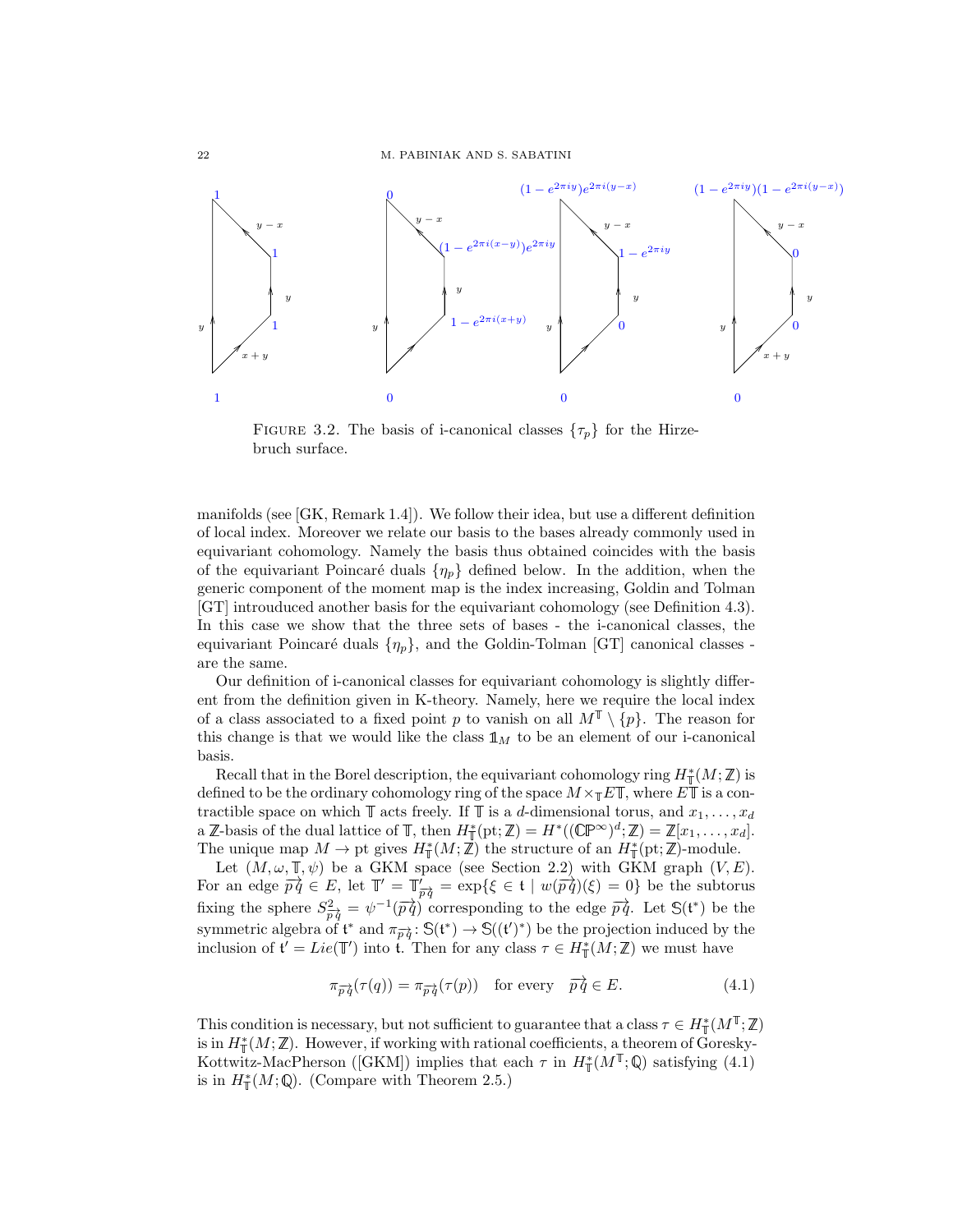FIGURE 3.2. The basis of i-canonical classes $\{\tau_p\}$ for the Hirzebruch surface.

manifolds (see [GK, Remark 1.4]). We follow their idea, but use a different definition of local index. Moreover we relate our basis to the bases already commonly used in equivariant cohomology. Namely the basis thus obtained coincides with the basis of the equivariant Poincaré duals $\{\eta_p\}$ defined below. In the addition, when the generic component of the moment map is the index increasing, Goldin and Tolman [GT] introuduced another basis for the equivariant cohomology (see Definition 4.3). In this case we show that the three sets of bases - the i-canonical classes, the equivariant Poincaré duals $\{\eta_p\}$, and the Goldin-Tolman [GT] canonical classes - are the same.

Our definition of i-canonical classes for equivariant cohomology is slightly different from the definition given in K-theory. Namely, here we require the local index of a class associated to a fixed point $p$ to vanish on all $M^{\mathbb{T}} \setminus \{p\}$. The reason for this change is that we would like the class $\mathbb{1}_M$ to be an element of our i-canonical basis.

Recall that in the Borel description, the equivariant cohomology ring $H^*_{\mathbb{T}}(M;\mathbb{Z})$ is defined to be the ordinary cohomology ring of the space $M \times_{\mathbb{T}} E\mathbb{T}$, where $E\mathbb{T}$ is a contractible space on which $\mathbb{T}$ acts freely. If $\mathbb{T}$ is a $d$-dimensional torus, and $x_1, \ldots, x_d$ a $\mathbb{Z}$-basis of the dual lattice of $\mathbb{T}$, then $H^*_{\mathbb{T}}(\mathrm{pt};\mathbb{Z}) = H^*((\mathbb{CP}^\infty)^d;\mathbb{Z}) = \mathbb{Z}[x_1, \ldots, x_d]$. The unique map $M \to \mathrm{pt}$ gives $H^*_{\mathbb{T}}(M;\mathbb{Z})$ the structure of an $H^*_{\mathbb{T}}(\mathrm{pt};\mathbb{Z})$-module.

Let $(M, \omega, \mathbb{T}, \psi)$ be a GKM space (see Section 2.2) with GKM graph $(V, E)$. For an edge $\overrightarrow{p\,q} \in E$, let $\mathbb{T}' = \mathbb{T}'_{\overrightarrow{p\,q}} = \exp\{\xi \in \mathfrak{t} \mid w(\overrightarrow{p\,q})(\xi) = 0\}$ be the subtorus fixing the sphere $S^2_{\overrightarrow{p\,q}} = \psi^{-1}(\overrightarrow{p\,q})$ corresponding to the edge $\overrightarrow{p\,q}$. Let $\mathbb{S}(\mathfrak{t}^*)$ be the symmetric algebra of $\mathfrak{t}^*$ and $\pi_{\overrightarrow{p\,q}} \colon \mathbb{S}(\mathfrak{t}^*) \to \mathbb{S}((\mathfrak{t}')^*)$ be the projection induced by the inclusion of $\mathfrak{t}' = Lie(\mathbb{T}')$ into $\mathfrak{t}$. Then for any class $\tau \in H^*_{\mathbb{T}}(M;\mathbb{Z})$ we must have

$$\pi_{\overrightarrow{p\,q}}(\tau(q)) = \pi_{\overrightarrow{p\,q}}(\tau(p)) \quad \text{for every} \quad \overrightarrow{p\,q} \in E. \tag{4.1}$$

This condition is necessary, but not sufficient to guarantee that a class $\tau \in H^*_{\mathbb{T}}(M^{\mathbb{T}};\mathbb{Z})$ is in $H^*_{\mathbb{T}}(M;\mathbb{Z})$. However, if working with rational coefficients, a theorem of Goresky-Kottwitz-MacPherson ([GKM]) implies that each $\tau$ in $H^*_{\mathbb{T}}(M^{\mathbb{T}};\mathbb{Q})$ satisfying (4.1) is in $H^*_{\mathbb{T}}(M;\mathbb{Q})$. (Compare with Theorem 2.5.)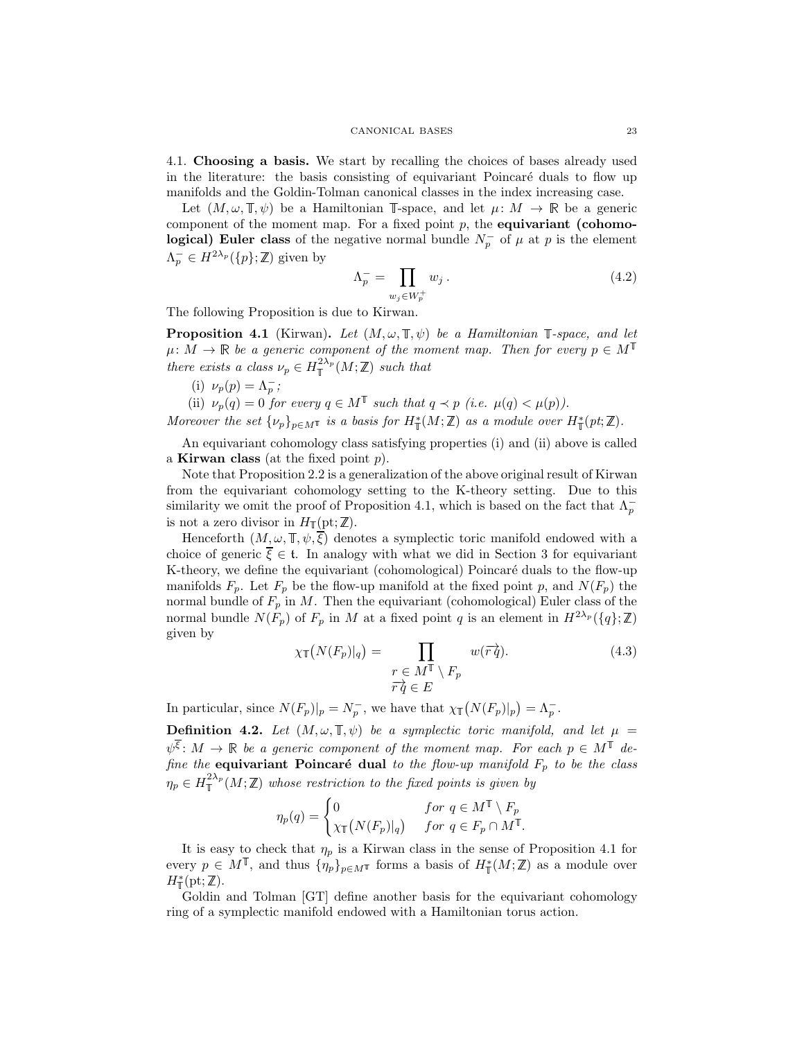4.1. **Choosing a basis.** We start by recalling the choices of bases already used in the literature: the basis consisting of equivariant Poincaré duals to flow up manifolds and the Goldin-Tolman canonical classes in the index increasing case.

Let $(M, \omega, \mathbb{T}, \psi)$ be a Hamiltonian $\mathbb{T}$-space, and let $\mu\colon M \to \mathbb{R}$ be a generic component of the moment map. For a fixed point $p$, the **equivariant (cohomological) Euler class** of the negative normal bundle $N_p^-$ of $\mu$ at $p$ is the element $\Lambda_p^- \in H^{2\lambda_p}(\{p\};\mathbb{Z})$ given by

$$\Lambda_p^- = \prod_{w_j \in W_p^+} w_j \,. \tag{4.2}$$

The following Proposition is due to Kirwan.

**Proposition 4.1** (Kirwan)**.** *Let $(M, \omega, \mathbb{T}, \psi)$ be a Hamiltonian $\mathbb{T}$-space, and let $\mu\colon M \to \mathbb{R}$ be a generic component of the moment map. Then for every $p \in M^{\mathbb{T}}$ there exists a class $\nu_p \in H_{\mathbb{T}}^{2\lambda_p}(M;\mathbb{Z})$ such that*

(i) *$\nu_p(p) = \Lambda_p^-$;*

(ii) *$\nu_p(q) = 0$ for every $q \in M^{\mathbb{T}}$ such that $q \prec p$ (i.e. $\mu(q) < \mu(p)$).*

*Moreover the set $\{\nu_p\}_{p \in M^{\mathbb{T}}}$ is a basis for $H_{\mathbb{T}}^*(M;\mathbb{Z})$ as a module over $H_{\mathbb{T}}^*(pt;\mathbb{Z})$.*

An equivariant cohomology class satisfying properties (i) and (ii) above is called a **Kirwan class** (at the fixed point $p$).

Note that Proposition 2.2 is a generalization of the above original result of Kirwan from the equivariant cohomology setting to the K-theory setting. Due to this similarity we omit the proof of Proposition 4.1, which is based on the fact that $\Lambda_p^-$ is not a zero divisor in $H_{\mathbb{T}}(\text{pt};\mathbb{Z})$.

Henceforth $(M, \omega, \mathbb{T}, \psi, \overline{\xi})$ denotes a symplectic toric manifold endowed with a choice of generic $\overline{\xi} \in \mathfrak{t}$. In analogy with what we did in Section 3 for equivariant K-theory, we define the equivariant (cohomological) Poincaré duals to the flow-up manifolds $F_p$. Let $F_p$ be the flow-up manifold at the fixed point $p$, and $N(F_p)$ the normal bundle of $F_p$ in $M$. Then the equivariant (cohomological) Euler class of the normal bundle $N(F_p)$ of $F_p$ in $M$ at a fixed point $q$ is an element in $H^{2\lambda_p}(\{q\};\mathbb{Z})$ given by

$$\chi_{\mathbb{T}}\big(N(F_p)|_q\big) = \prod_{\substack{r \in M^{\mathbb{T}} \setminus F_p \\ \overrightarrow{rq} \in E}} w(\overrightarrow{rq}). \tag{4.3}$$

In particular, since $N(F_p)|_p = N_p^-$, we have that $\chi_{\mathbb{T}}\big(N(F_p)|_p\big) = \Lambda_p^-$.

**Definition 4.2.** *Let $(M, \omega, \mathbb{T}, \psi)$ be a symplectic toric manifold, and let $\mu = \psi^{\overline{\xi}}\colon M \to \mathbb{R}$ be a generic component of the moment map. For each $p \in M^{\mathbb{T}}$ define the* **equivariant Poincaré dual** *to the flow-up manifold $F_p$ to be the class $\eta_p \in H_{\mathbb{T}}^{2\lambda_p}(M;\mathbb{Z})$ whose restriction to the fixed points is given by*

$$\eta_p(q) = \begin{cases} 0 & \text{for } q \in M^{\mathbb{T}} \setminus F_p \\ \chi_{\mathbb{T}}\big(N(F_p)|_q\big) & \text{for } q \in F_p \cap M^{\mathbb{T}}. \end{cases}$$

It is easy to check that $\eta_p$ is a Kirwan class in the sense of Proposition 4.1 for every $p \in M^{\mathbb{T}}$, and thus $\{\eta_p\}_{p \in M^{\mathbb{T}}}$ forms a basis of $H_{\mathbb{T}}^*(M;\mathbb{Z})$ as a module over $H_{\mathbb{T}}^*(\text{pt};\mathbb{Z})$.

Goldin and Tolman [GT] define another basis for the equivariant cohomology ring of a symplectic manifold endowed with a Hamiltonian torus action.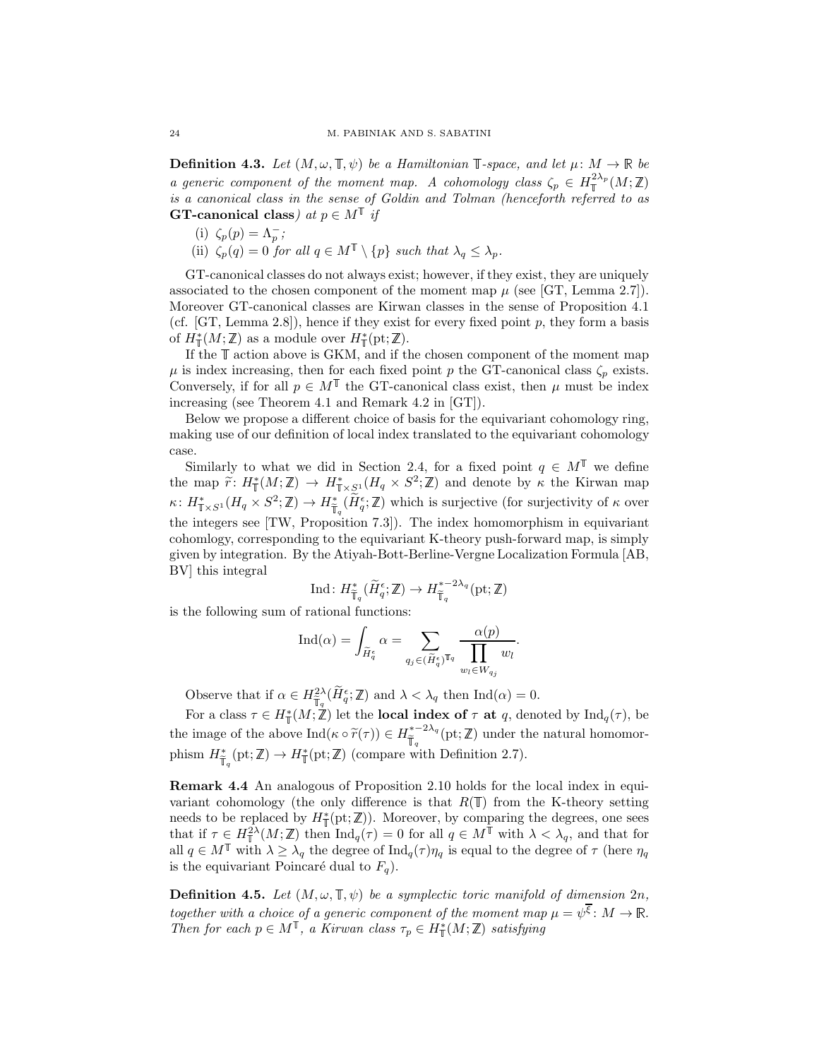**Definition 4.3.** *Let $(M, \omega, \mathbb{T}, \psi)$ be a Hamiltonian $\mathbb{T}$-space, and let $\mu\colon M \to \mathbb{R}$ be a generic component of the moment map. A cohomology class $\zeta_p \in H^{2\lambda_p}_{\mathbb{T}}(M;\mathbb{Z})$ is a canonical class in the sense of Goldin and Tolman (henceforth referred to as* **GT-canonical class***) at $p \in M^{\mathbb{T}}$ if*

(i) $\zeta_p(p) = \Lambda_p^-$;

(ii) $\zeta_p(q) = 0$ *for all* $q \in M^{\mathbb{T}} \setminus \{p\}$ *such that* $\lambda_q \leq \lambda_p$.

GT-canonical classes do not always exist; however, if they exist, they are uniquely associated to the chosen component of the moment map $\mu$ (see [GT, Lemma 2.7]). Moreover GT-canonical classes are Kirwan classes in the sense of Proposition 4.1 (cf. [GT, Lemma 2.8]), hence if they exist for every fixed point $p$, they form a basis of $H^*_{\mathbb{T}}(M;\mathbb{Z})$ as a module over $H^*_{\mathbb{T}}(\mathrm{pt};\mathbb{Z})$.

If the $\mathbb{T}$ action above is GKM, and if the chosen component of the moment map $\mu$ is index increasing, then for each fixed point $p$ the GT-canonical class $\zeta_p$ exists. Conversely, if for all $p \in M^{\mathbb{T}}$ the GT-canonical class exist, then $\mu$ must be index increasing (see Theorem 4.1 and Remark 4.2 in [GT]).

Below we propose a different choice of basis for the equivariant cohomology ring, making use of our definition of local index translated to the equivariant cohomology case.

Similarly to what we did in Section 2.4, for a fixed point $q \in M^{\mathbb{T}}$ we define the map $\widetilde{r}\colon H^*_{\mathbb{T}}(M;\mathbb{Z}) \to H^*_{\mathbb{T}\times S^1}(H_q \times S^2;\mathbb{Z})$ and denote by $\kappa$ the Kirwan map $\kappa\colon H^*_{\mathbb{T}\times S^1}(H_q \times S^2;\mathbb{Z}) \to H^*_{\widetilde{\mathbb{T}}_q}(\widetilde{H}^{\epsilon}_q;\mathbb{Z})$ which is surjective (for surjectivity of $\kappa$ over the integers see [TW, Proposition 7.3]). The index homomorphism in equivariant cohomlogy, corresponding to the equivariant K-theory push-forward map, is simply given by integration. By the Atiyah-Bott-Berline-Vergne Localization Formula [AB, BV] this integral

$$\mathrm{Ind}\colon H^*_{\widetilde{\mathbb{T}}_q}(\widetilde{H}^{\epsilon}_q;\mathbb{Z}) \to H^{*-2\lambda_q}_{\widetilde{\mathbb{T}}_q}(\mathrm{pt};\mathbb{Z})$$

is the following sum of rational functions:

$$\mathrm{Ind}(\alpha) = \int_{\widetilde{H}^{\epsilon}_q} \alpha = \sum_{q_j \in (\widetilde{H}^{\epsilon}_q)^{\mathbb{T}_q}} \frac{\alpha(p)}{\prod_{w_l \in W_{q_j}} w_l}.$$

Observe that if $\alpha \in H^{2\lambda}_{\widetilde{\mathbb{T}}_q}(\widetilde{H}^{\epsilon}_q;\mathbb{Z})$ and $\lambda < \lambda_q$ then $\mathrm{Ind}(\alpha) = 0$.

For a class $\tau \in H^*_{\mathbb{T}}(M;\mathbb{Z})$ let the **local index of** $\tau$ **at** $q$, denoted by $\mathrm{Ind}_q(\tau)$, be the image of the above $\mathrm{Ind}(\kappa \circ \widetilde{r}(\tau)) \in H^{*-2\lambda_q}_{\widetilde{\mathbb{T}}_q}(\mathrm{pt};\mathbb{Z})$ under the natural homomorphism $H^*_{\widetilde{\mathbb{T}}_q}(\mathrm{pt};\mathbb{Z}) \to H^*_{\mathbb{T}}(\mathrm{pt};\mathbb{Z})$ (compare with Definition 2.7).

**Remark 4.4** An analogous of Proposition 2.10 holds for the local index in equivariant cohomology (the only difference is that $R(\mathbb{T})$ from the K-theory setting needs to be replaced by $H^*_{\mathbb{T}}(\mathrm{pt};\mathbb{Z})$). Moreover, by comparing the degrees, one sees that if $\tau \in H^{2\lambda}_{\mathbb{T}}(M;\mathbb{Z})$ then $\mathrm{Ind}_q(\tau) = 0$ for all $q \in M^{\mathbb{T}}$ with $\lambda < \lambda_q$, and that for all $q \in M^{\mathbb{T}}$ with $\lambda \geq \lambda_q$ the degree of $\mathrm{Ind}_q(\tau)\eta_q$ is equal to the degree of $\tau$ (here $\eta_q$ is the equivariant Poincaré dual to $F_q$).

**Definition 4.5.** *Let $(M, \omega, \mathbb{T}, \psi)$ be a symplectic toric manifold of dimension $2n$, together with a choice of a generic component of the moment map $\mu = \psi^{\overline{\xi}}\colon M \to \mathbb{R}$. Then for each $p \in M^{\mathbb{T}}$, a Kirwan class $\tau_p \in H^*_{\mathbb{T}}(M;\mathbb{Z})$ satisfying*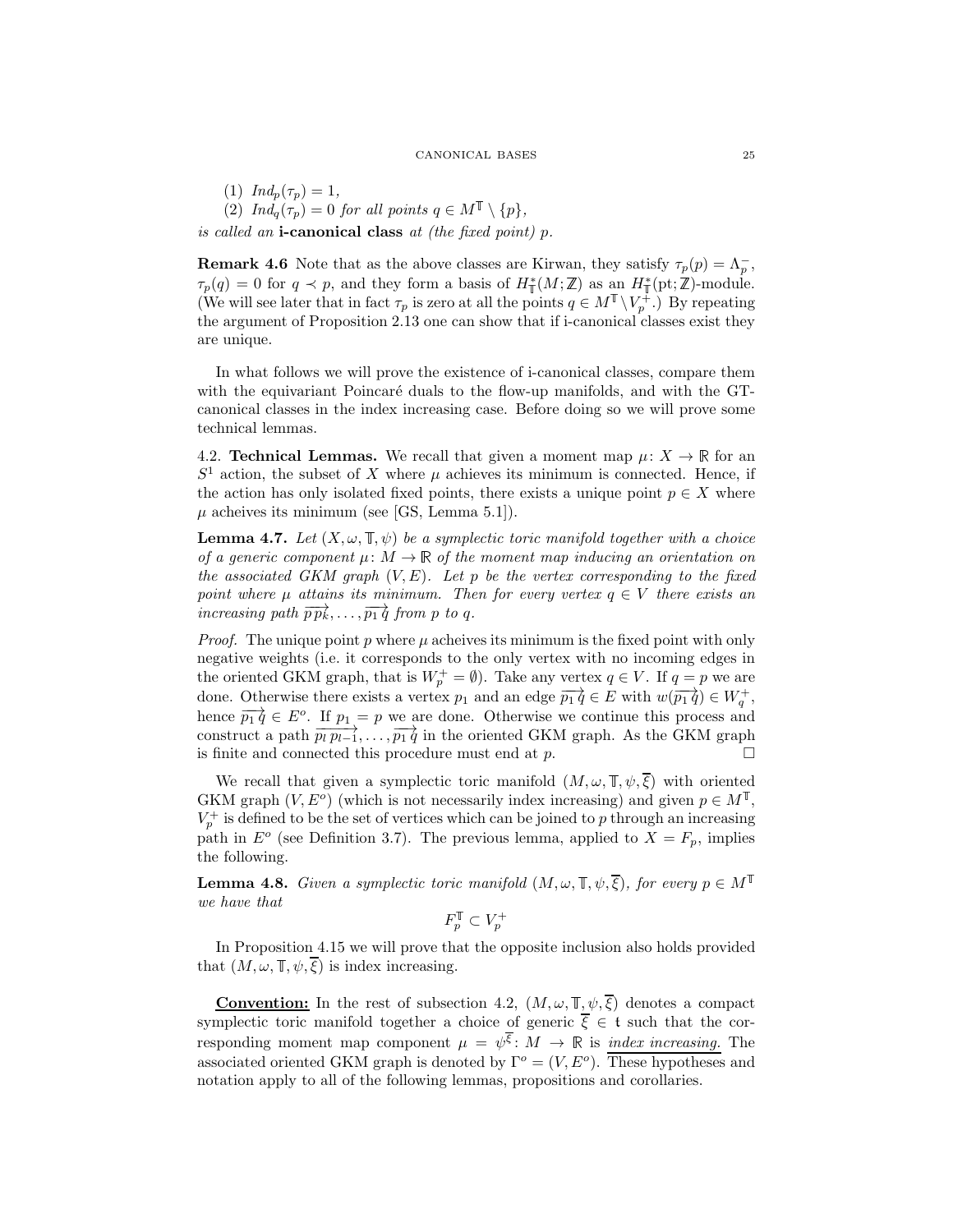(1) $Ind_p(\tau_p) = 1$,

(2) $Ind_q(\tau_p) = 0$ for all points $q \in M^{\mathbb{T}} \setminus \{p\}$,

*is called an* **i-canonical class** *at (the fixed point) p.*

**Remark 4.6** Note that as the above classes are Kirwan, they satisfy $\tau_p(p) = \Lambda_p^-$, $\tau_p(q) = 0$ for $q \prec p$, and they form a basis of $H^*_{\mathbb{T}}(M;\mathbb{Z})$ as an $H^*_{\mathbb{T}}(\text{pt};\mathbb{Z})$-module. (We will see later that in fact $\tau_p$ is zero at all the points $q \in M^{\mathbb{T}} \setminus V_p^+$.) By repeating the argument of Proposition 2.13 one can show that if i-canonical classes exist they are unique.

In what follows we will prove the existence of i-canonical classes, compare them with the equivariant Poincaré duals to the flow-up manifolds, and with the GT-canonical classes in the index increasing case. Before doing so we will prove some technical lemmas.

4.2. **Technical Lemmas.** We recall that given a moment map $\mu\colon X \to \mathbb{R}$ for an $S^1$ action, the subset of $X$ where $\mu$ achieves its minimum is connected. Hence, if the action has only isolated fixed points, there exists a unique point $p \in X$ where $\mu$ acheives its minimum (see [GS, Lemma 5.1]).

**Lemma 4.7.** *Let $(X, \omega, \mathbb{T}, \psi)$ be a symplectic toric manifold together with a choice of a generic component $\mu\colon M \to \mathbb{R}$ of the moment map inducing an orientation on the associated GKM graph $(V, E)$. Let $p$ be the vertex corresponding to the fixed point where $\mu$ attains its minimum. Then for every vertex $q \in V$ there exists an increasing path $\overrightarrow{p\,p_k}, \ldots, \overrightarrow{p_1\,q}$ from $p$ to $q$.*

*Proof.* The unique point $p$ where $\mu$ acheives its minimum is the fixed point with only negative weights (i.e. it corresponds to the only vertex with no incoming edges in the oriented GKM graph, that is $W_p^+ = \emptyset$). Take any vertex $q \in V$. If $q = p$ we are done. Otherwise there exists a vertex $p_1$ and an edge $\overrightarrow{p_1\,q} \in E$ with $w(\overrightarrow{p_1\,q}) \in W_q^+$, hence $\overrightarrow{p_1\,q} \in E^o$. If $p_1 = p$ we are done. Otherwise we continue this process and construct a path $\overrightarrow{p_l\,p_{l-1}}, \ldots, \overrightarrow{p_1\,q}$ in the oriented GKM graph. As the GKM graph is finite and connected this procedure must end at $p$. □

We recall that given a symplectic toric manifold $(M, \omega, \mathbb{T}, \psi, \overline{\xi})$ with oriented GKM graph $(V, E^o)$ (which is not necessarily index increasing) and given $p \in M^{\mathbb{T}}$, $V_p^+$ is defined to be the set of vertices which can be joined to $p$ through an increasing path in $E^o$ (see Definition 3.7). The previous lemma, applied to $X = F_p$, implies the following.

**Lemma 4.8.** *Given a symplectic toric manifold $(M, \omega, \mathbb{T}, \psi, \overline{\xi})$, for every $p \in M^{\mathbb{T}}$ we have that*

$$F_p^{\mathbb{T}} \subset V_p^+$$

In Proposition 4.15 we will prove that the opposite inclusion also holds provided that $(M, \omega, \mathbb{T}, \psi, \overline{\xi})$ is index increasing.

**Convention:** In the rest of subsection 4.2, $(M, \omega, \mathbb{T}, \psi, \overline{\xi})$ denotes a compact symplectic toric manifold together a choice of generic $\overline{\xi} \in \mathfrak{t}$ such that the corresponding moment map component $\mu = \psi^{\overline{\xi}}\colon M \to \mathbb{R}$ is *index increasing.* The associated oriented GKM graph is denoted by $\Gamma^o = (V, E^o)$. These hypotheses and notation apply to all of the following lemmas, propositions and corollaries.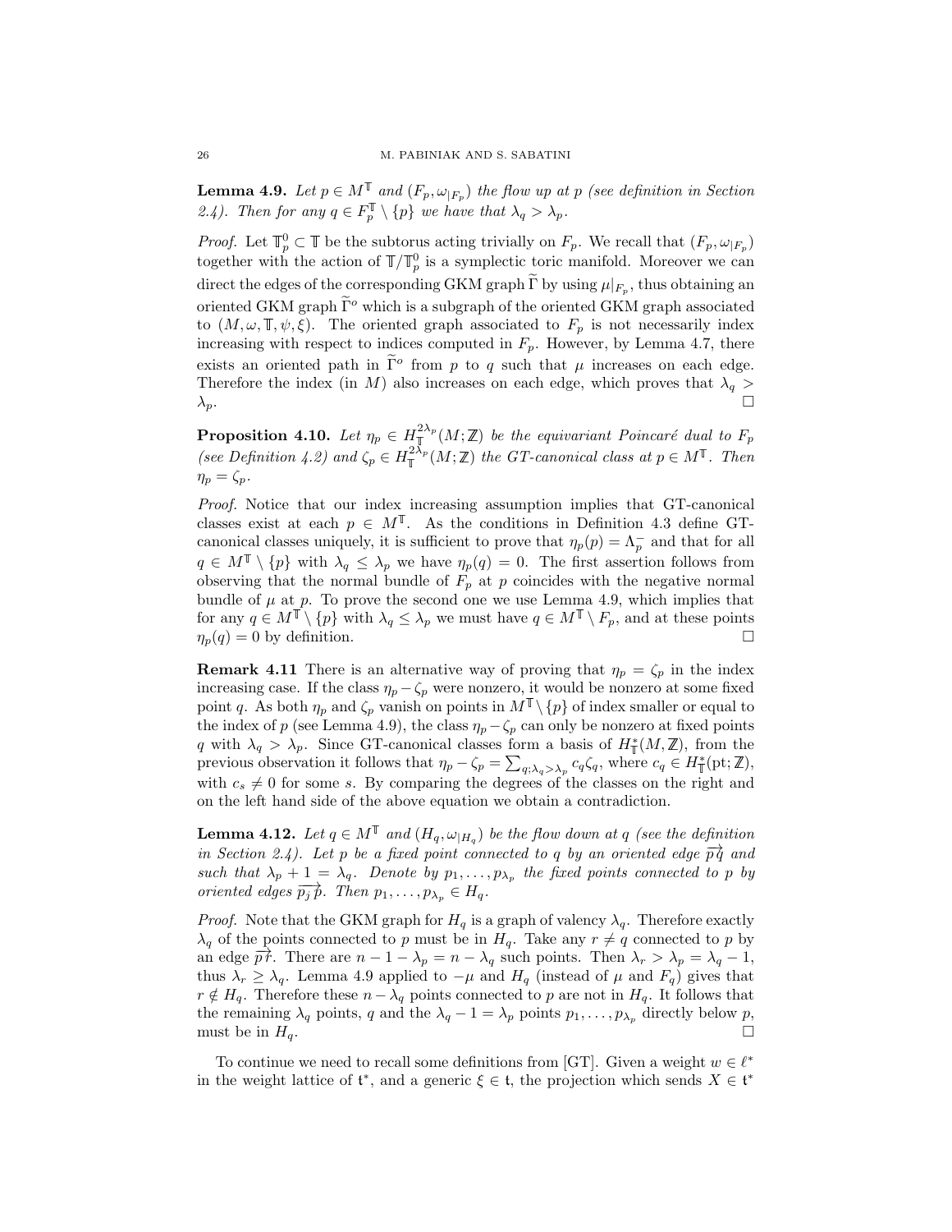**Lemma 4.9.** *Let $p \in M^{\mathbb{T}}$ and $(F_p, \omega_{|F_p})$ the flow up at $p$ (see definition in Section 2.4). Then for any $q \in F_p^{\mathbb{T}} \setminus \{p\}$ we have that $\lambda_q > \lambda_p$.*

*Proof.* Let $\mathbb{T}_p^0 \subset \mathbb{T}$ be the subtorus acting trivially on $F_p$. We recall that $(F_p, \omega_{|F_p})$ together with the action of $\mathbb{T}/\mathbb{T}_p^0$ is a symplectic toric manifold. Moreover we can direct the edges of the corresponding GKM graph $\widetilde{\Gamma}$ by using $\mu|_{F_p}$, thus obtaining an oriented GKM graph $\widetilde{\Gamma}^o$ which is a subgraph of the oriented GKM graph associated to $(M, \omega, \mathbb{T}, \psi, \xi)$. The oriented graph associated to $F_p$ is not necessarily index increasing with respect to indices computed in $F_p$. However, by Lemma 4.7, there exists an oriented path in $\widetilde{\Gamma}^o$ from $p$ to $q$ such that $\mu$ increases on each edge. Therefore the index (in $M$) also increases on each edge, which proves that $\lambda_q > \lambda_p$. $\square$

**Proposition 4.10.** *Let $\eta_p \in H_{\mathbb{T}}^{2\lambda_p}(M; \mathbb{Z})$ be the equivariant Poincaré dual to $F_p$ (see Definition 4.2) and $\zeta_p \in H_{\mathbb{T}}^{2\lambda_p}(M; \mathbb{Z})$ the GT-canonical class at $p \in M^{\mathbb{T}}$. Then $\eta_p = \zeta_p$.*

*Proof.* Notice that our index increasing assumption implies that GT-canonical classes exist at each $p \in M^{\mathbb{T}}$. As the conditions in Definition 4.3 define GT-canonical classes uniquely, it is sufficient to prove that $\eta_p(p) = \Lambda_p^-$ and that for all $q \in M^{\mathbb{T}} \setminus \{p\}$ with $\lambda_q \leq \lambda_p$ we have $\eta_p(q) = 0$. The first assertion follows from observing that the normal bundle of $F_p$ at $p$ coincides with the negative normal bundle of $\mu$ at $p$. To prove the second one we use Lemma 4.9, which implies that for any $q \in M^{\mathbb{T}} \setminus \{p\}$ with $\lambda_q \leq \lambda_p$ we must have $q \in M^{\mathbb{T}} \setminus F_p$, and at these points $\eta_p(q) = 0$ by definition. $\square$

**Remark 4.11** There is an alternative way of proving that $\eta_p = \zeta_p$ in the index increasing case. If the class $\eta_p - \zeta_p$ were nonzero, it would be nonzero at some fixed point $q$. As both $\eta_p$ and $\zeta_p$ vanish on points in $M^{\mathbb{T}} \setminus \{p\}$ of index smaller or equal to the index of $p$ (see Lemma 4.9), the class $\eta_p - \zeta_p$ can only be nonzero at fixed points $q$ with $\lambda_q > \lambda_p$. Since GT-canonical classes form a basis of $H_{\mathbb{T}}^*(M, \mathbb{Z})$, from the previous observation it follows that $\eta_p - \zeta_p = \sum_{q;\lambda_q > \lambda_p} c_q \zeta_q$, where $c_q \in H_{\mathbb{T}}^*(\text{pt}; \mathbb{Z})$, with $c_s \neq 0$ for some $s$. By comparing the degrees of the classes on the right and on the left hand side of the above equation we obtain a contradiction.

**Lemma 4.12.** *Let $q \in M^{\mathbb{T}}$ and $(H_q, \omega_{|H_q})$ be the flow down at $q$ (see the definition in Section 2.4). Let $p$ be a fixed point connected to $q$ by an oriented edge $\overrightarrow{pq}$ and such that $\lambda_p + 1 = \lambda_q$. Denote by $p_1, \ldots, p_{\lambda_p}$ the fixed points connected to $p$ by oriented edges $\overrightarrow{p_j p}$. Then $p_1, \ldots, p_{\lambda_p} \in H_q$.*

*Proof.* Note that the GKM graph for $H_q$ is a graph of valency $\lambda_q$. Therefore exactly $\lambda_q$ of the points connected to $p$ must be in $H_q$. Take any $r \neq q$ connected to $p$ by an edge $\overrightarrow{pr}$. There are $n - 1 - \lambda_p = n - \lambda_q$ such points. Then $\lambda_r > \lambda_p = \lambda_q - 1$, thus $\lambda_r \geq \lambda_q$. Lemma 4.9 applied to $-\mu$ and $H_q$ (instead of $\mu$ and $F_q$) gives that $r \notin H_q$. Therefore these $n - \lambda_q$ points connected to $p$ are not in $H_q$. It follows that the remaining $\lambda_q$ points, $q$ and the $\lambda_q - 1 = \lambda_p$ points $p_1, \ldots, p_{\lambda_p}$ directly below $p$, must be in $H_q$. $\square$

To continue we need to recall some definitions from [GT]. Given a weight $w \in \ell^*$ in the weight lattice of $\mathfrak{t}^*$, and a generic $\xi \in \mathfrak{t}$, the projection which sends $X \in \mathfrak{t}^*$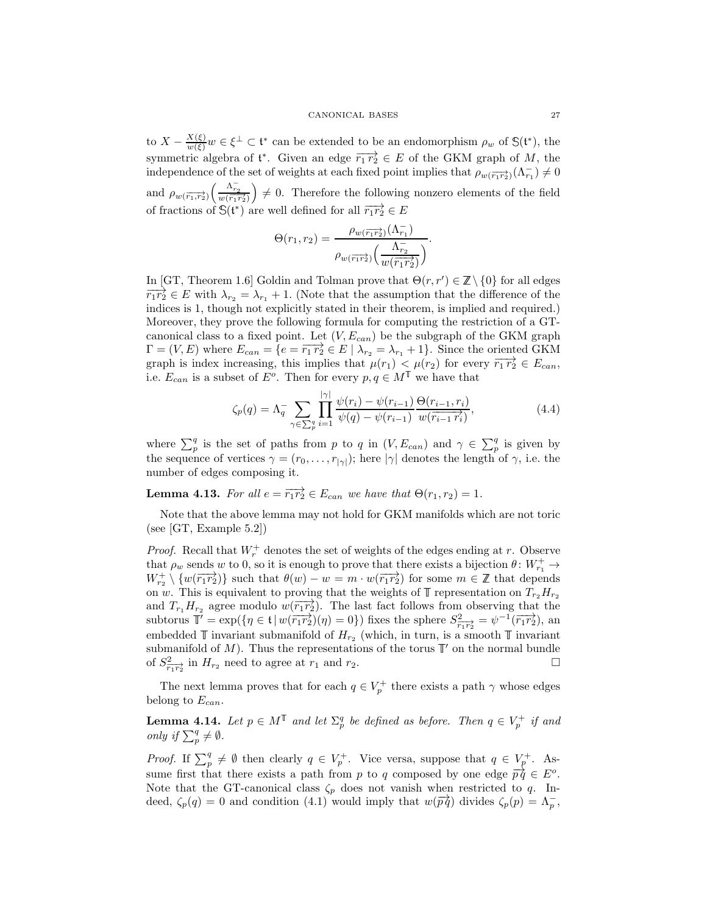to $X - \frac{X(\xi)}{w(\xi)} w \in \xi^{\perp} \subset \mathfrak{t}^*$ can be extended to be an endomorphism $\rho_w$ of $\mathbb{S}(\mathfrak{t}^*)$, the symmetric algebra of $\mathfrak{t}^*$. Given an edge $\overrightarrow{r_1 r_2} \in E$ of the GKM graph of $M$, the independence of the set of weights at each fixed point implies that $\rho_{w(\overrightarrow{r_1 r_2})}(\Lambda^-_{r_1}) \neq 0$ and $\rho_{w(\overrightarrow{r_1, r_2})}\Big(\frac{\Lambda^-_{r_2}}{w(\overrightarrow{r_1 r_2})}\Big) \neq 0$. Therefore the following nonzero elements of the field of fractions of $\mathbb{S}(\mathfrak{t}^*)$ are well defined for all $\overrightarrow{r_1 r_2} \in E$

$$\Theta(r_1, r_2) = \frac{\rho_{w(\overrightarrow{r_1 r_2})}(\Lambda^-_{r_1})}{\rho_{w(\overrightarrow{r_1 r_2})}\Big(\dfrac{\Lambda^-_{r_2}}{w(\overrightarrow{r_1 r_2})}\Big)}.$$

In [GT, Theorem 1.6] Goldin and Tolman prove that $\Theta(r, r') \in \mathbb{Z} \setminus \{0\}$ for all edges $\overrightarrow{r_1 r_2} \in E$ with $\lambda_{r_2} = \lambda_{r_1} + 1$. (Note that the assumption that the difference of the indices is 1, though not explicitly stated in their theorem, is implied and required.) Moreover, they prove the following formula for computing the restriction of a GT-canonical class to a fixed point. Let $(V, E_{can})$ be the subgraph of the GKM graph $\Gamma = (V, E)$ where $E_{can} = \{e = \overrightarrow{r_1 r_2} \in E \mid \lambda_{r_2} = \lambda_{r_1} + 1\}$. Since the oriented GKM graph is index increasing, this implies that $\mu(r_1) < \mu(r_2)$ for every $\overrightarrow{r_1 r_2} \in E_{can}$, i.e. $E_{can}$ is a subset of $E^o$. Then for every $p, q \in M^{\mathbb{T}}$ we have that

$$\zeta_p(q) = \Lambda^-_q \sum_{\gamma \in \sum_p^q} \prod_{i=1}^{|\gamma|} \frac{\psi(r_i) - \psi(r_{i-1})}{\psi(q) - \psi(r_{i-1})} \frac{\Theta(r_{i-1}, r_i)}{w(\overrightarrow{r_{i-1} r_i})}, \tag{4.4}$$

where $\sum_p^q$ is the set of paths from $p$ to $q$ in $(V, E_{can})$ and $\gamma \in \sum_p^q$ is given by the sequence of vertices $\gamma = (r_0, \ldots, r_{|\gamma|})$; here $|\gamma|$ denotes the length of $\gamma$, i.e. the number of edges composing it.

**Lemma 4.13.** *For all $e = \overrightarrow{r_1 r_2} \in E_{can}$ we have that $\Theta(r_1, r_2) = 1$.*

Note that the above lemma may not hold for GKM manifolds which are not toric (see [GT, Example 5.2])

*Proof.* Recall that $W^+_r$ denotes the set of weights of the edges ending at $r$. Observe that $\rho_w$ sends $w$ to 0, so it is enough to prove that there exists a bijection $\theta \colon W^+_{r_1} \to W^+_{r_2} \setminus \{w(\overrightarrow{r_1 r_2})\}$ such that $\theta(w) - w = m \cdot w(\overrightarrow{r_1 r_2})$ for some $m \in \mathbb{Z}$ that depends on $w$. This is equivalent to proving that the weights of $\mathbb{T}$ representation on $T_{r_2} H_{r_2}$ and $T_{r_1} H_{r_2}$ agree modulo $w(\overrightarrow{r_1 r_2})$. The last fact follows from observing that the subtorus $\mathbb{T}' = \exp(\{\eta \in \mathfrak{t} \mid w(\overrightarrow{r_1 r_2})(\eta) = 0\})$ fixes the sphere $S^2_{\overrightarrow{r_1 r_2}} = \psi^{-1}(\overrightarrow{r_1 r_2})$, an embedded $\mathbb{T}$ invariant submanifold of $H_{r_2}$ (which, in turn, is a smooth $\mathbb{T}$ invariant submanifold of $M$). Thus the representations of the torus $\mathbb{T}'$ on the normal bundle of $S^2_{\overrightarrow{r_1 r_2}}$ in $H_{r_2}$ need to agree at $r_1$ and $r_2$. $\square$

The next lemma proves that for each $q \in V^+_p$ there exists a path $\gamma$ whose edges belong to $E_{can}$.

**Lemma 4.14.** *Let $p \in M^{\mathbb{T}}$ and let $\Sigma^q_p$ be defined as before. Then $q \in V^+_p$ if and only if $\sum_p^q \neq \emptyset$.*

*Proof.* If $\sum_p^q \neq \emptyset$ then clearly $q \in V^+_p$. Vice versa, suppose that $q \in V^+_p$. Assume first that there exists a path from $p$ to $q$ composed by one edge $\overrightarrow{pq} \in E^o$. Note that the GT-canonical class $\zeta_p$ does not vanish when restricted to $q$. Indeed, $\zeta_p(q) = 0$ and condition (4.1) would imply that $w(\overrightarrow{pq})$ divides $\zeta_p(p) = \Lambda^-_p$,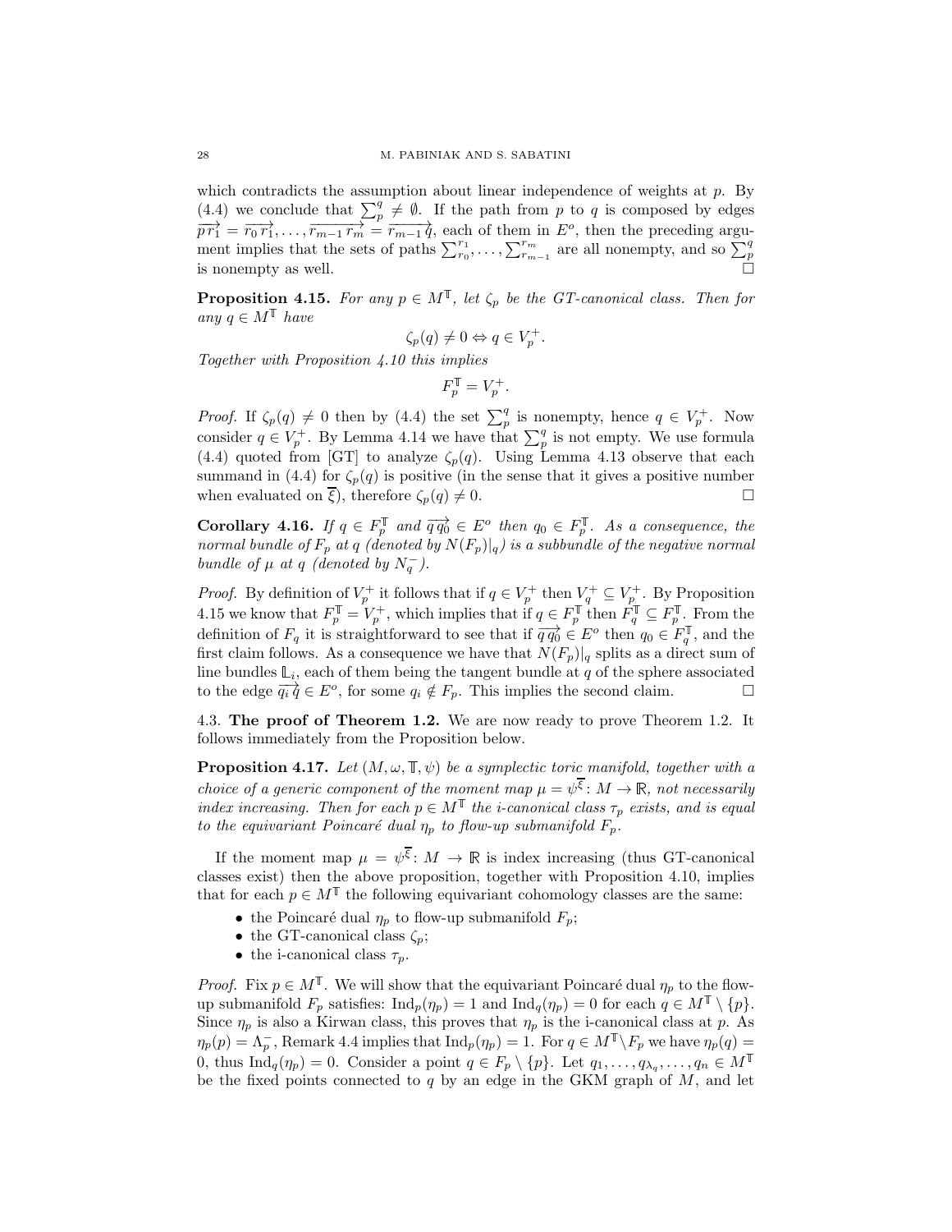which contradicts the assumption about linear independence of weights at $p$. By (4.4) we conclude that $\sum_p^q \neq \emptyset$. If the path from $p$ to $q$ is composed by edges $\overrightarrow{p\,r_1} = \overrightarrow{r_0\,r_1}, \ldots, \overrightarrow{r_{m-1}\,r_m} = \overrightarrow{r_{m-1}\,q}$, each of them in $E^o$, then the preceding argument implies that the sets of paths $\sum_{r_0}^{r_1}, \ldots, \sum_{r_{m-1}}^{r_m}$ are all nonempty, and so $\sum_p^q$ is nonempty as well. □

**Proposition 4.15.** *For any $p \in M^{\mathbb{T}}$, let $\zeta_p$ be the GT-canonical class. Then for any $q \in M^{\mathbb{T}}$ have*

$$\zeta_p(q) \neq 0 \Leftrightarrow q \in V_p^+.$$

*Together with Proposition 4.10 this implies*

$$F_p^{\mathbb{T}} = V_p^+.$$

*Proof.* If $\zeta_p(q) \neq 0$ then by (4.4) the set $\sum_p^q$ is nonempty, hence $q \in V_p^+$. Now consider $q \in V_p^+$. By Lemma 4.14 we have that $\sum_p^q$ is not empty. We use formula (4.4) quoted from [GT] to analyze $\zeta_p(q)$. Using Lemma 4.13 observe that each summand in (4.4) for $\zeta_p(q)$ is positive (in the sense that it gives a positive number when evaluated on $\overline{\xi}$), therefore $\zeta_p(q) \neq 0$. □

**Corollary 4.16.** *If $q \in F_p^{\mathbb{T}}$ and $\overrightarrow{q\,q_0} \in E^o$ then $q_0 \in F_p^{\mathbb{T}}$. As a consequence, the normal bundle of $F_p$ at $q$ (denoted by $N(F_p)|_q$) is a subbundle of the negative normal bundle of $\mu$ at $q$ (denoted by $N_q^-$).*

*Proof.* By definition of $V_p^+$ it follows that if $q \in V_p^+$ then $V_q^+ \subseteq V_p^+$. By Proposition 4.15 we know that $F_p^{\mathbb{T}} = V_p^+$, which implies that if $q \in F_p^{\mathbb{T}}$ then $F_q^{\mathbb{T}} \subseteq F_p^{\mathbb{T}}$. From the definition of $F_q$ it is straightforward to see that if $\overrightarrow{q\,q_0} \in E^o$ then $q_0 \in F_q^{\mathbb{T}}$, and the first claim follows. As a consequence we have that $N(F_p)|_q$ splits as a direct sum of line bundles $\mathbb{L}_i$, each of them being the tangent bundle at $q$ of the sphere associated to the edge $\overrightarrow{q_i\,q} \in E^o$, for some $q_i \notin F_p$. This implies the second claim. □

4.3. **The proof of Theorem 1.2.** We are now ready to prove Theorem 1.2. It follows immediately from the Proposition below.

**Proposition 4.17.** *Let $(M, \omega, \mathbb{T}, \psi)$ be a symplectic toric manifold, together with a choice of a generic component of the moment map $\mu = \psi^{\overline{\xi}} \colon M \to \mathbb{R}$, not necessarily index increasing. Then for each $p \in M^{\mathbb{T}}$ the i-canonical class $\tau_p$ exists, and is equal to the equivariant Poincaré dual $\eta_p$ to flow-up submanifold $F_p$.*

If the moment map $\mu = \psi^{\overline{\xi}} \colon M \to \mathbb{R}$ is index increasing (thus GT-canonical classes exist) then the above proposition, together with Proposition 4.10, implies that for each $p \in M^{\mathbb{T}}$ the following equivariant cohomology classes are the same:

- the Poincaré dual $\eta_p$ to flow-up submanifold $F_p$;
- the GT-canonical class $\zeta_p$;
- the i-canonical class $\tau_p$.

*Proof.* Fix $p \in M^{\mathbb{T}}$. We will show that the equivariant Poincaré dual $\eta_p$ to the flow-up submanifold $F_p$ satisfies: $\mathrm{Ind}_p(\eta_p) = 1$ and $\mathrm{Ind}_q(\eta_p) = 0$ for each $q \in M^{\mathbb{T}} \setminus \{p\}$. Since $\eta_p$ is also a Kirwan class, this proves that $\eta_p$ is the i-canonical class at $p$. As $\eta_p(p) = \Lambda_p^-$, Remark 4.4 implies that $\mathrm{Ind}_p(\eta_p) = 1$. For $q \in M^{\mathbb{T}} \setminus F_p$ we have $\eta_p(q) = 0$, thus $\mathrm{Ind}_q(\eta_p) = 0$. Consider a point $q \in F_p \setminus \{p\}$. Let $q_1, \ldots, q_{\lambda_q}, \ldots, q_n \in M^{\mathbb{T}}$ be the fixed points connected to $q$ by an edge in the GKM graph of $M$, and let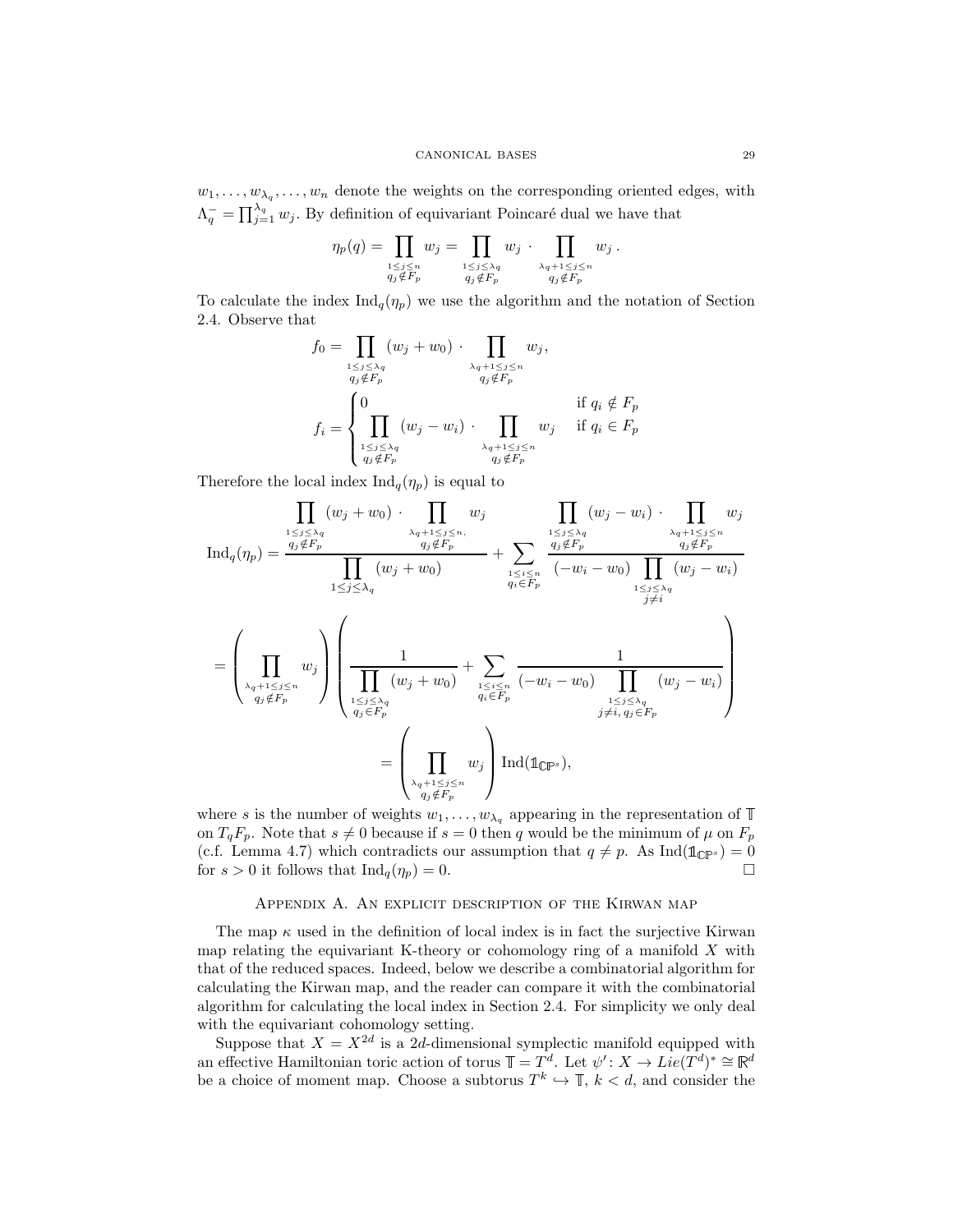$w_1, \ldots, w_{\lambda_q}, \ldots, w_n$ denote the weights on the corresponding oriented edges, with $\Lambda_q^- = \prod_{j=1}^{\lambda_q} w_j$. By definition of equivariant Poincaré dual we have that

$$\eta_p(q) = \prod_{\substack{1 \le j \le n \\ q_j \notin F_p}} w_j = \prod_{\substack{1 \le j \le \lambda_q \\ q_j \notin F_p}} w_j \cdot \prod_{\substack{\lambda_q+1 \le j \le n \\ q_j \notin F_p}} w_j \, .$$

To calculate the index $\mathrm{Ind}_q(\eta_p)$ we use the algorithm and the notation of Section 2.4. Observe that

$$f_0 = \prod_{\substack{1 \le j \le \lambda_q \\ q_j \notin F_p}} (w_j + w_0) \cdot \prod_{\substack{\lambda_q+1 \le j \le n \\ q_j \notin F_p}} w_j,$$

$$f_i = \begin{cases} 0 & \text{if } q_i \notin F_p \\ \displaystyle\prod_{\substack{1 \le j \le \lambda_q \\ q_j \notin F_p}} (w_j - w_i) \cdot \prod_{\substack{\lambda_q+1 \le j \le n \\ q_j \notin F_p}} w_j & \text{if } q_i \in F_p \end{cases}$$

Therefore the local index $\mathrm{Ind}_q(\eta_p)$ is equal to

$$\mathrm{Ind}_q(\eta_p) = \frac{\displaystyle\prod_{\substack{1 \le j \le \lambda_q \\ q_j \notin F_p}} (w_j + w_0) \cdot \prod_{\substack{\lambda_q+1 \le j \le n, \\ q_j \notin F_p}} w_j}{\displaystyle\prod_{1 \le j \le \lambda_q} (w_j + w_0)} + \sum_{\substack{1 \le i \le n \\ q_i \in F_p}} \frac{\displaystyle\prod_{\substack{1 \le j \le \lambda_q \\ q_j \notin F_p}} (w_j - w_i) \cdot \prod_{\substack{\lambda_q+1 \le j \le n \\ q_j \notin F_p}} w_j}{\displaystyle(-w_i - w_0) \prod_{\substack{1 \le j \le \lambda_q \\ j \ne i}} (w_j - w_i)}$$

$$= \left( \prod_{\substack{\lambda_q+1 \le j \le n \\ q_j \notin F_p}} w_j \right) \left( \frac{1}{\displaystyle\prod_{\substack{1 \le j \le \lambda_q \\ q_j \in F_p}} (w_j + w_0)} + \sum_{\substack{1 \le i \le n \\ q_i \in F_p}} \frac{1}{\displaystyle(-w_i - w_0) \prod_{\substack{1 \le j \le \lambda_q \\ j \ne i,\, q_j \in F_p}} (w_j - w_i)} \right)$$

$$= \left( \prod_{\substack{\lambda_q+1 \le j \le n \\ q_j \notin F_p}} w_j \right) \mathrm{Ind}(\mathbb{1}_{\mathbb{CP}^s}),$$

where $s$ is the number of weights $w_1, \ldots, w_{\lambda_q}$ appearing in the representation of $\mathbb{T}$ on $T_q F_p$. Note that $s \ne 0$ because if $s = 0$ then $q$ would be the minimum of $\mu$ on $F_p$ (c.f. Lemma 4.7) which contradicts our assumption that $q \ne p$. As $\mathrm{Ind}(\mathbb{1}_{\mathbb{CP}^s}) = 0$ for $s > 0$ it follows that $\mathrm{Ind}_q(\eta_p) = 0$. $\square$

## Appendix A. An explicit description of the Kirwan map

The map $\kappa$ used in the definition of local index is in fact the surjective Kirwan map relating the equivariant K-theory or cohomology ring of a manifold $X$ with that of the reduced spaces. Indeed, below we describe a combinatorial algorithm for calculating the Kirwan map, and the reader can compare it with the combinatorial algorithm for calculating the local index in Section 2.4. For simplicity we only deal with the equivariant cohomology setting.

Suppose that $X = X^{2d}$ is a $2d$-dimensional symplectic manifold equipped with an effective Hamiltonian toric action of torus $\mathbb{T} = T^d$. Let $\psi' : X \to Lie(T^d)^* \cong \mathbb{R}^d$ be a choice of moment map. Choose a subtorus $T^k \hookrightarrow \mathbb{T}$, $k < d$, and consider the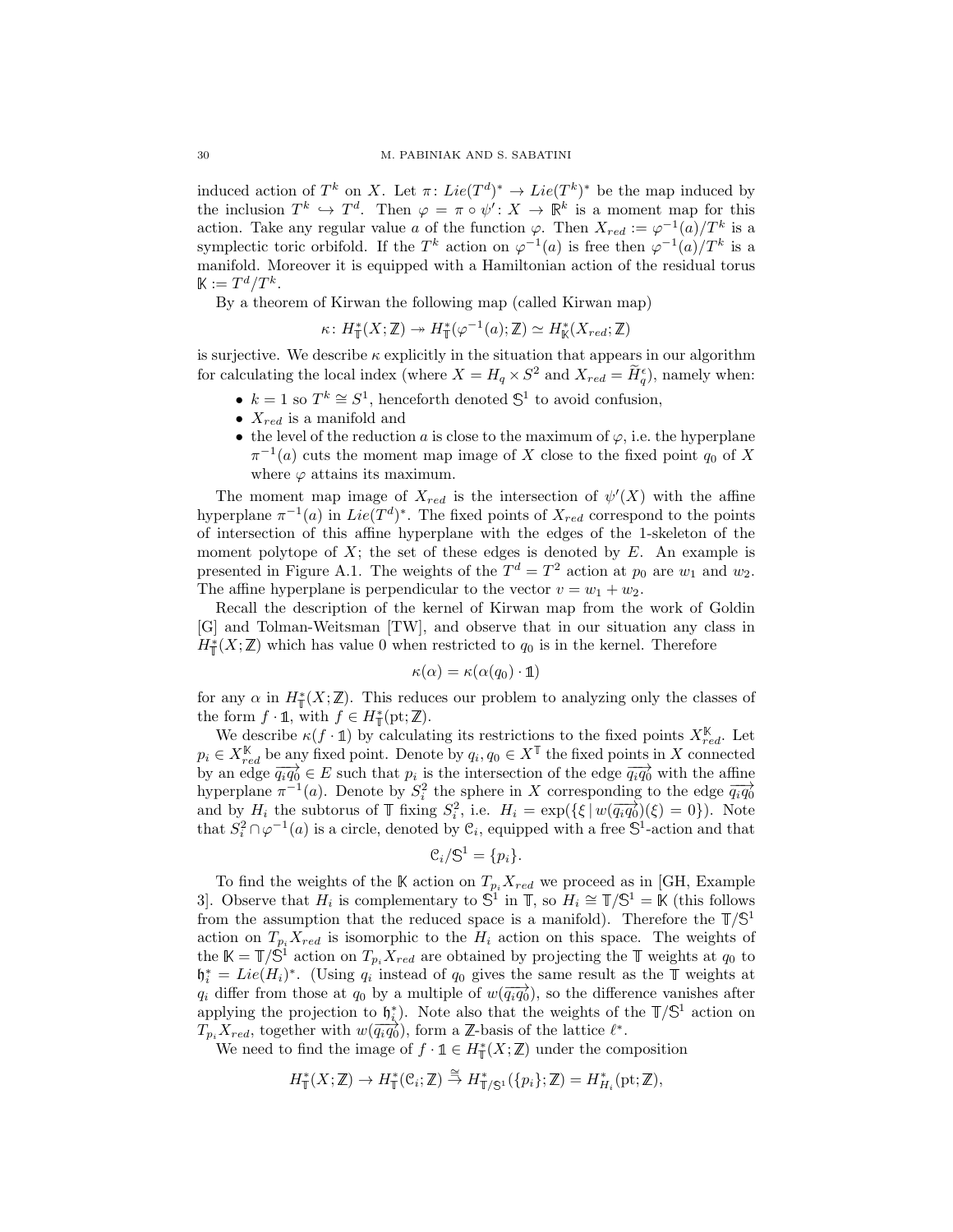induced action of $T^k$ on $X$. Let $\pi\colon Lie(T^d)^* \to Lie(T^k)^*$ be the map induced by the inclusion $T^k \hookrightarrow T^d$. Then $\varphi = \pi \circ \psi' \colon X \to \mathbb{R}^k$ is a moment map for this action. Take any regular value $a$ of the function $\varphi$. Then $X_{red} := \varphi^{-1}(a)/T^k$ is a symplectic toric orbifold. If the $T^k$ action on $\varphi^{-1}(a)$ is free then $\varphi^{-1}(a)/T^k$ is a manifold. Moreover it is equipped with a Hamiltonian action of the residual torus $\mathbb{K} := T^d/T^k$.

By a theorem of Kirwan the following map (called Kirwan map)

$$\kappa\colon H^*_{\mathbb{T}}(X;\mathbb{Z}) \twoheadrightarrow H^*_{\mathbb{T}}(\varphi^{-1}(a);\mathbb{Z}) \simeq H^*_{\mathbb{K}}(X_{red};\mathbb{Z})$$

is surjective. We describe $\kappa$ explicitly in the situation that appears in our algorithm for calculating the local index (where $X = H_q \times S^2$ and $X_{red} = \widetilde{H}^{\epsilon}_q$), namely when:

- $k = 1$ so $T^k \cong S^1$, henceforth denoted $\mathbb{S}^1$ to avoid confusion,
- $X_{red}$ is a manifold and
- the level of the reduction $a$ is close to the maximum of $\varphi$, i.e. the hyperplane $\pi^{-1}(a)$ cuts the moment map image of $X$ close to the fixed point $q_0$ of $X$ where $\varphi$ attains its maximum.

The moment map image of $X_{red}$ is the intersection of $\psi'(X)$ with the affine hyperplane $\pi^{-1}(a)$ in $Lie(T^d)^*$. The fixed points of $X_{red}$ correspond to the points of intersection of this affine hyperplane with the edges of the 1-skeleton of the moment polytope of $X$; the set of these edges is denoted by $E$. An example is presented in Figure A.1. The weights of the $T^d = T^2$ action at $p_0$ are $w_1$ and $w_2$. The affine hyperplane is perpendicular to the vector $v = w_1 + w_2$.

Recall the description of the kernel of Kirwan map from the work of Goldin [G] and Tolman-Weitsman [TW], and observe that in our situation any class in $H^*_{\mathbb{T}}(X;\mathbb{Z})$ which has value 0 when restricted to $q_0$ is in the kernel. Therefore

$$\kappa(\alpha) = \kappa(\alpha(q_0)\cdot \mathbb{1})$$

for any $\alpha$ in $H^*_{\mathbb{T}}(X;\mathbb{Z})$. This reduces our problem to analyzing only the classes of the form $f \cdot \mathbb{1}$, with $f \in H^*_{\mathbb{T}}(\mathrm{pt};\mathbb{Z})$.

We describe $\kappa(f\cdot\mathbb{1})$ by calculating its restrictions to the fixed points $X^{\mathbb{K}}_{red}$. Let $p_i \in X^{\mathbb{K}}_{red}$ be any fixed point. Denote by $q_i, q_0 \in X^{\mathbb{T}}$ the fixed points in $X$ connected by an edge $\overrightarrow{q_iq_0} \in E$ such that $p_i$ is the intersection of the edge $\overrightarrow{q_iq_0}$ with the affine hyperplane $\pi^{-1}(a)$. Denote by $S^2_i$ the sphere in $X$ corresponding to the edge $\overrightarrow{q_iq_0}$ and by $H_i$ the subtorus of $\mathbb{T}$ fixing $S^2_i$, i.e. $H_i = \exp(\{\xi \mid w(\overrightarrow{q_iq_0})(\xi) = 0\})$. Note that $S^2_i \cap \varphi^{-1}(a)$ is a circle, denoted by $\mathcal{C}_i$, equipped with a free $\mathbb{S}^1$-action and that

$$\mathcal{C}_i/\mathbb{S}^1 = \{p_i\}.$$

To find the weights of the $\mathbb{K}$ action on $T_{p_i}X_{red}$ we proceed as in [GH, Example 3]. Observe that $H_i$ is complementary to $\mathbb{S}^1$ in $\mathbb{T}$, so $H_i \cong \mathbb{T}/\mathbb{S}^1 = \mathbb{K}$ (this follows from the assumption that the reduced space is a manifold). Therefore the $\mathbb{T}/\mathbb{S}^1$ action on $T_{p_i}X_{red}$ is isomorphic to the $H_i$ action on this space. The weights of the $\mathbb{K} = \mathbb{T}/\mathbb{S}^1$ action on $T_{p_i}X_{red}$ are obtained by projecting the $\mathbb{T}$ weights at $q_0$ to $\mathfrak{h}^*_i = Lie(H_i)^*$. (Using $q_i$ instead of $q_0$ gives the same result as the $\mathbb{T}$ weights at $q_i$ differ from those at $q_0$ by a multiple of $w(\overrightarrow{q_iq_0})$, so the difference vanishes after applying the projection to $\mathfrak{h}^*_i$). Note also that the weights of the $\mathbb{T}/\mathbb{S}^1$ action on $T_{p_i}X_{red}$, together with $w(\overrightarrow{q_iq_0})$, form a $\mathbb{Z}$-basis of the lattice $\ell^*$.

We need to find the image of $f\cdot\mathbb{1} \in H^*_{\mathbb{T}}(X;\mathbb{Z})$ under the composition

$$H^*_{\mathbb{T}}(X;\mathbb{Z}) \to H^*_{\mathbb{T}}(\mathcal{C}_i;\mathbb{Z}) \overset{\cong}{\to} H^*_{\mathbb{T}/\mathbb{S}^1}(\{p_i\};\mathbb{Z}) = H^*_{H_i}(\mathrm{pt};\mathbb{Z}),$$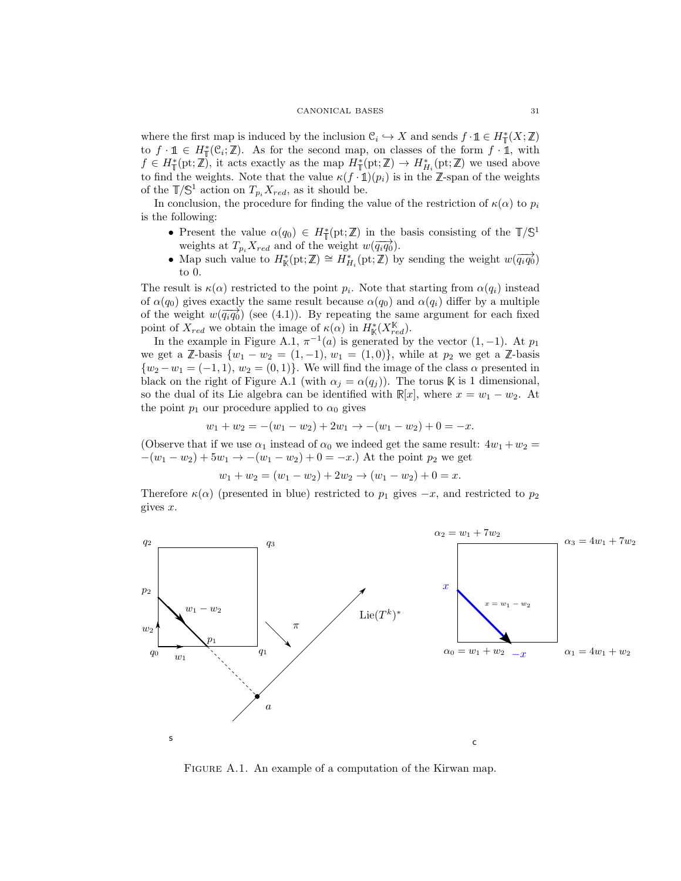where the first map is induced by the inclusion $\mathcal{C}_i \hookrightarrow X$ and sends $f \cdot \mathbb{1} \in H^*_{\mathbb{T}}(X;\mathbb{Z})$ to $f \cdot \mathbb{1} \in H^*_{\mathbb{T}}(\mathcal{C}_i;\mathbb{Z})$. As for the second map, on classes of the form $f \cdot \mathbb{1}$, with $f \in H^*_{\mathbb{T}}(\mathrm{pt};\mathbb{Z})$, it acts exactly as the map $H^*_{\mathbb{T}}(\mathrm{pt};\mathbb{Z}) \to H^*_{H_i}(\mathrm{pt};\mathbb{Z})$ we used above to find the weights. Note that the value $\kappa(f \cdot \mathbb{1})(p_i)$ is in the $\mathbb{Z}$-span of the weights of the $\mathbb{T}/\mathbb{S}^1$ action on $T_{p_i}X_{red}$, as it should be.

In conclusion, the procedure for finding the value of the restriction of $\kappa(\alpha)$ to $p_i$ is the following:

- Present the value $\alpha(q_0) \in H^*_{\mathbb{T}}(\mathrm{pt};\mathbb{Z})$ in the basis consisting of the $\mathbb{T}/\mathbb{S}^1$ weights at $T_{p_i}X_{red}$ and of the weight $w(\overrightarrow{q_iq_0})$.
- Map such value to $H^*_{\mathbb{K}}(\mathrm{pt};\mathbb{Z}) \cong H^*_{H_i}(\mathrm{pt};\mathbb{Z})$ by sending the weight $w(\overrightarrow{q_iq_0})$ to 0.

The result is $\kappa(\alpha)$ restricted to the point $p_i$. Note that starting from $\alpha(q_i)$ instead of $\alpha(q_0)$ gives exactly the same result because $\alpha(q_0)$ and $\alpha(q_i)$ differ by a multiple of the weight $w(\overrightarrow{q_iq_0})$ (see (4.1)). By repeating the same argument for each fixed point of $X_{red}$ we obtain the image of $\kappa(\alpha)$ in $H^*_{\mathbb{K}}(X^{\mathbb{K}}_{red})$.

In the example in Figure A.1, $\pi^{-1}(a)$ is generated by the vector $(1,-1)$. At $p_1$ we get a $\mathbb{Z}$-basis $\{w_1 - w_2 = (1,-1),\, w_1 = (1,0)\}$, while at $p_2$ we get a $\mathbb{Z}$-basis $\{w_2 - w_1 = (-1,1),\, w_2 = (0,1)\}$. We will find the image of the class $\alpha$ presented in black on the right of Figure A.1 (with $\alpha_j = \alpha(q_j)$). The torus $\mathbb{K}$ is 1 dimensional, so the dual of its Lie algebra can be identified with $\mathbb{R}[x]$, where $x = w_1 - w_2$. At the point $p_1$ our procedure applied to $\alpha_0$ gives

$$w_1 + w_2 = -(w_1 - w_2) + 2w_1 \to -(w_1 - w_2) + 0 = -x.$$

(Observe that if we use $\alpha_1$ instead of $\alpha_0$ we indeed get the same result: $4w_1 + w_2 = -(w_1 - w_2) + 5w_1 \to -(w_1 - w_2) + 0 = -x$.) At the point $p_2$ we get

$$w_1 + w_2 = (w_1 - w_2) + 2w_2 \to (w_1 - w_2) + 0 = x.$$

Therefore $\kappa(\alpha)$ (presented in blue) restricted to $p_1$ gives $-x$, and restricted to $p_2$ gives $x$.

FIGURE A.1. An example of a computation of the Kirwan map.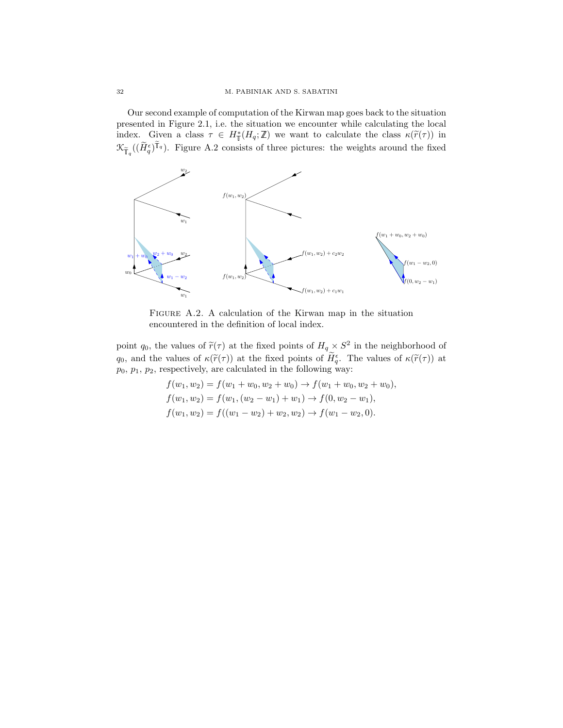Our second example of computation of the Kirwan map goes back to the situation presented in Figure 2.1, i.e. the situation we encounter while calculating the local index. Given a class $\tau \in H^*_{\mathbb{T}}(H_q;\mathbb{Z})$ we want to calculate the class $\kappa(\widetilde{r}(\tau))$ in $\mathcal{K}_{\widetilde{\mathbb{T}}_q}((\widetilde{H}^\epsilon_q)^{\widetilde{\mathbb{T}}_q})$. Figure A.2 consists of three pictures: the weights around the fixed point $q_0$, the values of $\widetilde{r}(\tau)$ at the fixed points of $H_q \times S^2$ in the neighborhood of $q_0$, and the values of $\kappa(\widetilde{r}(\tau))$ at the fixed points of $\widetilde{H}^\epsilon_q$. The values of $\kappa(\widetilde{r}(\tau))$ at $p_0$, $p_1$, $p_2$, respectively, are calculated in the following way:

FIGURE A.2. A calculation of the Kirwan map in the situation encountered in the definition of local index.

$$f(w_1, w_2) = f(w_1 + w_0, w_2 + w_0) \to f(w_1 + w_0, w_2 + w_0),$$
$$f(w_1, w_2) = f(w_1, (w_2 - w_1) + w_1) \to f(0, w_2 - w_1),$$
$$f(w_1, w_2) = f((w_1 - w_2) + w_2, w_2) \to f(w_1 - w_2, 0).$$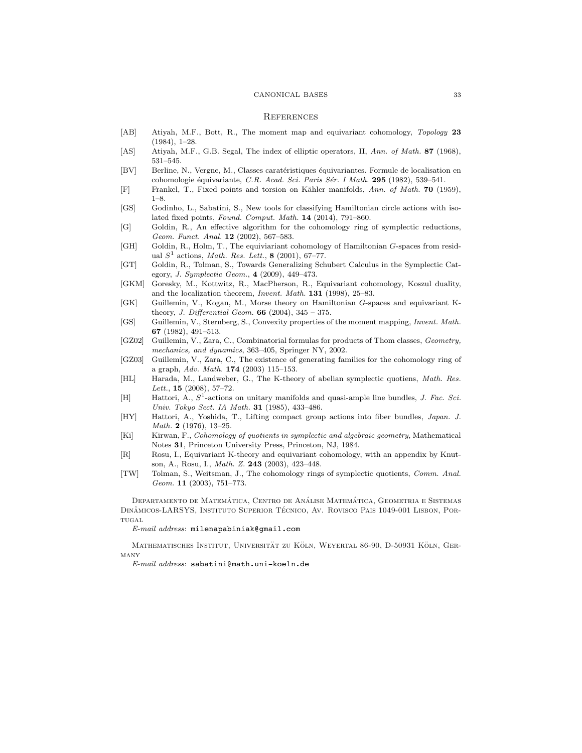## References

[AB] Atiyah, M.F., Bott, R., The moment map and equivariant cohomology, *Topology* **23** (1984), 1–28.

[AS] Atiyah, M.F., G.B. Segal, The index of elliptic operators, II, *Ann. of Math.* **87** (1968), 531–545.

[BV] Berline, N., Vergne, M., Classes caratéristiques équivariantes. Formule de localisation en cohomologie équivariante, *C.R. Acad. Sci. Paris Sér. I Math.* **295** (1982), 539–541.

[F] Frankel, T., Fixed points and torsion on Kähler manifolds, *Ann. of Math.* **70** (1959), 1–8.

[GS] Godinho, L., Sabatini, S., New tools for classifying Hamiltonian circle actions with isolated fixed points, *Found. Comput. Math.* **14** (2014), 791–860.

[G] Goldin, R., An effective algorithm for the cohomology ring of symplectic reductions, *Geom. Funct. Anal.* **12** (2002), 567–583.

[GH] Goldin, R., Holm, T., The equiviariant cohomology of Hamiltonian $G$-spaces from residual $S^1$ actions, *Math. Res. Lett.*, **8** (2001), 67–77.

[GT] Goldin, R., Tolman, S., Towards Generalizing Schubert Calculus in the Symplectic Category, *J. Symplectic Geom.*, **4** (2009), 449–473.

[GKM] Goresky, M., Kottwitz, R., MacPherson, R., Equivariant cohomology, Koszul duality, and the localization theorem, *Invent. Math.* **131** (1998), 25–83.

[GK] Guillemin, V., Kogan, M., Morse theory on Hamiltonian $G$-spaces and equivariant K-theory, *J. Differential Geom.* **66** (2004), 345 – 375.

[GS] Guillemin, V., Sternberg, S., Convexity properties of the moment mapping, *Invent. Math.* **67** (1982), 491–513.

[GZ02] Guillemin, V., Zara, C., Combinatorial formulas for products of Thom classes, *Geometry, mechanics, and dynamics*, 363–405, Springer NY, 2002.

[GZ03] Guillemin, V., Zara, C., The existence of generating families for the cohomology ring of a graph, *Adv. Math.* **174** (2003) 115–153.

[HL] Harada, M., Landweber, G., The K-theory of abelian symplectic quotiens, *Math. Res. Lett.*, **15** (2008), 57–72.

[H] Hattori, A., $S^1$-actions on unitary manifolds and quasi-ample line bundles, *J. Fac. Sci. Univ. Tokyo Sect. IA Math.* **31** (1985), 433–486.

[HY] Hattori, A., Yoshida, T., Lifting compact group actions into fiber bundles, *Japan. J. Math.* **2** (1976), 13–25.

[Ki] Kirwan, F., *Cohomology of quotients in symplectic and algebraic geometry*, Mathematical Notes **31**, Princeton University Press, Princeton, NJ, 1984.

[R] Rosu, I., Equivariant K-theory and equivariant cohomology, with an appendix by Knutson, A., Rosu, I., *Math. Z.* **243** (2003), 423–448.

[TW] Tolman, S., Weitsman, J., The cohomology rings of symplectic quotients, *Comm. Anal. Geom.* **11** (2003), 751–773.

Departamento de Matemática, Centro de Análise Matemática, Geometria e Sistemas Dinâmicos-LARSYS, Instituto Superior Técnico, Av. Rovisco Pais 1049-001 Lisbon, Portugal

*E-mail address*: milenapabiniak@gmail.com

Mathematisches Institut, Universität zu Köln, Weyertal 86-90, D-50931 Köln, Germany

*E-mail address*: sabatini@math.uni-koeln.de